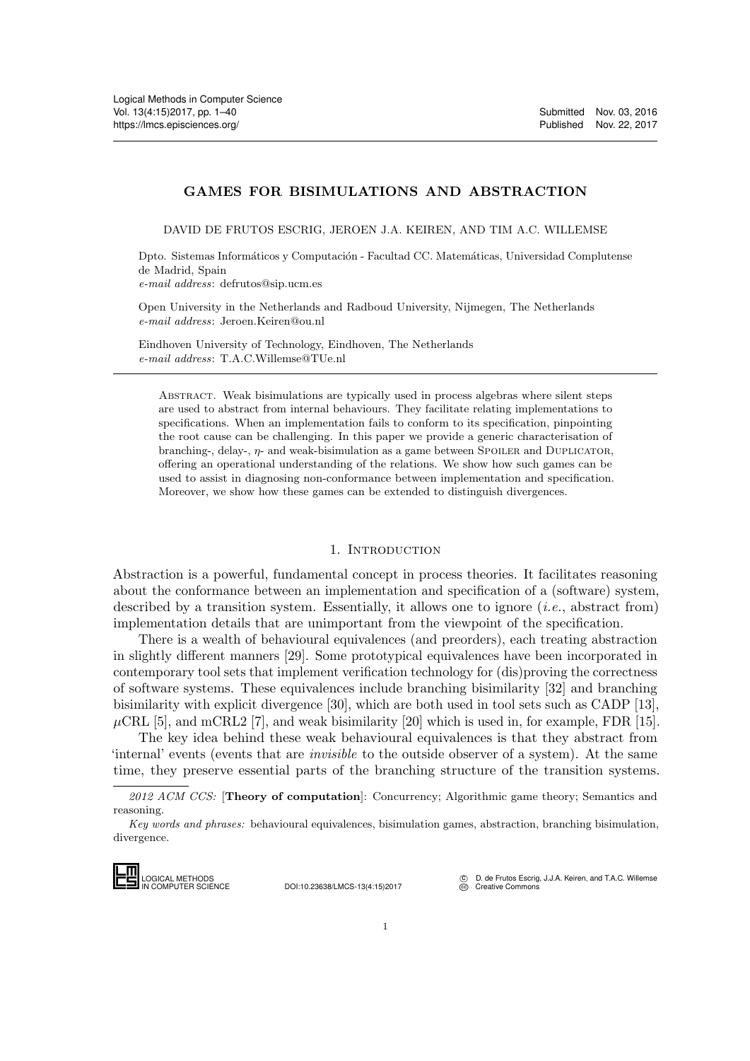# GAMES FOR BISIMULATIONS AND ABSTRACTION

DAVID DE FRUTOS ESCRIG, JEROEN J.A. KEIREN, AND TIM A.C. WILLEMSE

Dpto. Sistemas Informáticos y Computación - Facultad CC. Matemáticas, Universidad Complutense de Madrid, Spain
*e-mail address*: defrutos@sip.ucm.es

Open University in the Netherlands and Radboud University, Nijmegen, The Netherlands
*e-mail address*: Jeroen.Keiren@ou.nl

Eindhoven University of Technology, Eindhoven, The Netherlands
*e-mail address*: T.A.C.Willemse@TUe.nl

Abstract. Weak bisimulations are typically used in process algebras where silent steps are used to abstract from internal behaviours. They facilitate relating implementations to specifications. When an implementation fails to conform to its specification, pinpointing the root cause can be challenging. In this paper we provide a generic characterisation of branching-, delay-, $\eta$- and weak-bisimulation as a game between Spoiler and Duplicator, offering an operational understanding of the relations. We show how such games can be used to assist in diagnosing non-conformance between implementation and specification. Moreover, we show how these games can be extended to distinguish divergences.

## 1. Introduction

Abstraction is a powerful, fundamental concept in process theories. It facilitates reasoning about the conformance between an implementation and specification of a (software) system, described by a transition system. Essentially, it allows one to ignore (*i.e.*, abstract from) implementation details that are unimportant from the viewpoint of the specification.

There is a wealth of behavioural equivalences (and preorders), each treating abstraction in slightly different manners [29]. Some prototypical equivalences have been incorporated in contemporary tool sets that implement verification technology for (dis)proving the correctness of software systems. These equivalences include branching bisimilarity [32] and branching bisimilarity with explicit divergence [30], which are both used in tool sets such as CADP [13], $\mu$CRL [5], and mCRL2 [7], and weak bisimilarity [20] which is used in, for example, FDR [15].

The key idea behind these weak behavioural equivalences is that they abstract from 'internal' events (events that are *invisible* to the outside observer of a system). At the same time, they preserve essential parts of the branching structure of the transition systems.

*2012 ACM CCS:* [**Theory of computation**]: Concurrency; Algorithmic game theory; Semantics and reasoning.

*Key words and phrases:* behavioural equivalences, bisimulation games, abstraction, branching bisimulation, divergence.

DOI:10.23638/LMCS-13(4:15)2017

© D. de Frutos Escrig, J.J.A. Keiren, and T.A.C. Willemse
Creative Commons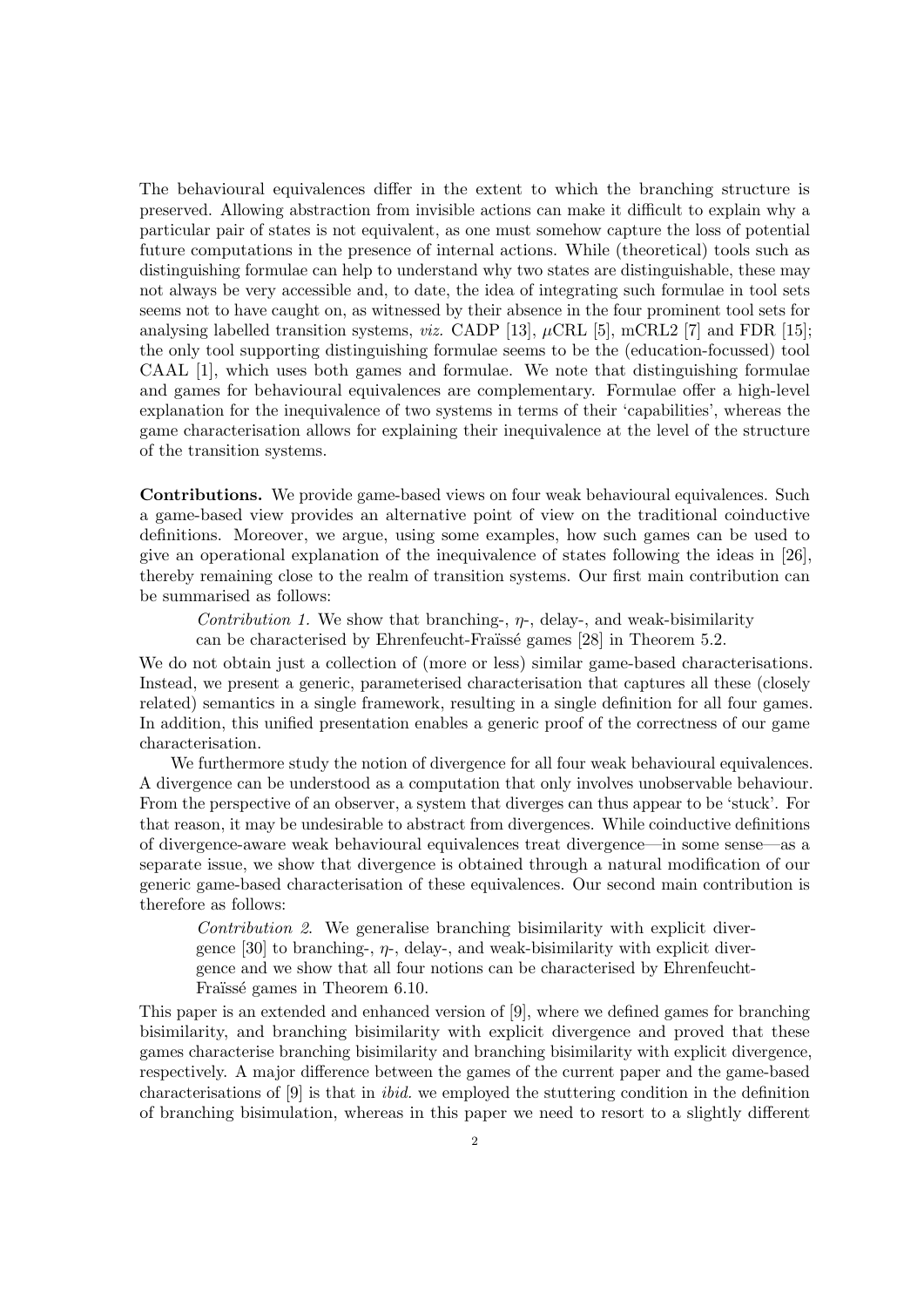The behavioural equivalences differ in the extent to which the branching structure is preserved. Allowing abstraction from invisible actions can make it difficult to explain why a particular pair of states is not equivalent, as one must somehow capture the loss of potential future computations in the presence of internal actions. While (theoretical) tools such as distinguishing formulae can help to understand why two states are distinguishable, these may not always be very accessible and, to date, the idea of integrating such formulae in tool sets seems not to have caught on, as witnessed by their absence in the four prominent tool sets for analysing labelled transition systems, *viz.* CADP [13], $\mu$CRL [5], mCRL2 [7] and FDR [15]; the only tool supporting distinguishing formulae seems to be the (education-focussed) tool CAAL [1], which uses both games and formulae. We note that distinguishing formulae and games for behavioural equivalences are complementary. Formulae offer a high-level explanation for the inequivalence of two systems in terms of their 'capabilities', whereas the game characterisation allows for explaining their inequivalence at the level of the structure of the transition systems.

**Contributions.** We provide game-based views on four weak behavioural equivalences. Such a game-based view provides an alternative point of view on the traditional coinductive definitions. Moreover, we argue, using some examples, how such games can be used to give an operational explanation of the inequivalence of states following the ideas in [26], thereby remaining close to the realm of transition systems. Our first main contribution can be summarised as follows:

> *Contribution 1.* We show that branching-, $\eta$-, delay-, and weak-bisimilarity can be characterised by Ehrenfeucht-Fraïssé games [28] in Theorem 5.2.

We do not obtain just a collection of (more or less) similar game-based characterisations. Instead, we present a generic, parameterised characterisation that captures all these (closely related) semantics in a single framework, resulting in a single definition for all four games. In addition, this unified presentation enables a generic proof of the correctness of our game characterisation.

We furthermore study the notion of divergence for all four weak behavioural equivalences. A divergence can be understood as a computation that only involves unobservable behaviour. From the perspective of an observer, a system that diverges can thus appear to be 'stuck'. For that reason, it may be undesirable to abstract from divergences. While coinductive definitions of divergence-aware weak behavioural equivalences treat divergence—in some sense—as a separate issue, we show that divergence is obtained through a natural modification of our generic game-based characterisation of these equivalences. Our second main contribution is therefore as follows:

> *Contribution 2.* We generalise branching bisimilarity with explicit divergence [30] to branching-, $\eta$-, delay-, and weak-bisimilarity with explicit divergence and we show that all four notions can be characterised by Ehrenfeucht-Fraïssé games in Theorem 6.10.

This paper is an extended and enhanced version of [9], where we defined games for branching bisimilarity, and branching bisimilarity with explicit divergence and proved that these games characterise branching bisimilarity and branching bisimilarity with explicit divergence, respectively. A major difference between the games of the current paper and the game-based characterisations of [9] is that in *ibid.* we employed the stuttering condition in the definition of branching bisimulation, whereas in this paper we need to resort to a slightly different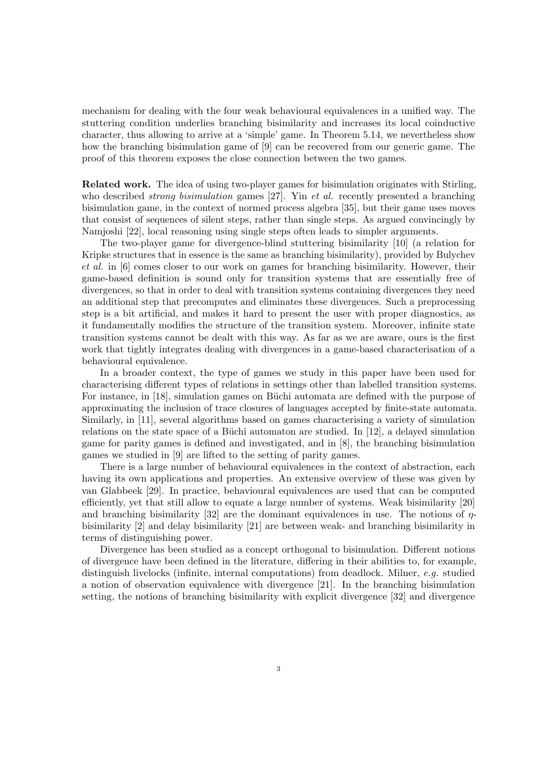mechanism for dealing with the four weak behavioural equivalences in a unified way. The stuttering condition underlies branching bisimilarity and increases its local coinductive character, thus allowing to arrive at a 'simple' game. In Theorem 5.14, we nevertheless show how the branching bisimulation game of [9] can be recovered from our generic game. The proof of this theorem exposes the close connection between the two games.

**Related work.** The idea of using two-player games for bisimulation originates with Stirling, who described *strong bisimulation* games [27]. Yin *et al.* recently presented a branching bisimulation game, in the context of normed process algebra [35], but their game uses moves that consist of sequences of silent steps, rather than single steps. As argued convincingly by Namjoshi [22], local reasoning using single steps often leads to simpler arguments.

The two-player game for divergence-blind stuttering bisimilarity [10] (a relation for Kripke structures that in essence is the same as branching bisimilarity), provided by Bulychev *et al.* in [6] comes closer to our work on games for branching bisimilarity. However, their game-based definition is sound only for transition systems that are essentially free of divergences, so that in order to deal with transition systems containing divergences they need an additional step that precomputes and eliminates these divergences. Such a preprocessing step is a bit artificial, and makes it hard to present the user with proper diagnostics, as it fundamentally modifies the structure of the transition system. Moreover, infinite state transition systems cannot be dealt with this way. As far as we are aware, ours is the first work that tightly integrates dealing with divergences in a game-based characterisation of a behavioural equivalence.

In a broader context, the type of games we study in this paper have been used for characterising different types of relations in settings other than labelled transition systems. For instance, in [18], simulation games on Büchi automata are defined with the purpose of approximating the inclusion of trace closures of languages accepted by finite-state automata. Similarly, in [11], several algorithms based on games characterising a variety of simulation relations on the state space of a Büchi automaton are studied. In [12], a delayed simulation game for parity games is defined and investigated, and in [8], the branching bisimulation games we studied in [9] are lifted to the setting of parity games.

There is a large number of behavioural equivalences in the context of abstraction, each having its own applications and properties. An extensive overview of these was given by van Glabbeek [29]. In practice, behavioural equivalences are used that can be computed efficiently, yet that still allow to equate a large number of systems. Weak bisimilarity [20] and branching bisimilarity [32] are the dominant equivalences in use. The notions of $\eta$-bisimilarity [2] and delay bisimilarity [21] are between weak- and branching bisimilarity in terms of distinguishing power.

Divergence has been studied as a concept orthogonal to bisimulation. Different notions of divergence have been defined in the literature, differing in their abilities to, for example, distinguish livelocks (infinite, internal computations) from deadlock. Milner, *e.g.* studied a notion of observation equivalence with divergence [21]. In the branching bisimulation setting, the notions of branching bisimilarity with explicit divergence [32] and divergence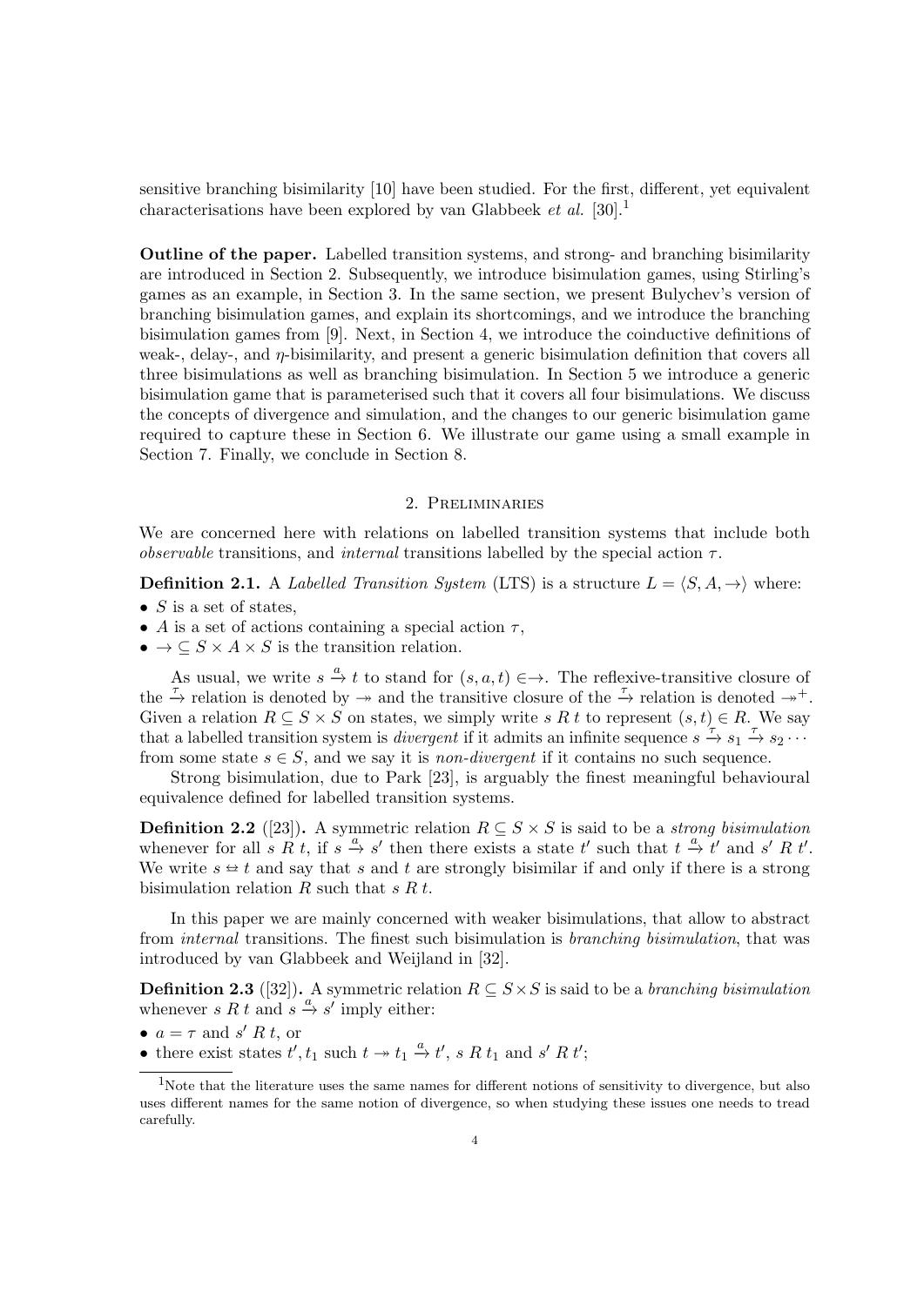sensitive branching bisimilarity [10] have been studied. For the first, different, yet equivalent characterisations have been explored by van Glabbeek *et al.* [30].[1]

**Outline of the paper.** Labelled transition systems, and strong- and branching bisimilarity are introduced in Section 2. Subsequently, we introduce bisimulation games, using Stirling's games as an example, in Section 3. In the same section, we present Bulychev's version of branching bisimulation games, and explain its shortcomings, and we introduce the branching bisimulation games from [9]. Next, in Section 4, we introduce the coinductive definitions of weak-, delay-, and $\eta$-bisimilarity, and present a generic bisimulation definition that covers all three bisimulations as well as branching bisimulation. In Section 5 we introduce a generic bisimulation game that is parameterised such that it covers all four bisimulations. We discuss the concepts of divergence and simulation, and the changes to our generic bisimulation game required to capture these in Section 6. We illustrate our game using a small example in Section 7. Finally, we conclude in Section 8.

## 2. Preliminaries

We are concerned here with relations on labelled transition systems that include both *observable* transitions, and *internal* transitions labelled by the special action $\tau$.

**Definition 2.1.** A *Labelled Transition System* (LTS) is a structure $L = \langle S, A, \to \rangle$ where:

- $S$ is a set of states,
- $A$ is a set of actions containing a special action $\tau$,
- $\to \subseteq S \times A \times S$ is the transition relation.

As usual, we write $s \xrightarrow{a} t$ to stand for $(s, a, t) \in \to$. The reflexive-transitive closure of the $\xrightarrow{\tau}$ relation is denoted by $\twoheadrightarrow$ and the transitive closure of the $\xrightarrow{\tau}$ relation is denoted $\twoheadrightarrow^{+}$. Given a relation $R \subseteq S \times S$ on states, we simply write $s \mathrel{R} t$ to represent $(s,t) \in R$. We say that a labelled transition system is *divergent* if it admits an infinite sequence $s \xrightarrow{\tau} s_1 \xrightarrow{\tau} s_2 \cdots$ from some state $s \in S$, and we say it is *non-divergent* if it contains no such sequence.

Strong bisimulation, due to Park [23], is arguably the finest meaningful behavioural equivalence defined for labelled transition systems.

**Definition 2.2** ([23])**.** A symmetric relation $R \subseteq S \times S$ is said to be a *strong bisimulation* whenever for all $s \mathrel{R} t$, if $s \xrightarrow{a} s'$ then there exists a state $t'$ such that $t \xrightarrow{a} t'$ and $s' \mathrel{R} t'$. We write $s \leftrightarrow t$ and say that $s$ and $t$ are strongly bisimilar if and only if there is a strong bisimulation relation $R$ such that $s \mathrel{R} t$.

In this paper we are mainly concerned with weaker bisimulations, that allow to abstract from *internal* transitions. The finest such bisimulation is *branching bisimulation*, that was introduced by van Glabbeek and Weijland in [32].

**Definition 2.3** ([32])**.** A symmetric relation $R \subseteq S \times S$ is said to be a *branching bisimulation* whenever $s \mathrel{R} t$ and $s \xrightarrow{a} s'$ imply either:

- $a = \tau$ and $s' \mathrel{R} t$, or
- there exist states $t', t_1$ such $t \twoheadrightarrow t_1 \xrightarrow{a} t'$, $s \mathrel{R} t_1$ and $s' \mathrel{R} t'$;

[1] Note that the literature uses the same names for different notions of sensitivity to divergence, but also uses different names for the same notion of divergence, so when studying these issues one needs to tread carefully.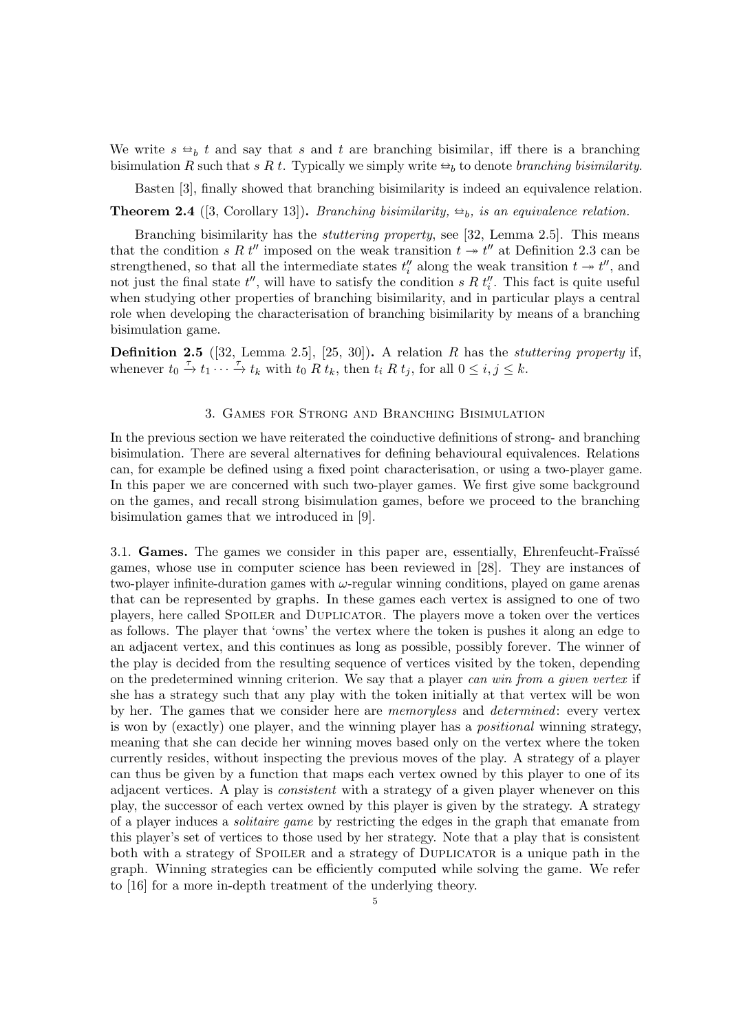We write $s \leftrightarroweq_b t$ and say that $s$ and $t$ are branching bisimilar, iff there is a branching bisimulation $R$ such that $s\ R\ t$. Typically we simply write $\leftrightarroweq_b$ to denote *branching bisimilarity*.

Basten [3], finally showed that branching bisimilarity is indeed an equivalence relation.

**Theorem 2.4** ([3, Corollary 13]). *Branching bisimilarity, $\leftrightarroweq_b$, is an equivalence relation.*

Branching bisimilarity has the *stuttering property*, see [32, Lemma 2.5]. This means that the condition $s\ R\ t''$ imposed on the weak transition $t \twoheadrightarrow t''$ at Definition 2.3 can be strengthened, so that all the intermediate states $t''_i$ along the weak transition $t \twoheadrightarrow t''$, and not just the final state $t''$, will have to satisfy the condition $s\ R\ t''_i$. This fact is quite useful when studying other properties of branching bisimilarity, and in particular plays a central role when developing the characterisation of branching bisimilarity by means of a branching bisimulation game.

**Definition 2.5** ([32, Lemma 2.5], [25, 30]). A relation $R$ has the *stuttering property* if, whenever $t_0 \xrightarrow{\tau} t_1 \cdots \xrightarrow{\tau} t_k$ with $t_0\ R\ t_k$, then $t_i\ R\ t_j$, for all $0 \leq i, j \leq k$.

## 3. Games for Strong and Branching Bisimulation

In the previous section we have reiterated the coinductive definitions of strong- and branching bisimulation. There are several alternatives for defining behavioural equivalences. Relations can, for example be defined using a fixed point characterisation, or using a two-player game. In this paper we are concerned with such two-player games. We first give some background on the games, and recall strong bisimulation games, before we proceed to the branching bisimulation games that we introduced in [9].

3.1. **Games.** The games we consider in this paper are, essentially, Ehrenfeucht-Fraïssé games, whose use in computer science has been reviewed in [28]. They are instances of two-player infinite-duration games with $\omega$-regular winning conditions, played on game arenas that can be represented by graphs. In these games each vertex is assigned to one of two players, here called Spoiler and Duplicator. The players move a token over the vertices as follows. The player that 'owns' the vertex where the token is pushes it along an edge to an adjacent vertex, and this continues as long as possible, possibly forever. The winner of the play is decided from the resulting sequence of vertices visited by the token, depending on the predetermined winning criterion. We say that a player *can win from a given vertex* if she has a strategy such that any play with the token initially at that vertex will be won by her. The games that we consider here are *memoryless* and *determined*: every vertex is won by (exactly) one player, and the winning player has a *positional* winning strategy, meaning that she can decide her winning moves based only on the vertex where the token currently resides, without inspecting the previous moves of the play. A strategy of a player can thus be given by a function that maps each vertex owned by this player to one of its adjacent vertices. A play is *consistent* with a strategy of a given player whenever on this play, the successor of each vertex owned by this player is given by the strategy. A strategy of a player induces a *solitaire game* by restricting the edges in the graph that emanate from this player's set of vertices to those used by her strategy. Note that a play that is consistent both with a strategy of Spoiler and a strategy of Duplicator is a unique path in the graph. Winning strategies can be efficiently computed while solving the game. We refer to [16] for a more in-depth treatment of the underlying theory.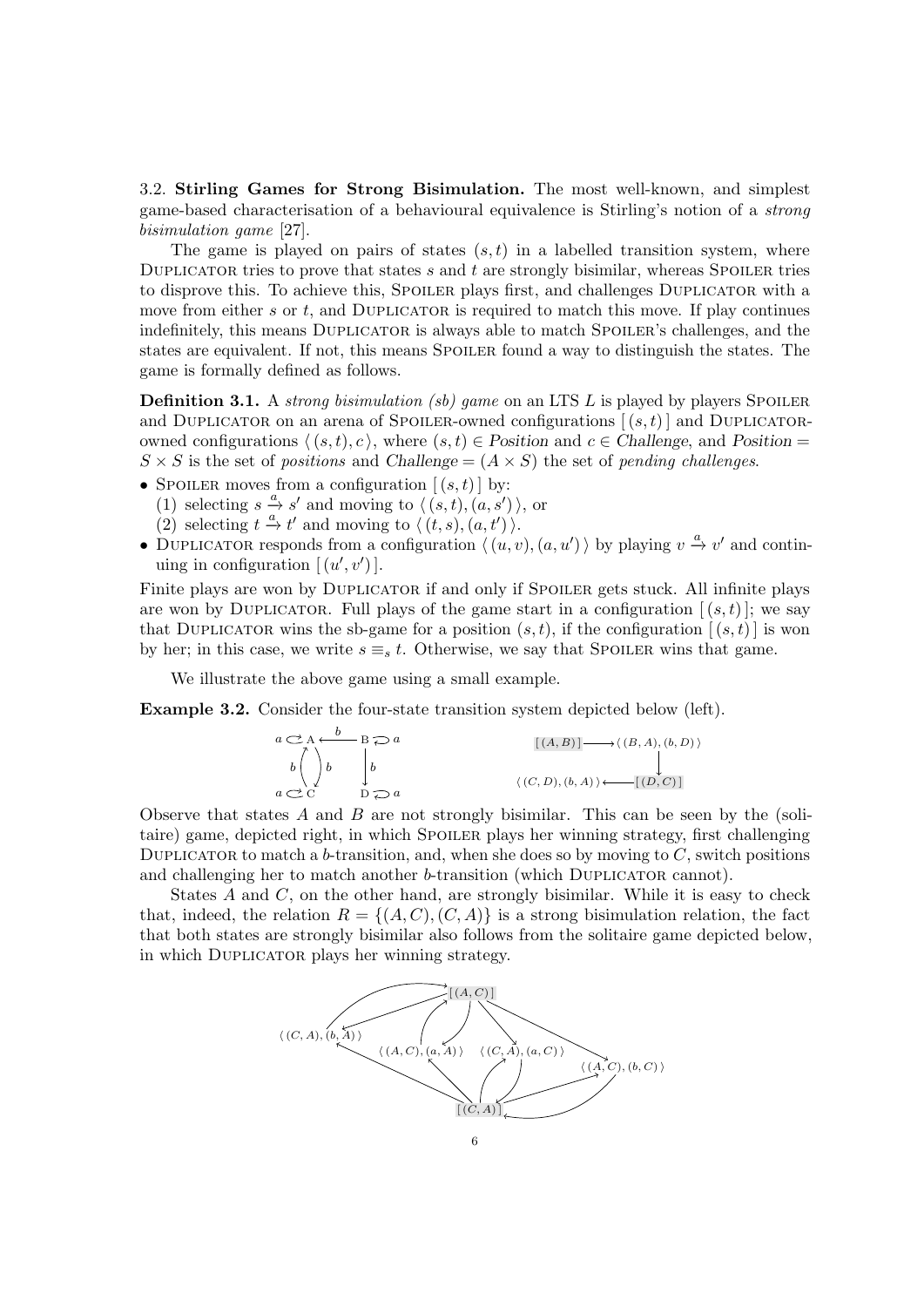3.2. **Stirling Games for Strong Bisimulation.** The most well-known, and simplest game-based characterisation of a behavioural equivalence is Stirling's notion of a *strong bisimulation game* [27].

The game is played on pairs of states $(s, t)$ in a labelled transition system, where Duplicator tries to prove that states $s$ and $t$ are strongly bisimilar, whereas Spoiler tries to disprove this. To achieve this, Spoiler plays first, and challenges Duplicator with a move from either $s$ or $t$, and Duplicator is required to match this move. If play continues indefinitely, this means Duplicator is always able to match Spoiler's challenges, and the states are equivalent. If not, this means Spoiler found a way to distinguish the states. The game is formally defined as follows.

**Definition 3.1.** A *strong bisimulation (sb) game* on an LTS $L$ is played by players Spoiler and Duplicator on an arena of Spoiler-owned configurations $[\,(s,t)\,]$ and Duplicator-owned configurations $\langle\,(s,t),c\,\rangle$, where $(s,t) \in \mathit{Position}$ and $c \in \mathit{Challenge}$, and $\mathit{Position} = S \times S$ is the set of *positions* and $\mathit{Challenge} = (A \times S)$ the set of *pending challenges*.

- Spoiler moves from a configuration $[\,(s,t)\,]$ by:
  (1) selecting $s \xrightarrow{a} s'$ and moving to $\langle\,(s,t),(a,s')\,\rangle$, or
  (2) selecting $t \xrightarrow{a} t'$ and moving to $\langle\,(t,s),(a,t')\,\rangle$.
- Duplicator responds from a configuration $\langle\,(u,v),(a,u')\,\rangle$ by playing $v \xrightarrow{a} v'$ and continuing in configuration $[\,(u',v')\,]$.

Finite plays are won by Duplicator if and only if Spoiler gets stuck. All infinite plays are won by Duplicator. Full plays of the game start in a configuration $[\,(s,t)\,]$; we say that Duplicator wins the sb-game for a position $(s,t)$, if the configuration $[\,(s,t)\,]$ is won by her; in this case, we write $s \equiv_s t$. Otherwise, we say that Spoiler wins that game.

We illustrate the above game using a small example.

**Example 3.2.** Consider the four-state transition system depicted below (left).

Observe that states $A$ and $B$ are not strongly bisimilar. This can be seen by the (solitaire) game, depicted right, in which Spoiler plays her winning strategy, first challenging Duplicator to match a $b$-transition, and, when she does so by moving to $C$, switch positions and challenging her to match another $b$-transition (which Duplicator cannot).

States $A$ and $C$, on the other hand, are strongly bisimilar. While it is easy to check that, indeed, the relation $R = \{(A,C),(C,A)\}$ is a strong bisimulation relation, the fact that both states are strongly bisimilar also follows from the solitaire game depicted below, in which Duplicator plays her winning strategy.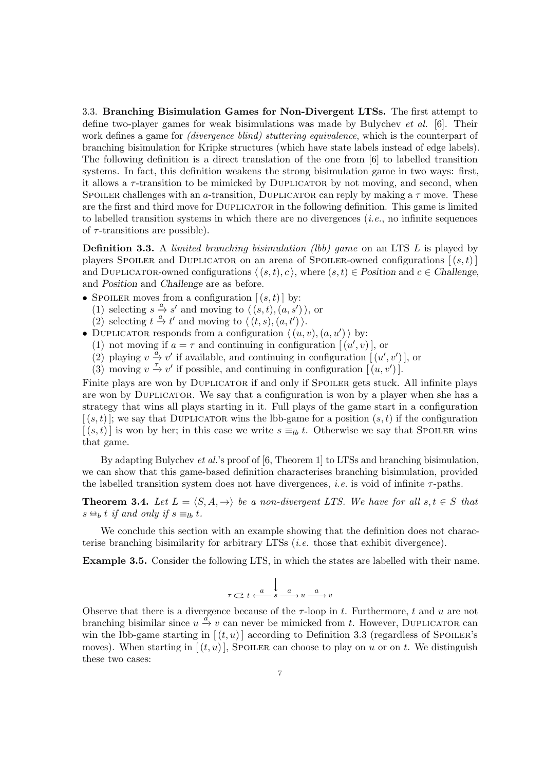3.3. **Branching Bisimulation Games for Non-Divergent LTSs.** The first attempt to define two-player games for weak bisimulations was made by Bulychev *et al.* [6]. Their work defines a game for *(divergence blind) stuttering equivalence*, which is the counterpart of branching bisimulation for Kripke structures (which have state labels instead of edge labels). The following definition is a direct translation of the one from [6] to labelled transition systems. In fact, this definition weakens the strong bisimulation game in two ways: first, it allows a $\tau$-transition to be mimicked by Duplicator by not moving, and second, when Spoiler challenges with an $a$-transition, Duplicator can reply by making a $\tau$ move. These are the first and third move for Duplicator in the following definition. This game is limited to labelled transition systems in which there are no divergences (*i.e.*, no infinite sequences of $\tau$-transitions are possible).

**Definition 3.3.** A *limited branching bisimulation (lbb) game* on an LTS $L$ is played by players Spoiler and Duplicator on an arena of Spoiler-owned configurations $[\,(s,t)\,]$ and Duplicator-owned configurations $\langle\,(s,t),c\,\rangle$, where $(s,t) \in \mathit{Position}$ and $c \in \mathit{Challenge}$, and $\mathit{Position}$ and $\mathit{Challenge}$ are as before.

- Spoiler moves from a configuration $[\,(s,t)\,]$ by:
  (1) selecting $s \xrightarrow{a} s'$ and moving to $\langle\,(s,t),(a,s')\,\rangle$, or
  (2) selecting $t \xrightarrow{a} t'$ and moving to $\langle\,(t,s),(a,t')\,\rangle$.
- Duplicator responds from a configuration $\langle\,(u,v),(a,u')\,\rangle$ by:
  (1) not moving if $a = \tau$ and continuing in configuration $[\,(u',v)\,]$, or
  (2) playing $v \xrightarrow{a} v'$ if available, and continuing in configuration $[\,(u',v')\,]$, or
  (3) moving $v \xrightarrow{\tau} v'$ if possible, and continuing in configuration $[\,(u,v')\,]$.

Finite plays are won by Duplicator if and only if Spoiler gets stuck. All infinite plays are won by Duplicator. We say that a configuration is won by a player when she has a strategy that wins all plays starting in it. Full plays of the game start in a configuration $[\,(s,t)\,]$; we say that Duplicator wins the lbb-game for a position $(s,t)$ if the configuration $[\,(s,t)\,]$ is won by her; in this case we write $s \equiv_{lb} t$. Otherwise we say that Spoiler wins that game.

By adapting Bulychev *et al.*'s proof of [6, Theorem 1] to LTSs and branching bisimulation, we can show that this game-based definition characterises branching bisimulation, provided the labelled transition system does not have divergences, *i.e.* is void of infinite $\tau$-paths.

**Theorem 3.4.** *Let $L = \langle S, A, \rightarrow\rangle$ be a non-divergent LTS. We have for all $s,t \in S$ that $s \leftrightarrow_b t$ if and only if $s \equiv_{lb} t$.*

We conclude this section with an example showing that the definition does not characterise branching bisimilarity for arbitrary LTSs (*i.e.* those that exhibit divergence).

**Example 3.5.** Consider the following LTS, in which the states are labelled with their name.

$$\tau \circlearrowright t \xleftarrow{a} s \xrightarrow{a} u \xrightarrow{a} v$$

Observe that there is a divergence because of the $\tau$-loop in $t$. Furthermore, $t$ and $u$ are not branching bisimilar since $u \xrightarrow{a} v$ can never be mimicked from $t$. However, Duplicator can win the lbb-game starting in $[\,(t,u)\,]$ according to Definition 3.3 (regardless of Spoiler's moves). When starting in $[\,(t,u)\,]$, Spoiler can choose to play on $u$ or on $t$. We distinguish these two cases: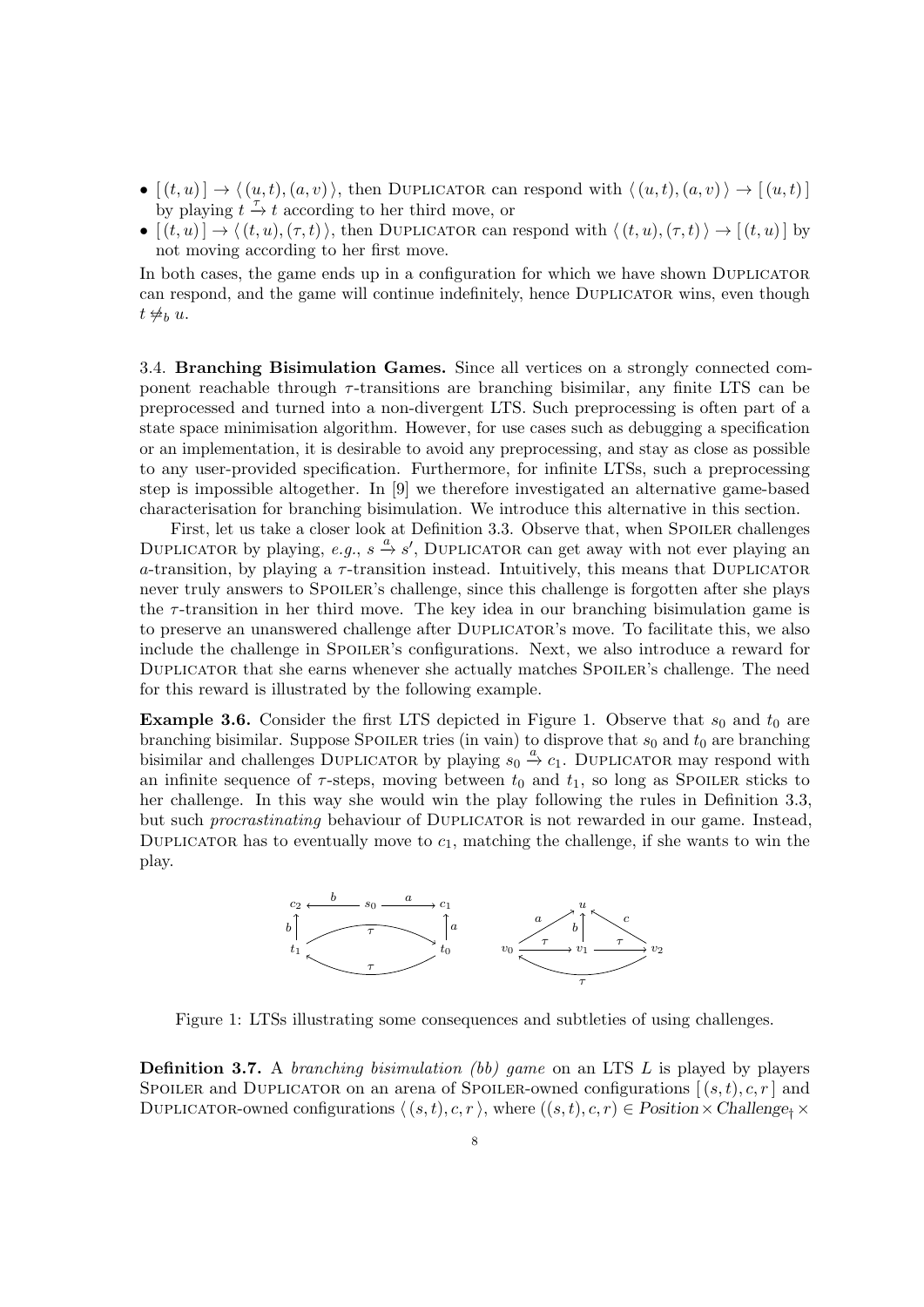- $[\,(t,u)\,] \to \langle\,(u,t),(a,v)\,\rangle$, then Duplicator can respond with $\langle\,(u,t),(a,v)\,\rangle \to [\,(u,t)\,]$ by playing $t \xrightarrow{\tau} t$ according to her third move, or
- $[\,(t,u)\,] \to \langle\,(t,u),(\tau,t)\,\rangle$, then Duplicator can respond with $\langle\,(t,u),(\tau,t)\,\rangle \to [\,(t,u)\,]$ by not moving according to her first move.

In both cases, the game ends up in a configuration for which we have shown Duplicator can respond, and the game will continue indefinitely, hence Duplicator wins, even though $t \not\leftrightarrow_b u$.

3.4. **Branching Bisimulation Games.** Since all vertices on a strongly connected component reachable through $\tau$-transitions are branching bisimilar, any finite LTS can be preprocessed and turned into a non-divergent LTS. Such preprocessing is often part of a state space minimisation algorithm. However, for use cases such as debugging a specification or an implementation, it is desirable to avoid any preprocessing, and stay as close as possible to any user-provided specification. Furthermore, for infinite LTSs, such a preprocessing step is impossible altogether. In [9] we therefore investigated an alternative game-based characterisation for branching bisimulation. We introduce this alternative in this section.

First, let us take a closer look at Definition 3.3. Observe that, when Spoiler challenges Duplicator by playing, *e.g.*, $s \xrightarrow{a} s'$, Duplicator can get away with not ever playing an $a$-transition, by playing a $\tau$-transition instead. Intuitively, this means that Duplicator never truly answers to Spoiler's challenge, since this challenge is forgotten after she plays the $\tau$-transition in her third move. The key idea in our branching bisimulation game is to preserve an unanswered challenge after Duplicator's move. To facilitate this, we also include the challenge in Spoiler's configurations. Next, we also introduce a reward for Duplicator that she earns whenever she actually matches Spoiler's challenge. The need for this reward is illustrated by the following example.

**Example 3.6.** Consider the first LTS depicted in Figure 1. Observe that $s_0$ and $t_0$ are branching bisimilar. Suppose Spoiler tries (in vain) to disprove that $s_0$ and $t_0$ are branching bisimilar and challenges Duplicator by playing $s_0 \xrightarrow{a} c_1$. Duplicator may respond with an infinite sequence of $\tau$-steps, moving between $t_0$ and $t_1$, so long as Spoiler sticks to her challenge. In this way she would win the play following the rules in Definition 3.3, but such *procrastinating* behaviour of Duplicator is not rewarded in our game. Instead, Duplicator has to eventually move to $c_1$, matching the challenge, if she wants to win the play.

Figure 1: LTSs illustrating some consequences and subtleties of using challenges.

**Definition 3.7.** A *branching bisimulation (bb) game* on an LTS $L$ is played by players Spoiler and Duplicator on an arena of Spoiler-owned configurations $[\,(s,t),c,r\,]$ and Duplicator-owned configurations $\langle\,(s,t),c,r\,\rangle$, where $((s,t),c,r) \in \mathit{Position} \times \mathit{Challenge}_\dagger \times$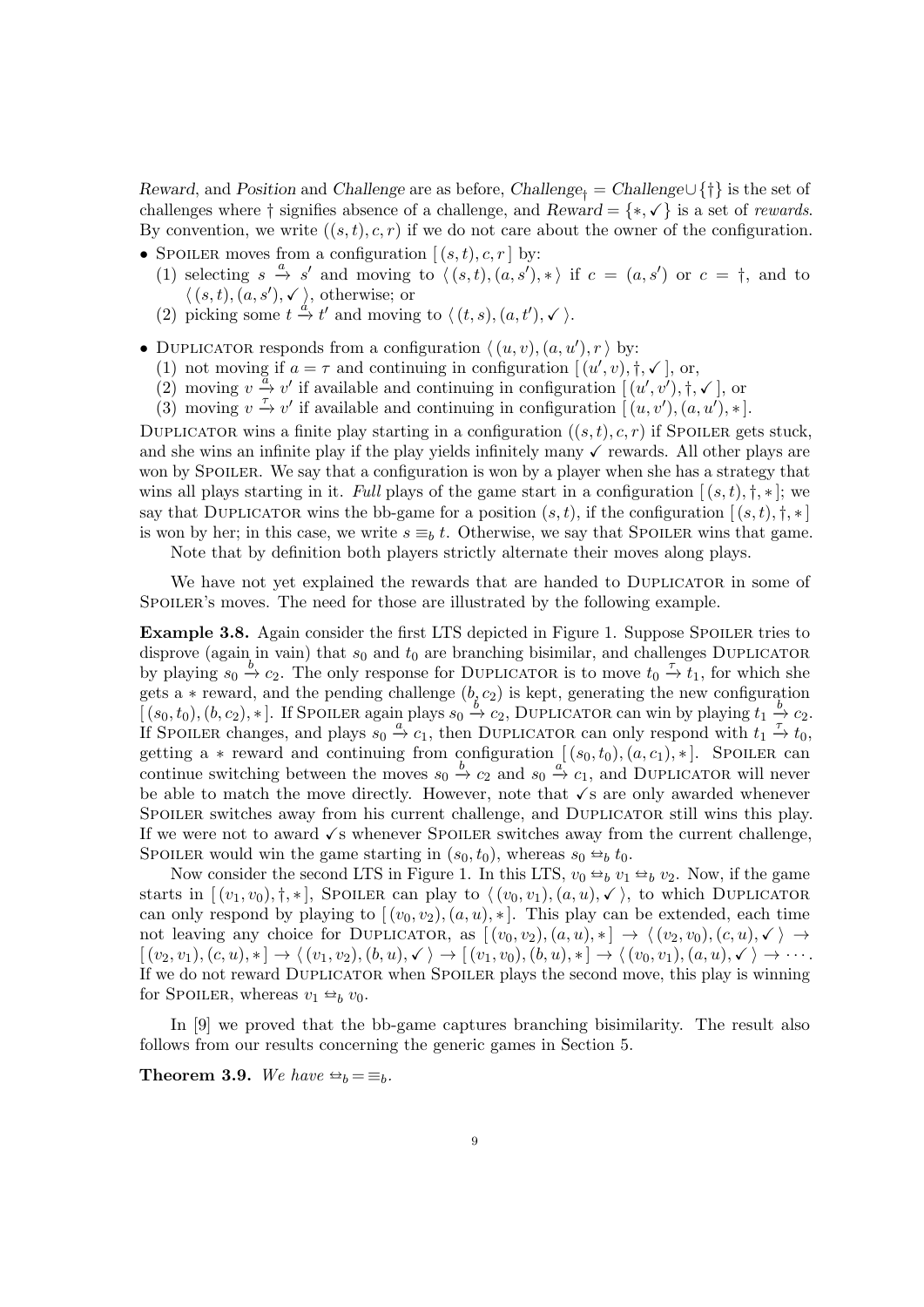*Reward*, and *Position* and *Challenge* are as before, $\mathit{Challenge}_\dagger = \mathit{Challenge} \cup \{\dagger\}$ is the set of challenges where $\dagger$ signifies absence of a challenge, and $\mathit{Reward} = \{*, \checkmark\}$ is a set of *rewards*. By convention, we write $((s,t),c,r)$ if we do not care about the owner of the configuration.

- Spoiler moves from a configuration $[\,(s,t),c,r\,]$ by:
  (1) selecting $s \xrightarrow{a} s'$ and moving to $\langle\,(s,t),(a,s'),*\,\rangle$ if $c = (a,s')$ or $c = \dagger$, and to $\langle\,(s,t),(a,s'),\checkmark\,\rangle$, otherwise; or
  (2) picking some $t \xrightarrow{a} t'$ and moving to $\langle\,(t,s),(a,t'),\checkmark\,\rangle$.
- Duplicator responds from a configuration $\langle\,(u,v),(a,u'),r\,\rangle$ by:
  (1) not moving if $a = \tau$ and continuing in configuration $[\,(u',v),\dagger,\checkmark\,]$, or,
  (2) moving $v \xrightarrow{a} v'$ if available and continuing in configuration $[\,(u',v'),\dagger,\checkmark\,]$, or
  (3) moving $v \xrightarrow{\tau} v'$ if available and continuing in configuration $[\,(u,v'),(a,u'),*\,]$.

Duplicator wins a finite play starting in a configuration $((s,t),c,r)$ if Spoiler gets stuck, and she wins an infinite play if the play yields infinitely many $\checkmark$ rewards. All other plays are won by Spoiler. We say that a configuration is won by a player when she has a strategy that wins all plays starting in it. *Full* plays of the game start in a configuration $[\,(s,t),\dagger,*\,]$; we say that Duplicator wins the bb-game for a position $(s,t)$, if the configuration $[\,(s,t),\dagger,*\,]$ is won by her; in this case, we write $s \equiv_b t$. Otherwise, we say that Spoiler wins that game.

Note that by definition both players strictly alternate their moves along plays.

We have not yet explained the rewards that are handed to Duplicator in some of Spoiler's moves. The need for those are illustrated by the following example.

**Example 3.8.** Again consider the first LTS depicted in Figure 1. Suppose Spoiler tries to disprove (again in vain) that $s_0$ and $t_0$ are branching bisimilar, and challenges Duplicator by playing $s_0 \xrightarrow{b} c_2$. The only response for Duplicator is to move $t_0 \xrightarrow{\tau} t_1$, for which she gets a $*$ reward, and the pending challenge $(b,c_2)$ is kept, generating the new configuration $[\,(s_0,t_0),(b,c_2),*\,]$. If Spoiler again plays $s_0 \xrightarrow{b} c_2$, Duplicator can win by playing $t_1 \xrightarrow{b} c_2$. If Spoiler changes, and plays $s_0 \xrightarrow{a} c_1$, then Duplicator can only respond with $t_1 \xrightarrow{\tau} t_0$, getting a $*$ reward and continuing from configuration $[\,(s_0,t_0),(a,c_1),*\,]$. Spoiler can continue switching between the moves $s_0 \xrightarrow{b} c_2$ and $s_0 \xrightarrow{a} c_1$, and Duplicator will never be able to match the move directly. However, note that $\checkmark$s are only awarded whenever Spoiler switches away from his current challenge, and Duplicator still wins this play. If we were not to award $\checkmark$s whenever Spoiler switches away from the current challenge, Spoiler would win the game starting in $(s_0,t_0)$, whereas $s_0 \leftrightarroweq_b t_0$.

Now consider the second LTS in Figure 1. In this LTS, $v_0 \leftrightarroweq_b v_1 \leftrightarroweq_b v_2$. Now, if the game starts in $[\,(v_1,v_0),\dagger,*\,]$, Spoiler can play to $\langle\,(v_0,v_1),(a,u),\checkmark\,\rangle$, to which Duplicator can only respond by playing to $[\,(v_0,v_2),(a,u),*\,]$. This play can be extended, each time not leaving any choice for Duplicator, as $[\,(v_0,v_2),(a,u),*\,] \to \langle\,(v_2,v_0),(c,u),\checkmark\,\rangle \to [\,(v_2,v_1),(c,u),*\,] \to \langle\,(v_1,v_2),(b,u),\checkmark\,\rangle \to [\,(v_1,v_0),(b,u),*\,] \to \langle\,(v_0,v_1),(a,u),\checkmark\,\rangle \to \cdots$. If we do not reward Duplicator when Spoiler plays the second move, this play is winning for Spoiler, whereas $v_1 \leftrightarroweq_b v_0$.

In [9] we proved that the bb-game captures branching bisimilarity. The result also follows from our results concerning the generic games in Section 5.

**Theorem 3.9.** *We have* $\leftrightarroweq_b = \equiv_b$.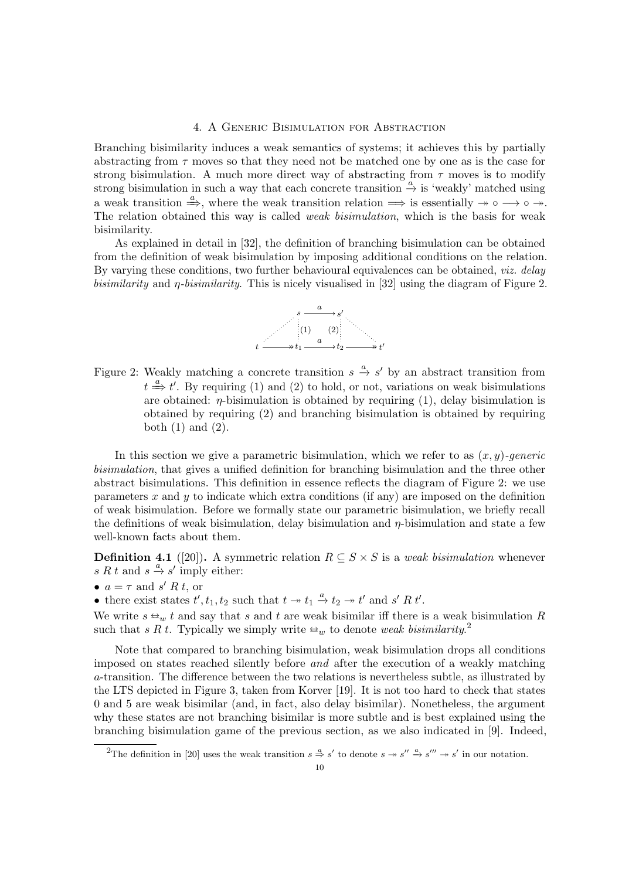## 4. A Generic Bisimulation for Abstraction

Branching bisimilarity induces a weak semantics of systems; it achieves this by partially abstracting from $\tau$ moves so that they need not be matched one by one as is the case for strong bisimulation. A much more direct way of abstracting from $\tau$ moves is to modify strong bisimulation in such a way that each concrete transition $\xrightarrow{a}$ is 'weakly' matched using a weak transition $\xRightarrow{a}$, where the weak transition relation $\Longrightarrow$ is essentially $\twoheadrightarrow \circ \longrightarrow \circ \twoheadrightarrow$. The relation obtained this way is called *weak bisimulation*, which is the basis for weak bisimilarity.

As explained in detail in [32], the definition of branching bisimulation can be obtained from the definition of weak bisimulation by imposing additional conditions on the relation. By varying these conditions, two further behavioural equivalences can be obtained, *viz. delay bisimilarity* and *$\eta$-bisimilarity*. This is nicely visualised in [32] using the diagram of Figure 2.

Figure 2: Weakly matching a concrete transition $s \xrightarrow{a} s'$ by an abstract transition from $t \xRightarrow{a} t'$. By requiring (1) and (2) to hold, or not, variations on weak bisimulations are obtained: $\eta$-bisimulation is obtained by requiring (1), delay bisimulation is obtained by requiring (2) and branching bisimulation is obtained by requiring both (1) and (2).

In this section we give a parametric bisimulation, which we refer to as $(x, y)$-*generic bisimulation*, that gives a unified definition for branching bisimulation and the three other abstract bisimulations. This definition in essence reflects the diagram of Figure 2: we use parameters $x$ and $y$ to indicate which extra conditions (if any) are imposed on the definition of weak bisimulation. Before we formally state our parametric bisimulation, we briefly recall the definitions of weak bisimulation, delay bisimulation and $\eta$-bisimulation and state a few well-known facts about them.

**Definition 4.1** ([20])**.** A symmetric relation $R \subseteq S \times S$ is a *weak bisimulation* whenever $s\ R\ t$ and $s \xrightarrow{a} s'$ imply either:

- $a = \tau$ and $s'\ R\ t$, or
- there exist states $t', t_1, t_2$ such that $t \twoheadrightarrow t_1 \xrightarrow{a} t_2 \twoheadrightarrow t'$ and $s'\ R\ t'$.

We write $s \leftrightarrow_w t$ and say that $s$ and $t$ are weak bisimilar iff there is a weak bisimulation $R$ such that $s\ R\ t$. Typically we simply write $\leftrightarrow_w$ to denote *weak bisimilarity*.[2]

Note that compared to branching bisimulation, weak bisimulation drops all conditions imposed on states reached silently before *and* after the execution of a weakly matching $a$-transition. The difference between the two relations is nevertheless subtle, as illustrated by the LTS depicted in Figure 3, taken from Korver [19]. It is not too hard to check that states 0 and 5 are weak bisimilar (and, in fact, also delay bisimilar). Nonetheless, the argument why these states are not branching bisimilar is more subtle and is best explained using the branching bisimulation game of the previous section, as we also indicated in [9]. Indeed,

[2]The definition in [20] uses the weak transition $s \xRightarrow{a} s'$ to denote $s \twoheadrightarrow s'' \xrightarrow{a} s''' \twoheadrightarrow s'$ in our notation.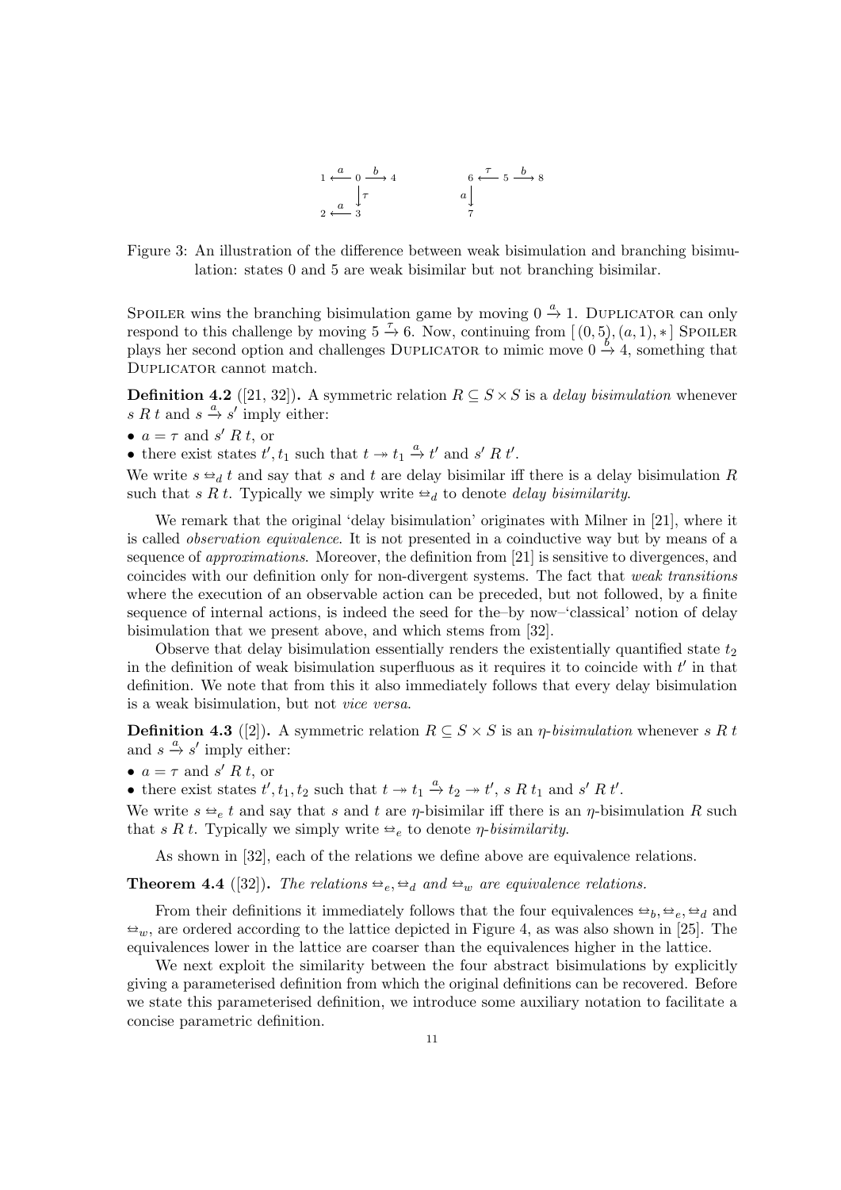Figure 3: An illustration of the difference between weak bisimulation and branching bisimulation: states 0 and 5 are weak bisimilar but not branching bisimilar.

Spoiler wins the branching bisimulation game by moving $0 \xrightarrow{a} 1$. Duplicator can only respond to this challenge by moving $5 \xrightarrow{\tau} 6$. Now, continuing from $[(0,5),(a,1),*]$ Spoiler plays her second option and challenges Duplicator to mimic move $0 \xrightarrow{b} 4$, something that Duplicator cannot match.

**Definition 4.2** ([21, 32])**.** A symmetric relation $R \subseteq S \times S$ is a *delay bisimulation* whenever $s\ R\ t$ and $s \xrightarrow{a} s'$ imply either:

- $a = \tau$ and $s'\ R\ t$, or
- there exist states $t', t_1$ such that $t \twoheadrightarrow t_1 \xrightarrow{a} t'$ and $s'\ R\ t'$.

We write $s \leftrightarroweq_d t$ and say that $s$ and $t$ are delay bisimilar iff there is a delay bisimulation $R$ such that $s\ R\ t$. Typically we simply write $\leftrightarroweq_d$ to denote *delay bisimilarity*.

We remark that the original 'delay bisimulation' originates with Milner in [21], where it is called *observation equivalence*. It is not presented in a coinductive way but by means of a sequence of *approximations*. Moreover, the definition from [21] is sensitive to divergences, and coincides with our definition only for non-divergent systems. The fact that *weak transitions* where the execution of an observable action can be preceded, but not followed, by a finite sequence of internal actions, is indeed the seed for the–by now–'classical' notion of delay bisimulation that we present above, and which stems from [32].

Observe that delay bisimulation essentially renders the existentially quantified state $t_2$ in the definition of weak bisimulation superfluous as it requires it to coincide with $t'$ in that definition. We note that from this it also immediately follows that every delay bisimulation is a weak bisimulation, but not *vice versa*.

**Definition 4.3** ([2])**.** A symmetric relation $R \subseteq S \times S$ is an *η-bisimulation* whenever $s\ R\ t$ and $s \xrightarrow{a} s'$ imply either:

- $a = \tau$ and $s'\ R\ t$, or
- there exist states $t', t_1, t_2$ such that $t \twoheadrightarrow t_1 \xrightarrow{a} t_2 \twoheadrightarrow t'$, $s\ R\ t_1$ and $s'\ R\ t'$.

We write $s \leftrightarroweq_e t$ and say that $s$ and $t$ are η-bisimilar iff there is an η-bisimulation $R$ such that $s\ R\ t$. Typically we simply write $\leftrightarroweq_e$ to denote *η-bisimilarity*.

As shown in [32], each of the relations we define above are equivalence relations.

**Theorem 4.4** ([32])**.** *The relations $\leftrightarroweq_e, \leftrightarroweq_d$ and $\leftrightarroweq_w$ are equivalence relations.*

From their definitions it immediately follows that the four equivalences $\leftrightarroweq_b, \leftrightarroweq_e, \leftrightarroweq_d$ and $\leftrightarroweq_w$, are ordered according to the lattice depicted in Figure 4, as was also shown in [25]. The equivalences lower in the lattice are coarser than the equivalences higher in the lattice.

We next exploit the similarity between the four abstract bisimulations by explicitly giving a parameterised definition from which the original definitions can be recovered. Before we state this parameterised definition, we introduce some auxiliary notation to facilitate a concise parametric definition.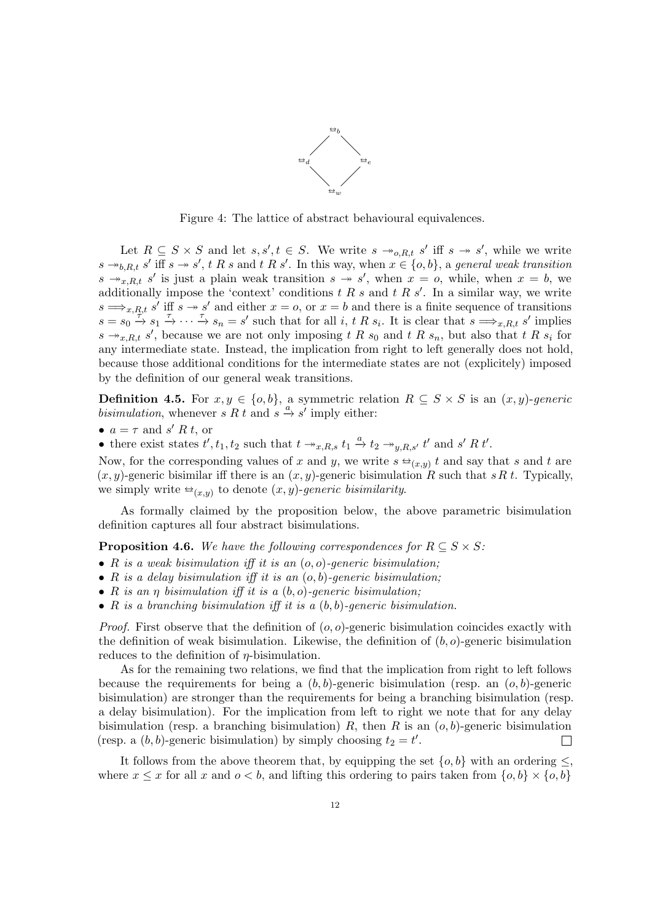$$
\begin{array}{ccc}
 & \Leftrightarrow_b & \\
\Leftrightarrow_d & & \Leftrightarrow_e \\
 & \Leftrightarrow_w &
\end{array}
$$

Figure 4: The lattice of abstract behavioural equivalences.

Let $R \subseteq S \times S$ and let $s, s', t \in S$. We write $s \twoheadrightarrow_{o,R,t} s'$ iff $s \twoheadrightarrow s'$, while we write $s \twoheadrightarrow_{b,R,t} s'$ iff $s \twoheadrightarrow s'$, $t\ R\ s$ and $t\ R\ s'$. In this way, when $x \in \{o, b\}$, a *general weak transition* $s \twoheadrightarrow_{x,R,t} s'$ is just a plain weak transition $s \twoheadrightarrow s'$, when $x = o$, while, when $x = b$, we additionally impose the 'context' conditions $t\ R\ s$ and $t\ R\ s'$. In a similar way, we write $s \Longrightarrow_{x,R,t} s'$ iff $s \twoheadrightarrow s'$ and either $x = o$, or $x = b$ and there is a finite sequence of transitions $s = s_0 \xrightarrow{\tau} s_1 \xrightarrow{\tau} \cdots \xrightarrow{\tau} s_n = s'$ such that for all $i$, $t\ R\ s_i$. It is clear that $s \Longrightarrow_{x,R,t} s'$ implies $s \twoheadrightarrow_{x,R,t} s'$, because we are not only imposing $t\ R\ s_0$ and $t\ R\ s_n$, but also that $t\ R\ s_i$ for any intermediate state. Instead, the implication from right to left generally does not hold, because those additional conditions for the intermediate states are not (explicitely) imposed by the definition of our general weak transitions.

**Definition 4.5.** For $x, y \in \{o, b\}$, a symmetric relation $R \subseteq S \times S$ is an $(x, y)$*-generic bisimulation*, whenever $s\ R\ t$ and $s \xrightarrow{a} s'$ imply either:

- $a = \tau$ and $s'\ R\ t$, or
- there exist states $t', t_1, t_2$ such that $t \twoheadrightarrow_{x,R,s} t_1 \xrightarrow{a} t_2 \twoheadrightarrow_{y,R,s'} t'$ and $s'\ R\ t'$.

Now, for the corresponding values of $x$ and $y$, we write $s \Leftrightarrow_{(x,y)} t$ and say that $s$ and $t$ are $(x, y)$-generic bisimilar iff there is an $(x, y)$-generic bisimulation $R$ such that $s\,R\,t$. Typically, we simply write $\Leftrightarrow_{(x,y)}$ to denote $(x, y)$*-generic bisimilarity*.

As formally claimed by the proposition below, the above parametric bisimulation definition captures all four abstract bisimulations.

**Proposition 4.6.** *We have the following correspondences for $R \subseteq S \times S$:*

- *$R$ is a weak bisimulation iff it is an $(o, o)$-generic bisimulation;*
- *$R$ is a delay bisimulation iff it is an $(o, b)$-generic bisimulation;*
- *$R$ is an $\eta$ bisimulation iff it is a $(b, o)$-generic bisimulation;*
- *$R$ is a branching bisimulation iff it is a $(b, b)$-generic bisimulation.*

*Proof.* First observe that the definition of $(o, o)$-generic bisimulation coincides exactly with the definition of weak bisimulation. Likewise, the definition of $(b, o)$-generic bisimulation reduces to the definition of $\eta$-bisimulation.

As for the remaining two relations, we find that the implication from right to left follows because the requirements for being a $(b, b)$-generic bisimulation (resp. an $(o, b)$-generic bisimulation) are stronger than the requirements for being a branching bisimulation (resp. a delay bisimulation). For the implication from left to right we note that for any delay bisimulation (resp. a branching bisimulation) $R$, then $R$ is an $(o, b)$-generic bisimulation (resp. a $(b, b)$-generic bisimulation) by simply choosing $t_2 = t'$. □

It follows from the above theorem that, by equipping the set $\{o, b\}$ with an ordering $\leq$, where $x \leq x$ for all $x$ and $o < b$, and lifting this ordering to pairs taken from $\{o, b\} \times \{o, b\}$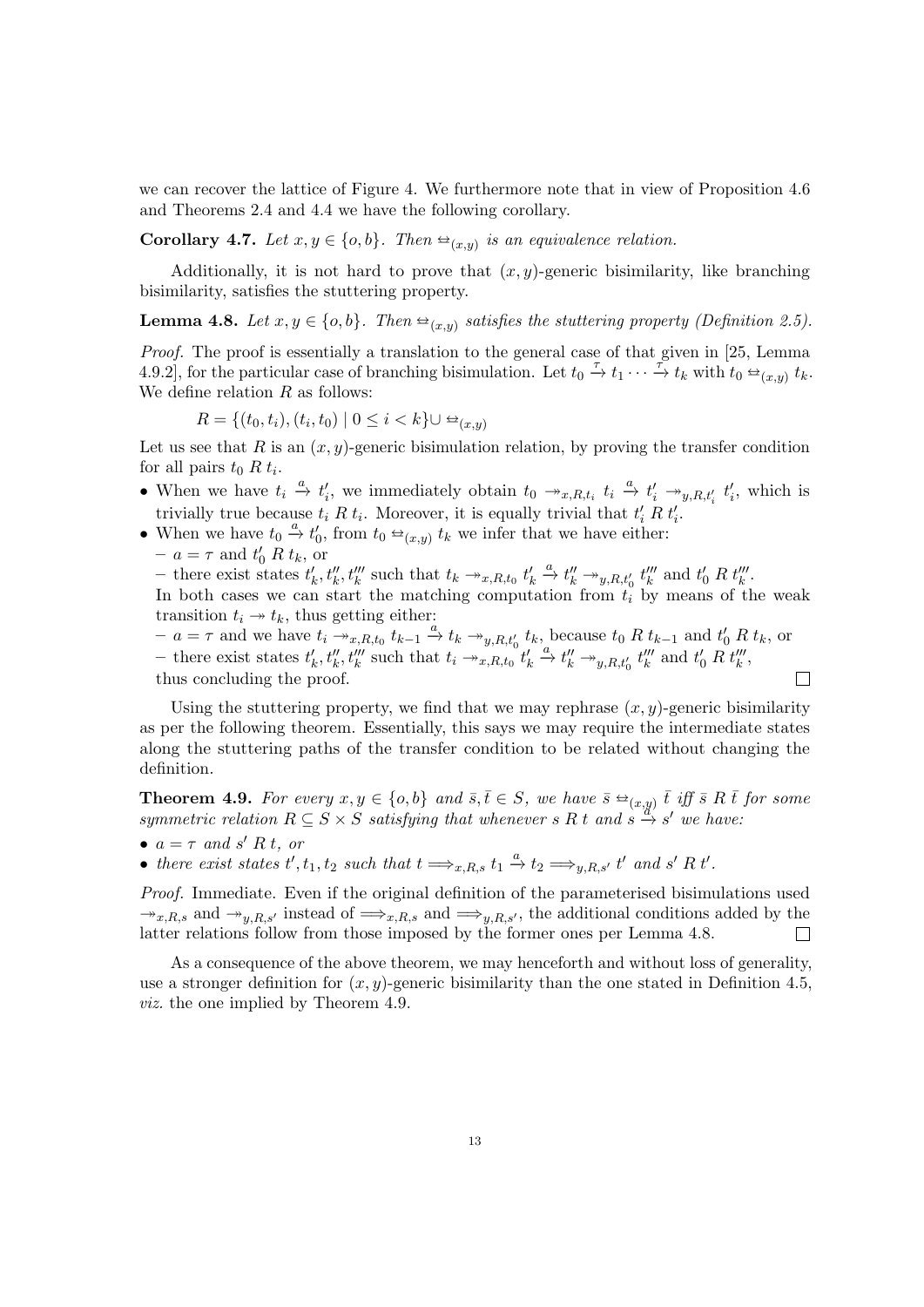we can recover the lattice of Figure 4. We furthermore note that in view of Proposition 4.6 and Theorems 2.4 and 4.4 we have the following corollary.

**Corollary 4.7.** *Let $x, y \in \{o, b\}$. Then $\leftrightarroweq_{(x,y)}$ is an equivalence relation.*

Additionally, it is not hard to prove that $(x, y)$-generic bisimilarity, like branching bisimilarity, satisfies the stuttering property.

**Lemma 4.8.** *Let $x, y \in \{o, b\}$. Then $\leftrightarroweq_{(x,y)}$ satisfies the stuttering property (Definition 2.5).*

*Proof.* The proof is essentially a translation to the general case of that given in [25, Lemma 4.9.2], for the particular case of branching bisimulation. Let $t_0 \xrightarrow{\tau} t_1 \cdots \xrightarrow{\tau} t_k$ with $t_0 \leftrightarroweq_{(x,y)} t_k$. We define relation $R$ as follows:

$$R = \{(t_0, t_i), (t_i, t_0) \mid 0 \leq i < k\} \cup \leftrightarroweq_{(x,y)}$$

Let us see that $R$ is an $(x, y)$-generic bisimulation relation, by proving the transfer condition for all pairs $t_0 \; R \; t_i$.

- When we have $t_i \xrightarrow{a} t_i'$, we immediately obtain $t_0 \twoheadrightarrow_{x,R,t_i} t_i \xrightarrow{a} t_i' \twoheadrightarrow_{y,R,t_i'} t_i'$, which is trivially true because $t_i \; R \; t_i$. Moreover, it is equally trivial that $t_i' \; R \; t_i'$.
- When we have $t_0 \xrightarrow{a} t_0'$, from $t_0 \leftrightarroweq_{(x,y)} t_k$ we infer that we have either:
  - $a = \tau$ and $t_0' \; R \; t_k$, or
  - there exist states $t_k', t_k'', t_k'''$ such that $t_k \twoheadrightarrow_{x,R,t_0} t_k' \xrightarrow{a} t_k'' \twoheadrightarrow_{y,R,t_0'} t_k'''$ and $t_0' \; R \; t_k'''$.

  In both cases we can start the matching computation from $t_i$ by means of the weak transition $t_i \twoheadrightarrow t_k$, thus getting either:
  - $a = \tau$ and we have $t_i \twoheadrightarrow_{x,R,t_0} t_{k-1} \xrightarrow{a} t_k \twoheadrightarrow_{y,R,t_0'} t_k$, because $t_0 \; R \; t_{k-1}$ and $t_0' \; R \; t_k$, or
  - there exist states $t_k', t_k'', t_k'''$ such that $t_i \twoheadrightarrow_{x,R,t_0} t_k' \xrightarrow{a} t_k'' \twoheadrightarrow_{y,R,t_0'} t_k'''$ and $t_0' \; R \; t_k'''$,

  thus concluding the proof. ☐

Using the stuttering property, we find that we may rephrase $(x, y)$-generic bisimilarity as per the following theorem. Essentially, this says we may require the intermediate states along the stuttering paths of the transfer condition to be related without changing the definition.

**Theorem 4.9.** *For every $x, y \in \{o, b\}$ and $\bar{s}, \bar{t} \in S$, we have $\bar{s} \leftrightarroweq_{(x,y)} \bar{t}$ iff $\bar{s} \; R \; \bar{t}$ for some symmetric relation $R \subseteq S \times S$ satisfying that whenever $s \; R \; t$ and $s \xrightarrow{a} s'$ we have:*

- *$a = \tau$ and $s' \; R \; t$, or*
- *there exist states $t', t_1, t_2$ such that $t \Longrightarrow_{x,R,s} t_1 \xrightarrow{a} t_2 \Longrightarrow_{y,R,s'} t'$ and $s' \; R \; t'$.*

*Proof.* Immediate. Even if the original definition of the parameterised bisimulations used $\twoheadrightarrow_{x,R,s}$ and $\twoheadrightarrow_{y,R,s'}$ instead of $\Longrightarrow_{x,R,s}$ and $\Longrightarrow_{y,R,s'}$, the additional conditions added by the latter relations follow from those imposed by the former ones per Lemma 4.8. ☐

As a consequence of the above theorem, we may henceforth and without loss of generality, use a stronger definition for $(x, y)$-generic bisimilarity than the one stated in Definition 4.5, *viz.* the one implied by Theorem 4.9.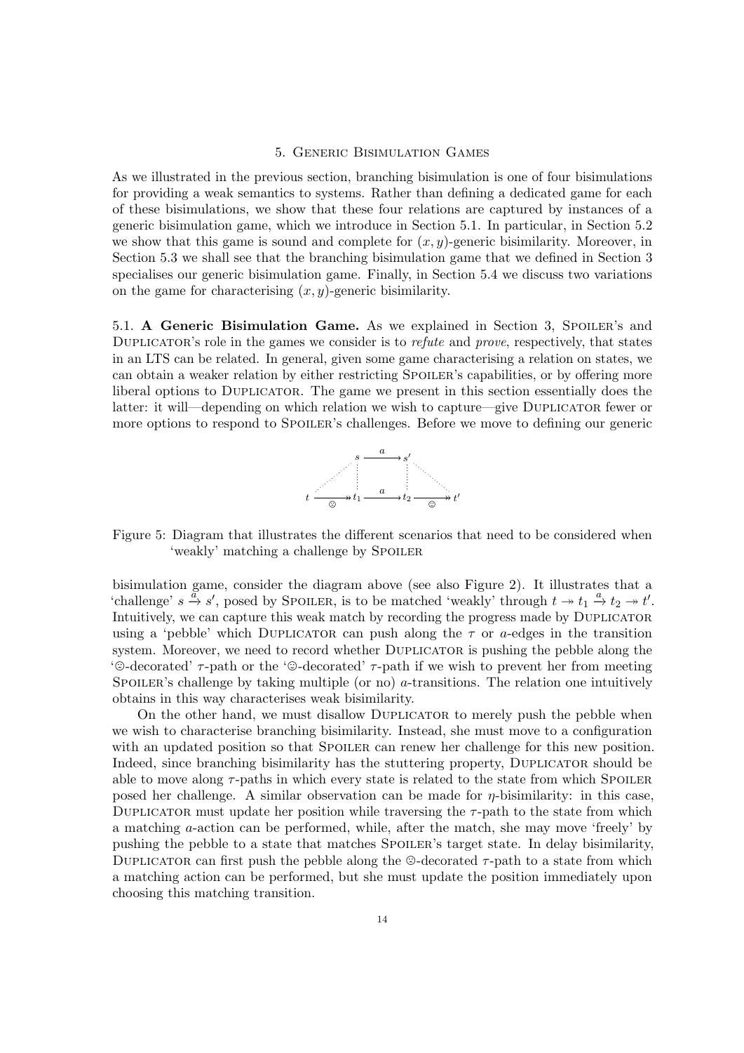## 5. Generic Bisimulation Games

As we illustrated in the previous section, branching bisimulation is one of four bisimulations for providing a weak semantics to systems. Rather than defining a dedicated game for each of these bisimulations, we show that these four relations are captured by instances of a generic bisimulation game, which we introduce in Section 5.1. In particular, in Section 5.2 we show that this game is sound and complete for $(x, y)$-generic bisimilarity. Moreover, in Section 5.3 we shall see that the branching bisimulation game that we defined in Section 3 specialises our generic bisimulation game. Finally, in Section 5.4 we discuss two variations on the game for characterising $(x, y)$-generic bisimilarity.

5.1. **A Generic Bisimulation Game.** As we explained in Section 3, Spoiler's and Duplicator's role in the games we consider is to *refute* and *prove*, respectively, that states in an LTS can be related. In general, given some game characterising a relation on states, we can obtain a weaker relation by either restricting Spoiler's capabilities, or by offering more liberal options to Duplicator. The game we present in this section essentially does the latter: it will—depending on which relation we wish to capture—give Duplicator fewer or more options to respond to Spoiler's challenges. Before we move to defining our generic

Figure 5: Diagram that illustrates the different scenarios that need to be considered when 'weakly' matching a challenge by Spoiler

bisimulation game, consider the diagram above (see also Figure 2). It illustrates that a 'challenge' $s \xrightarrow{a} s'$, posed by Spoiler, is to be matched 'weakly' through $t \twoheadrightarrow t_1 \xrightarrow{a} t_2 \twoheadrightarrow t'$. Intuitively, we can capture this weak match by recording the progress made by Duplicator using a 'pebble' which Duplicator can push along the $\tau$ or $a$-edges in the transition system. Moreover, we need to record whether Duplicator is pushing the pebble along the '☹-decorated' $\tau$-path or the '☺-decorated' $\tau$-path if we wish to prevent her from meeting Spoiler's challenge by taking multiple (or no) $a$-transitions. The relation one intuitively obtains in this way characterises weak bisimilarity.

On the other hand, we must disallow Duplicator to merely push the pebble when we wish to characterise branching bisimilarity. Instead, she must move to a configuration with an updated position so that Spoiler can renew her challenge for this new position. Indeed, since branching bisimilarity has the stuttering property, Duplicator should be able to move along $\tau$-paths in which every state is related to the state from which Spoiler posed her challenge. A similar observation can be made for $\eta$-bisimilarity: in this case, Duplicator must update her position while traversing the $\tau$-path to the state from which a matching $a$-action can be performed, while, after the match, she may move 'freely' by pushing the pebble to a state that matches Spoiler's target state. In delay bisimilarity, Duplicator can first push the pebble along the ☹-decorated $\tau$-path to a state from which a matching action can be performed, but she must update the position immediately upon choosing this matching transition.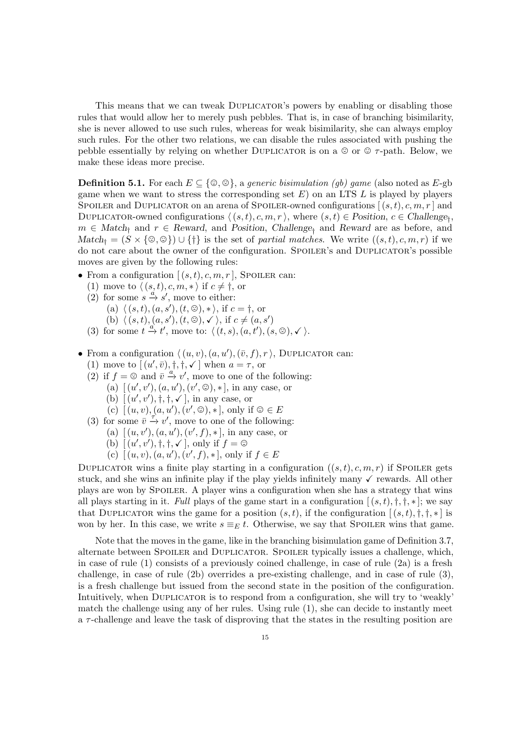This means that we can tweak DUPLICATOR's powers by enabling or disabling those rules that would allow her to merely push pebbles. That is, in case of branching bisimilarity, she is never allowed to use such rules, whereas for weak bisimilarity, she can always employ such rules. For the other two relations, we can disable the rules associated with pushing the pebble essentially by relying on whether DUPLICATOR is on a ☹ or ☺ $\tau$-path. Below, we make these ideas more precise.

**Definition 5.1.** For each $E \subseteq \{☺, ☹\}$, a *generic bisimulation (gb) game* (also noted as $E$-gb game when we want to stress the corresponding set $E$) on an LTS $L$ is played by players SPOILER and DUPLICATOR on an arena of SPOILER-owned configurations $[\,(s,t), c, m, r\,]$ and DUPLICATOR-owned configurations $\langle\,(s,t), c, m, r\,\rangle$, where $(s,t) \in \mathit{Position}$, $c \in \mathit{Challenge}_\dagger$, $m \in \mathit{Match}_\dagger$ and $r \in \mathit{Reward}$, and $\mathit{Position}$, $\mathit{Challenge}_\dagger$ and $\mathit{Reward}$ are as before, and $\mathit{Match}_\dagger = (S \times \{☺, ☹\}) \cup \{\dagger\}$ is the set of *partial matches*. We write $((s,t), c, m, r)$ if we do not care about the owner of the configuration. SPOILER's and DUPLICATOR's possible moves are given by the following rules:

- From a configuration $[\,(s,t), c, m, r\,]$, SPOILER can:
  (1) move to $\langle\,(s,t), c, m, *\,\rangle$ if $c \neq \dagger$, or
  (2) for some $s \xrightarrow{a} s'$, move to either:
    (a) $\langle\,(s,t), (a,s'), (t, ☹), *\,\rangle$, if $c = \dagger$, or
    (b) $\langle\,(s,t), (a,s'), (t, ☹), \checkmark\,\rangle$, if $c \neq (a,s')$
  (3) for some $t \xrightarrow{a} t'$, move to: $\langle\,(t,s), (a,t'), (s, ☹), \checkmark\,\rangle$.

- From a configuration $\langle\,(u,v), (a,u'), (\bar{v}, f), r\,\rangle$, DUPLICATOR can:
  (1) move to $[\,(u', \bar{v}), \dagger, \dagger, \checkmark\,]$ when $a = \tau$, or
  (2) if $f = ☹$ and $\bar{v} \xrightarrow{a} v'$, move to one of the following:
    (a) $[\,(u', v'), (a, u'), (v', ☹), *\,]$, in any case, or
    (b) $[\,(u', v'), \dagger, \dagger, \checkmark\,]$, in any case, or
    (c) $[\,(u, v), (a, u'), (v', ☺), *\,]$, only if $☺ \in E$
  (3) for some $\bar{v} \xrightarrow{\tau} v'$, move to one of the following:
    (a) $[\,(u, v'), (a, u'), (v', f), *\,]$, in any case, or
    (b) $[\,(u', v'), \dagger, \dagger, \checkmark\,]$, only if $f = ☺$
    (c) $[\,(u, v), (a, u'), (v', f), *\,]$, only if $f \in E$

DUPLICATOR wins a finite play starting in a configuration $((s,t), c, m, r)$ if SPOILER gets stuck, and she wins an infinite play if the play yields infinitely many $\checkmark$ rewards. All other plays are won by SPOILER. A player wins a configuration when she has a strategy that wins all plays starting in it. *Full* plays of the game start in a configuration $[\,(s,t), \dagger, \dagger, *\,]$; we say that DUPLICATOR wins the game for a position $(s,t)$, if the configuration $[\,(s,t), \dagger, \dagger, *\,]$ is won by her. In this case, we write $s \equiv_E t$. Otherwise, we say that SPOILER wins that game.

Note that the moves in the game, like in the branching bisimulation game of Definition 3.7, alternate between SPOILER and DUPLICATOR. SPOILER typically issues a challenge, which, in case of rule (1) consists of a previously coined challenge, in case of rule (2a) is a fresh challenge, in case of rule (2b) overrides a pre-existing challenge, and in case of rule (3), is a fresh challenge but issued from the second state in the position of the configuration. Intuitively, when DUPLICATOR is to respond from a configuration, she will try to 'weakly' match the challenge using any of her rules. Using rule (1), she can decide to instantly meet a $\tau$-challenge and leave the task of disproving that the states in the resulting position are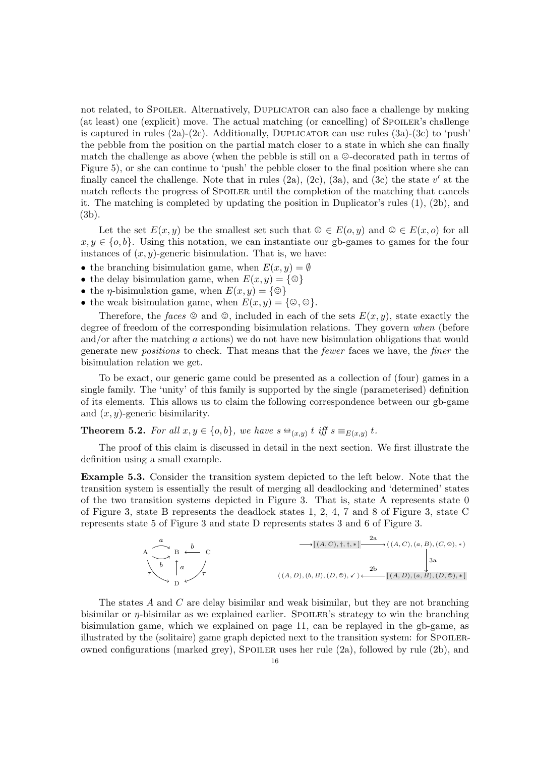not related, to Spoiler. Alternatively, Duplicator can also face a challenge by making (at least) one (explicit) move. The actual matching (or cancelling) of Spoiler's challenge is captured in rules (2a)-(2c). Additionally, Duplicator can use rules (3a)-(3c) to 'push' the pebble from the position on the partial match closer to a state in which she can finally match the challenge as above (when the pebble is still on a ☹-decorated path in terms of Figure 5), or she can continue to 'push' the pebble closer to the final position where she can finally cancel the challenge. Note that in rules (2a), (2c), (3a), and (3c) the state $v'$ at the match reflects the progress of Spoiler until the completion of the matching that cancels it. The matching is completed by updating the position in Duplicator's rules (1), (2b), and (3b).

Let the set $E(x, y)$ be the smallest set such that ☹ $\in E(o, y)$ and ☺ $\in E(x, o)$ for all $x, y \in \{o, b\}$. Using this notation, we can instantiate our gb-games to games for the four instances of $(x, y)$-generic bisimulation. That is, we have:

- the branching bisimulation game, when $E(x, y) = \emptyset$
- the delay bisimulation game, when $E(x, y) = \{$☹$\}$
- the $\eta$-bisimulation game, when $E(x, y) = \{$☺$\}$
- the weak bisimulation game, when $E(x, y) = \{$☺, ☹$\}$.

Therefore, the *faces* ☹ and ☺, included in each of the sets $E(x, y)$, state exactly the degree of freedom of the corresponding bisimulation relations. They govern *when* (before and/or after the matching $a$ actions) we do not have new bisimulation obligations that would generate new *positions* to check. That means that the *fewer* faces we have, the *finer* the bisimulation relation we get.

To be exact, our generic game could be presented as a collection of (four) games in a single family. The 'unity' of this family is supported by the single (parameterised) definition of its elements. This allows us to claim the following correspondence between our gb-game and $(x, y)$-generic bisimilarity.

**Theorem 5.2.** *For all $x, y \in \{o, b\}$, we have $s \leftrightarrows_{(x,y)} t$ iff $s \equiv_{E(x,y)} t$.*

The proof of this claim is discussed in detail in the next section. We first illustrate the definition using a small example.

**Example 5.3.** Consider the transition system depicted to the left below. Note that the transition system is essentially the result of merging all deadlocking and 'determined' states of the two transition systems depicted in Figure 3. That is, state A represents state 0 of Figure 3, state B represents the deadlock states 1, 2, 4, 7 and 8 of Figure 3, state C represents state 5 of Figure 3 and state D represents states 3 and 6 of Figure 3.

The states $A$ and $C$ are delay bisimilar and weak bisimilar, but they are not branching bisimilar or $\eta$-bisimilar as we explained earlier. Spoiler's strategy to win the branching bisimulation game, which we explained on page 11, can be replayed in the gb-game, as illustrated by the (solitaire) game graph depicted next to the transition system: for Spoiler-owned configurations (marked grey), Spoiler uses her rule (2a), followed by rule (2b), and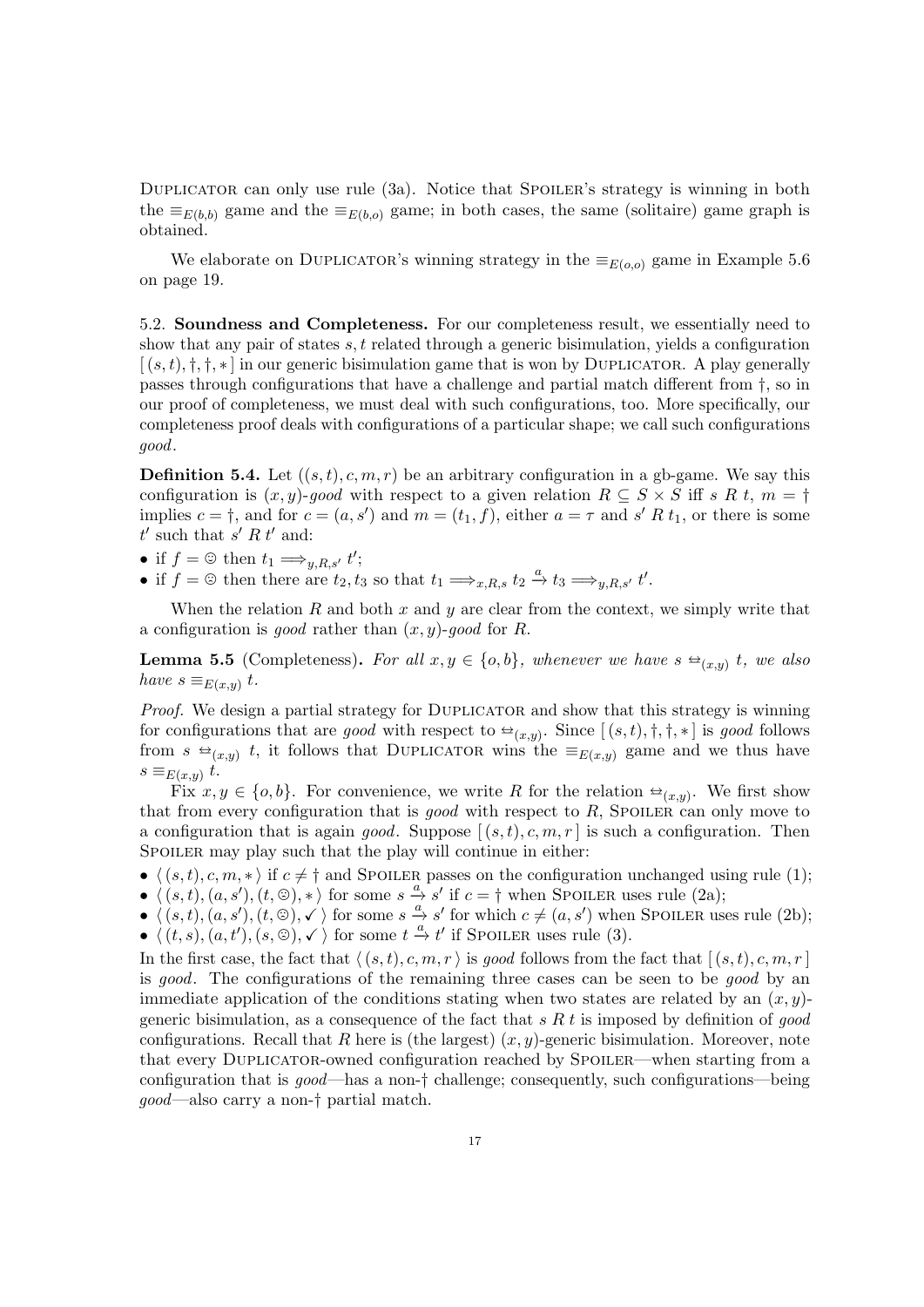Duplicator can only use rule (3a). Notice that Spoiler's strategy is winning in both the $\equiv_{E(b,b)}$ game and the $\equiv_{E(b,o)}$ game; in both cases, the same (solitaire) game graph is obtained.

We elaborate on Duplicator's winning strategy in the $\equiv_{E(o,o)}$ game in Example 5.6 on page 19.

5.2. **Soundness and Completeness.** For our completeness result, we essentially need to show that any pair of states $s, t$ related through a generic bisimulation, yields a configuration $[\,(s,t), \dagger, \dagger, *\,]$ in our generic bisimulation game that is won by Duplicator. A play generally passes through configurations that have a challenge and partial match different from $\dagger$, so in our proof of completeness, we must deal with such configurations, too. More specifically, our completeness proof deals with configurations of a particular shape; we call such configurations *good*.

**Definition 5.4.** Let $((s,t), c, m, r)$ be an arbitrary configuration in a gb-game. We say this configuration is $(x,y)$-*good* with respect to a given relation $R \subseteq S \times S$ iff $s \mathrel{R} t$, $m = \dagger$ implies $c = \dagger$, and for $c = (a, s')$ and $m = (t_1, f)$, either $a = \tau$ and $s' \mathrel{R} t_1$, or there is some $t'$ such that $s' \mathrel{R} t'$ and:

- if $f = ☺$ then $t_1 \Longrightarrow_{y,R,s'} t'$;
- if $f = ☹$ then there are $t_2, t_3$ so that $t_1 \Longrightarrow_{x,R,s} t_2 \xrightarrow{a} t_3 \Longrightarrow_{y,R,s'} t'$.

When the relation $R$ and both $x$ and $y$ are clear from the context, we simply write that a configuration is *good* rather than $(x,y)$-*good* for $R$.

**Lemma 5.5** (Completeness). *For all $x, y \in \{o, b\}$, whenever we have $s \leftrightarroweq_{(x,y)} t$, we also have $s \equiv_{E(x,y)} t$.*

*Proof.* We design a partial strategy for Duplicator and show that this strategy is winning for configurations that are *good* with respect to $\leftrightarroweq_{(x,y)}$. Since $[\,(s,t), \dagger, \dagger, *\,]$ is *good* follows from $s \leftrightarroweq_{(x,y)} t$, it follows that Duplicator wins the $\equiv_{E(x,y)}$ game and we thus have $s \equiv_{E(x,y)} t$.

Fix $x, y \in \{o, b\}$. For convenience, we write $R$ for the relation $\leftrightarroweq_{(x,y)}$. We first show that from every configuration that is *good* with respect to $R$, Spoiler can only move to a configuration that is again *good*. Suppose $[\,(s,t), c, m, r\,]$ is such a configuration. Then Spoiler may play such that the play will continue in either:

- $\langle\,(s,t), c, m, *\,\rangle$ if $c \neq \dagger$ and Spoiler passes on the configuration unchanged using rule (1);
- $\langle\,(s,t), (a,s'), (t, ☹), *\,\rangle$ for some $s \xrightarrow{a} s'$ if $c = \dagger$ when Spoiler uses rule (2a);
- $\langle\,(s,t), (a,s'), (t, ☹), \checkmark\,\rangle$ for some $s \xrightarrow{a} s'$ for which $c \neq (a, s')$ when Spoiler uses rule (2b);
- $\langle\,(t,s), (a,t'), (s, ☹), \checkmark\,\rangle$ for some $t \xrightarrow{a} t'$ if Spoiler uses rule (3).

In the first case, the fact that $\langle\,(s,t), c, m, r\,\rangle$ is *good* follows from the fact that $[\,(s,t), c, m, r\,]$ is *good*. The configurations of the remaining three cases can be seen to be *good* by an immediate application of the conditions stating when two states are related by an $(x,y)$-generic bisimulation, as a consequence of the fact that $s \mathrel{R} t$ is imposed by definition of *good* configurations. Recall that $R$ here is (the largest) $(x,y)$-generic bisimulation. Moreover, note that every Duplicator-owned configuration reached by Spoiler—when starting from a configuration that is *good*—has a non-$\dagger$ challenge; consequently, such configurations—being *good*—also carry a non-$\dagger$ partial match.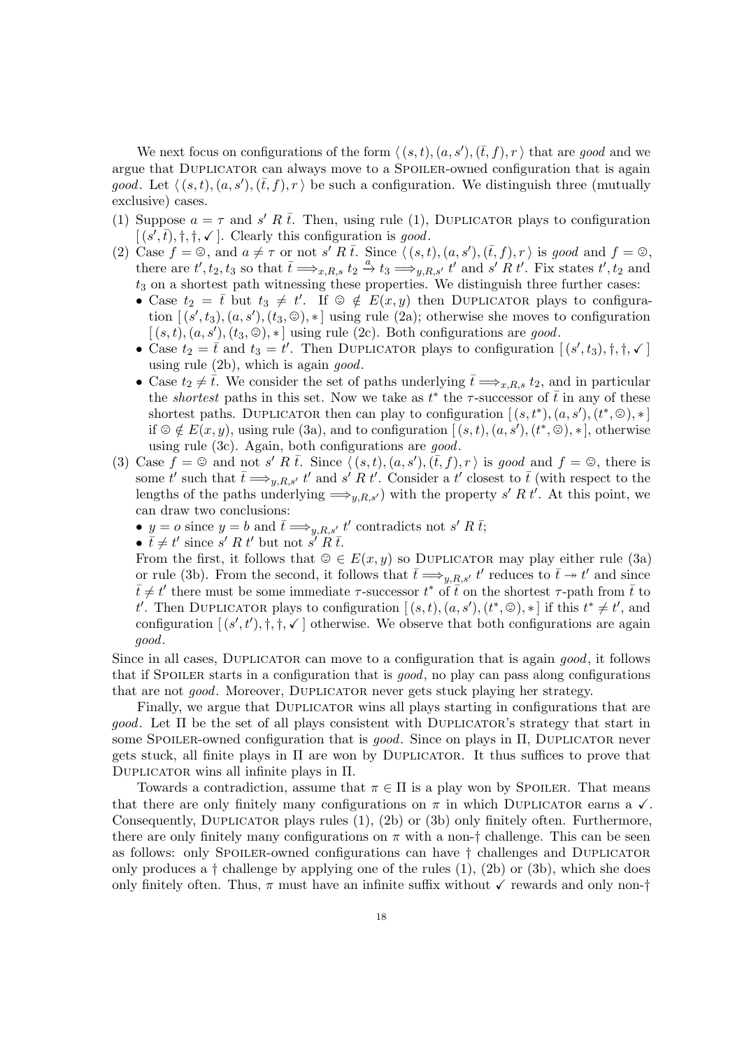We next focus on configurations of the form $\langle (s,t),(a,s'),(\bar{t},f),r \rangle$ that are *good* and we argue that DUPLICATOR can always move to a SPOILER-owned configuration that is again *good*. Let $\langle (s,t),(a,s'),(\bar{t},f),r \rangle$ be such a configuration. We distinguish three (mutually exclusive) cases.

(1) Suppose $a = \tau$ and $s' \mathrel{R} \bar{t}$. Then, using rule (1), DUPLICATOR plays to configuration $[(s',\bar{t}),\dagger,\dagger,\checkmark]$. Clearly this configuration is *good*.

(2) Case $f = ☹$, and $a \neq \tau$ or not $s' \mathrel{R} \bar{t}$. Since $\langle (s,t),(a,s'),(\bar{t},f),r \rangle$ is *good* and $f = ☹$, there are $t', t_2, t_3$ so that $\bar{t} \Longrightarrow_{x,R,s} t_2 \xrightarrow{a} t_3 \Longrightarrow_{y,R,s'} t'$ and $s' \mathrel{R} t'$. Fix states $t', t_2$ and $t_3$ on a shortest path witnessing these properties. We distinguish three further cases:
   - Case $t_2 = \bar{t}$ but $t_3 \neq t'$. If $☹ \notin E(x,y)$ then DUPLICATOR plays to configuration $[(s',t_3),(a,s'),(t_3,☺),*]$ using rule (2a); otherwise she moves to configuration $[(s,t),(a,s'),(t_3,☹),*]$ using rule (2c). Both configurations are *good*.
   - Case $t_2 = \bar{t}$ and $t_3 = t'$. Then DUPLICATOR plays to configuration $[(s',t_3),\dagger,\dagger,\checkmark]$ using rule (2b), which is again *good*.
   - Case $t_2 \neq \bar{t}$. We consider the set of paths underlying $\bar{t} \Longrightarrow_{x,R,s} t_2$, and in particular the *shortest* paths in this set. Now we take as $t^*$ the $\tau$-successor of $\bar{t}$ in any of these shortest paths. DUPLICATOR then can play to configuration $[(s,t^*),(a,s'),(t^*,☹),*]$ if $☹ \notin E(x,y)$, using rule (3a), and to configuration $[(s,t),(a,s'),(t^*,☹),*]$, otherwise using rule (3c). Again, both configurations are *good*.

(3) Case $f = ☺$ and not $s' \mathrel{R} \bar{t}$. Since $\langle (s,t),(a,s'),(\bar{t},f),r \rangle$ is *good* and $f = ☺$, there is some $t'$ such that $\bar{t} \Longrightarrow_{y,R,s'} t'$ and $s' \mathrel{R} t'$. Consider a $t'$ closest to $\bar{t}$ (with respect to the lengths of the paths underlying $\Longrightarrow_{y,R,s'}$) with the property $s' \mathrel{R} t'$. At this point, we can draw two conclusions:
   - $y = o$ since $y = b$ and $\bar{t} \Longrightarrow_{y,R,s'} t'$ contradicts not $s' \mathrel{R} \bar{t}$;
   - $\bar{t} \neq t'$ since $s' \mathrel{R} t'$ but not $s' \mathrel{R} \bar{t}$.

   From the first, it follows that $☺ \in E(x,y)$ so DUPLICATOR may play either rule (3a) or rule (3b). From the second, it follows that $\bar{t} \Longrightarrow_{y,R,s'} t'$ reduces to $\bar{t} \twoheadrightarrow t'$ and since $\bar{t} \neq t'$ there must be some immediate $\tau$-successor $t^*$ of $\bar{t}$ on the shortest $\tau$-path from $\bar{t}$ to $t'$. Then DUPLICATOR plays to configuration $[(s,t),(a,s'),(t^*,☺),*]$ if this $t^* \neq t'$, and configuration $[(s',t'),\dagger,\dagger,\checkmark]$ otherwise. We observe that both configurations are again *good*.

Since in all cases, DUPLICATOR can move to a configuration that is again *good*, it follows that if SPOILER starts in a configuration that is *good*, no play can pass along configurations that are not *good*. Moreover, DUPLICATOR never gets stuck playing her strategy.

Finally, we argue that DUPLICATOR wins all plays starting in configurations that are *good*. Let $\Pi$ be the set of all plays consistent with DUPLICATOR's strategy that start in some SPOILER-owned configuration that is *good*. Since on plays in $\Pi$, DUPLICATOR never gets stuck, all finite plays in $\Pi$ are won by DUPLICATOR. It thus suffices to prove that DUPLICATOR wins all infinite plays in $\Pi$.

Towards a contradiction, assume that $\pi \in \Pi$ is a play won by SPOILER. That means that there are only finitely many configurations on $\pi$ in which DUPLICATOR earns a $\checkmark$. Consequently, DUPLICATOR plays rules (1), (2b) or (3b) only finitely often. Furthermore, there are only finitely many configurations on $\pi$ with a non-$\dagger$ challenge. This can be seen as follows: only SPOILER-owned configurations can have $\dagger$ challenges and DUPLICATOR only produces a $\dagger$ challenge by applying one of the rules (1), (2b) or (3b), which she does only finitely often. Thus, $\pi$ must have an infinite suffix without $\checkmark$ rewards and only non-$\dagger$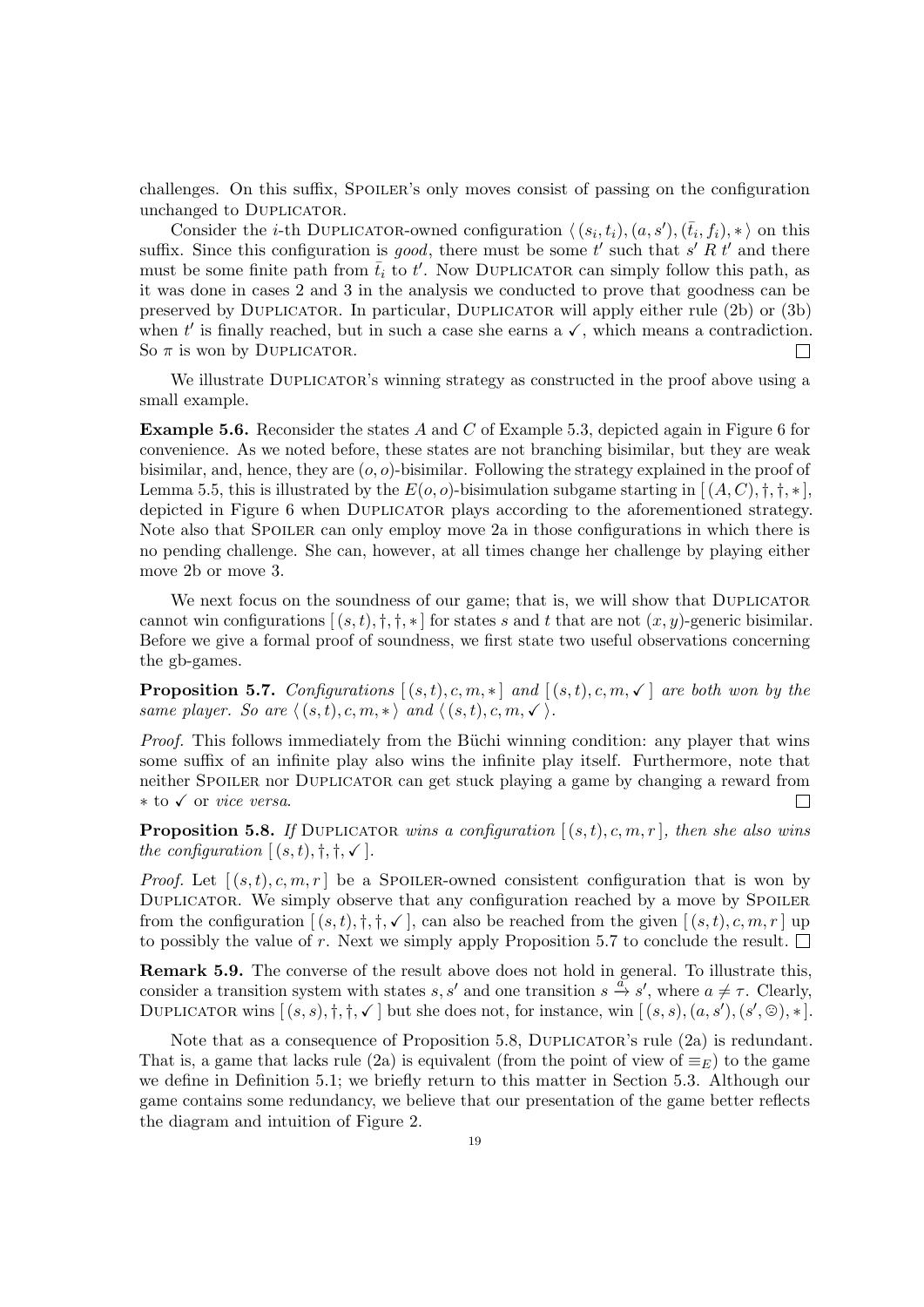challenges. On this suffix, Spoiler's only moves consist of passing on the configuration unchanged to Duplicator.

Consider the $i$-th Duplicator-owned configuration $\langle (s_i, t_i), (a, s'), (\bar{t}_i, f_i), * \rangle$ on this suffix. Since this configuration is *good*, there must be some $t'$ such that $s' \mathrel{R} t'$ and there must be some finite path from $\bar{t}_i$ to $t'$. Now Duplicator can simply follow this path, as it was done in cases 2 and 3 in the analysis we conducted to prove that goodness can be preserved by Duplicator. In particular, Duplicator will apply either rule (2b) or (3b) when $t'$ is finally reached, but in such a case she earns a ✓, which means a contradiction. So $\pi$ is won by Duplicator. □

We illustrate Duplicator's winning strategy as constructed in the proof above using a small example.

**Example 5.6.** Reconsider the states $A$ and $C$ of Example 5.3, depicted again in Figure 6 for convenience. As we noted before, these states are not branching bisimilar, but they are weak bisimilar, and, hence, they are $(o, o)$-bisimilar. Following the strategy explained in the proof of Lemma 5.5, this is illustrated by the $E(o, o)$-bisimulation subgame starting in $[(A, C), \dagger, \dagger, *]$, depicted in Figure 6 when Duplicator plays according to the aforementioned strategy. Note also that Spoiler can only employ move 2a in those configurations in which there is no pending challenge. She can, however, at all times change her challenge by playing either move 2b or move 3.

We next focus on the soundness of our game; that is, we will show that Duplicator cannot win configurations $[(s, t), \dagger, \dagger, *]$ for states $s$ and $t$ that are not $(x, y)$-generic bisimilar. Before we give a formal proof of soundness, we first state two useful observations concerning the gb-games.

**Proposition 5.7.** *Configurations* $[(s, t), c, m, *]$ *and* $[(s, t), c, m, ✓]$ *are both won by the same player. So are* $\langle (s, t), c, m, * \rangle$ *and* $\langle (s, t), c, m, ✓ \rangle$.

*Proof.* This follows immediately from the Büchi winning condition: any player that wins some suffix of an infinite play also wins the infinite play itself. Furthermore, note that neither Spoiler nor Duplicator can get stuck playing a game by changing a reward from $*$ to ✓ or *vice versa*. □

**Proposition 5.8.** *If* Duplicator *wins a configuration* $[(s, t), c, m, r]$, *then she also wins the configuration* $[(s, t), \dagger, \dagger, ✓]$.

*Proof.* Let $[(s, t), c, m, r]$ be a Spoiler-owned consistent configuration that is won by Duplicator. We simply observe that any configuration reached by a move by Spoiler from the configuration $[(s, t), \dagger, \dagger, ✓]$, can also be reached from the given $[(s, t), c, m, r]$ up to possibly the value of $r$. Next we simply apply Proposition 5.7 to conclude the result. □

**Remark 5.9.** The converse of the result above does not hold in general. To illustrate this, consider a transition system with states $s, s'$ and one transition $s \xrightarrow{a} s'$, where $a \neq \tau$. Clearly, Duplicator wins $[(s, s), \dagger, \dagger, ✓]$ but she does not, for instance, win $[(s, s), (a, s'), (s', ☹), *]$.

Note that as a consequence of Proposition 5.8, Duplicator's rule (2a) is redundant. That is, a game that lacks rule (2a) is equivalent (from the point of view of $\equiv_E$) to the game we define in Definition 5.1; we briefly return to this matter in Section 5.3. Although our game contains some redundancy, we believe that our presentation of the game better reflects the diagram and intuition of Figure 2.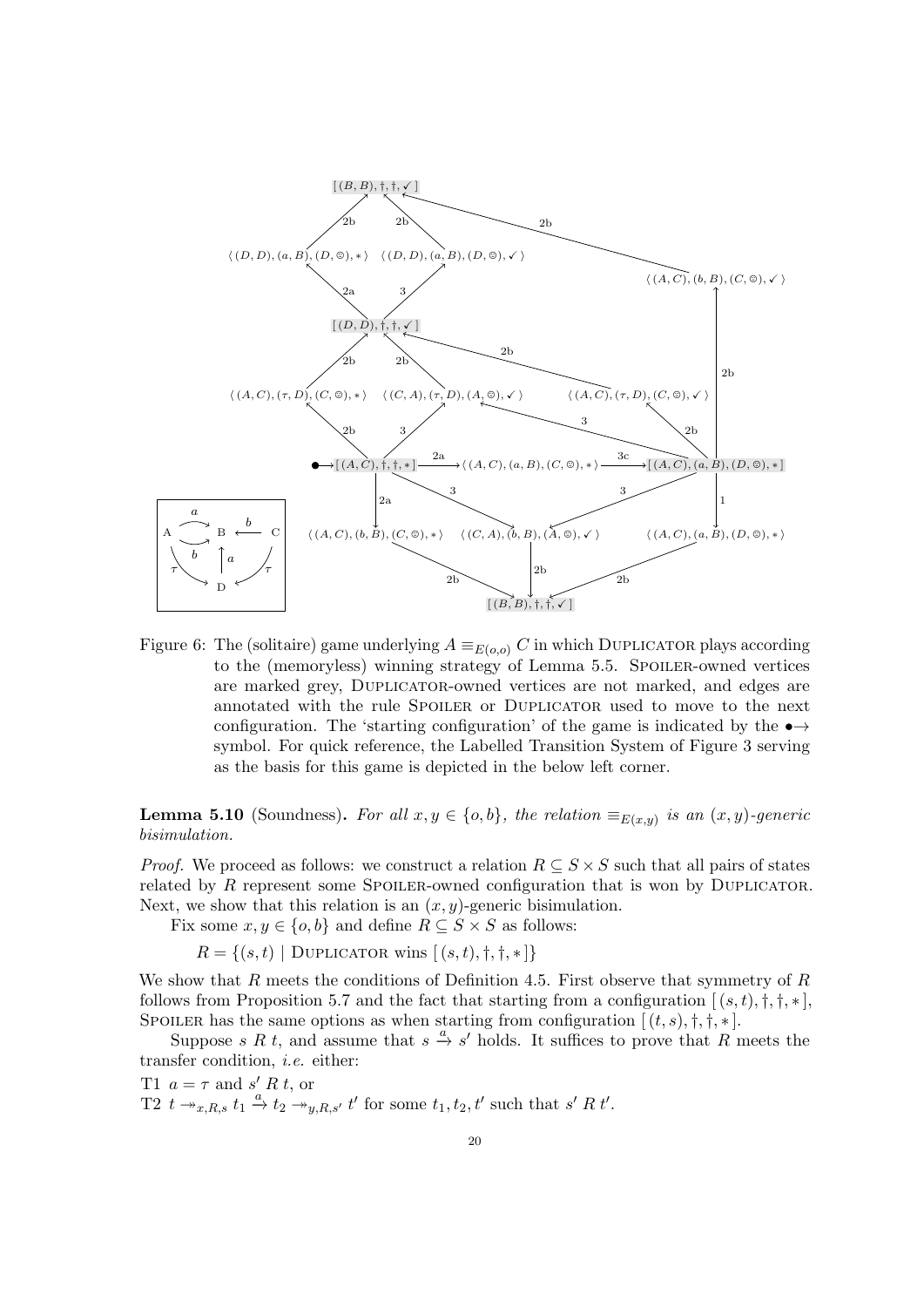Figure 6: The (solitaire) game underlying $A \equiv_{E(o,o)} C$ in which Duplicator plays according to the (memoryless) winning strategy of Lemma 5.5. Spoiler-owned vertices are marked grey, Duplicator-owned vertices are not marked, and edges are annotated with the rule Spoiler or Duplicator used to move to the next configuration. The 'starting configuration' of the game is indicated by the $\bullet\!\!\rightarrow$ symbol. For quick reference, the Labelled Transition System of Figure 3 serving as the basis for this game is depicted in the below left corner.

**Lemma 5.10** (Soundness)**.** *For all $x, y \in \{o, b\}$, the relation $\equiv_{E(x,y)}$ is an $(x, y)$-generic bisimulation.*

*Proof.* We proceed as follows: we construct a relation $R \subseteq S \times S$ such that all pairs of states related by $R$ represent some Spoiler-owned configuration that is won by Duplicator. Next, we show that this relation is an $(x, y)$-generic bisimulation.

Fix some $x, y \in \{o, b\}$ and define $R \subseteq S \times S$ as follows:

$$R = \{(s, t) \mid \text{Duplicator wins } [\,(s, t), \dagger, \dagger, *\,]\}$$

We show that $R$ meets the conditions of Definition 4.5. First observe that symmetry of $R$ follows from Proposition 5.7 and the fact that starting from a configuration $[\,(s, t), \dagger, \dagger, *\,]$, Spoiler has the same options as when starting from configuration $[\,(t, s), \dagger, \dagger, *\,]$.

Suppose $s\ R\ t$, and assume that $s \xrightarrow{a} s'$ holds. It suffices to prove that $R$ meets the transfer condition, *i.e.* either:

T1 $a = \tau$ and $s'\ R\ t$, or

T2 $t \twoheadrightarrow_{x,R,s} t_1 \xrightarrow{a} t_2 \twoheadrightarrow_{y,R,s'} t'$ for some $t_1, t_2, t'$ such that $s'\ R\ t'$.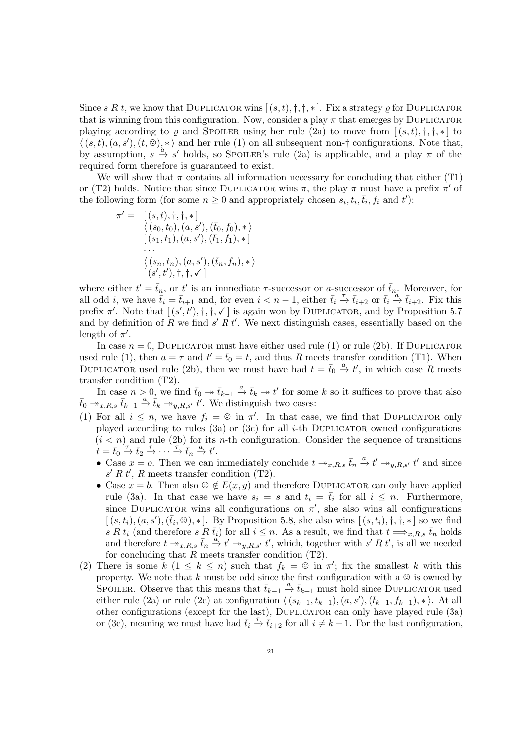Since $s \mathrel{R} t$, we know that Duplicator wins $[\,(s,t), \dagger, \dagger, *\,]$. Fix a strategy $\varrho$ for Duplicator that is winning from this configuration. Now, consider a play $\pi$ that emerges by Duplicator playing according to $\varrho$ and Spoiler using her rule (2a) to move from $[\,(s,t), \dagger, \dagger, *\,]$ to $\langle\,(s,t), (a, s'), (t, ☹), *\,\rangle$ and her rule (1) on all subsequent non-$\dagger$ configurations. Note that, by assumption, $s \xrightarrow{a} s'$ holds, so Spoiler's rule (2a) is applicable, and a play $\pi$ of the required form therefore is guaranteed to exist.

We will show that $\pi$ contains all information necessary for concluding that either (T1) or (T2) holds. Notice that since Duplicator wins $\pi$, the play $\pi$ must have a prefix $\pi'$ of the following form (for some $n \geq 0$ and appropriately chosen $s_i, t_i, \bar{t}_i, f_i$ and $t'$):

$$
\begin{aligned}
\pi' = \quad & [\,(s,t), \dagger, \dagger, *\,] \\
& \langle\,(s_0, t_0), (a, s'), (\bar{t}_0, f_0), *\,\rangle \\
& [\,(s_1, t_1), (a, s'), (\bar{t}_1, f_1), *\,] \\
& \dots \\
& \langle\,(s_n, t_n), (a, s'), (\bar{t}_n, f_n), *\,\rangle \\
& [\,(s', t'), \dagger, \dagger, \checkmark\,]
\end{aligned}
$$

where either $t' = \bar{t}_n$, or $t'$ is an immediate $\tau$-successor or $a$-successor of $\bar{t}_n$. Moreover, for all odd $i$, we have $\bar{t}_i = \bar{t}_{i+1}$ and, for even $i < n-1$, either $\bar{t}_i \xrightarrow{\tau} \bar{t}_{i+2}$ or $\bar{t}_i \xrightarrow{a} \bar{t}_{i+2}$. Fix this prefix $\pi'$. Note that $[\,(s', t'), \dagger, \dagger, \checkmark\,]$ is again won by Duplicator, and by Proposition 5.7 and by definition of $R$ we find $s' \mathrel{R} t'$. We next distinguish cases, essentially based on the length of $\pi'$.

In case $n = 0$, Duplicator must have either used rule (1) or rule (2b). If Duplicator used rule (1), then $a = \tau$ and $t' = \bar{t}_0 = t$, and thus $R$ meets transfer condition (T1). When Duplicator used rule (2b), then we must have had $t = \bar{t}_0 \xrightarrow{a} t'$, in which case $R$ meets transfer condition (T2).

In case $n > 0$, we find $\bar{t}_0 \twoheadrightarrow \bar{t}_{k-1} \xrightarrow{a} \bar{t}_k \twoheadrightarrow t'$ for some $k$ so it suffices to prove that also $\bar{t}_0 \twoheadrightarrow_{x,R,s} \bar{t}_{k-1} \xrightarrow{a} \bar{t}_k \twoheadrightarrow_{y,R,s'} t'$. We distinguish two cases:

(1) For all $i \leq n$, we have $f_i = ☹$ in $\pi'$. In that case, we find that Duplicator only played according to rules (3a) or (3c) for all $i$-th Duplicator owned configurations ($i < n$) and rule (2b) for its $n$-th configuration. Consider the sequence of transitions $t = \bar{t}_0 \xrightarrow{\tau} \bar{t}_2 \xrightarrow{\tau} \cdots \xrightarrow{\tau} \bar{t}_n \xrightarrow{a} t'$.
   - Case $x = o$. Then we can immediately conclude $t \twoheadrightarrow_{x,R,s} \bar{t}_n \xrightarrow{a} t' \twoheadrightarrow_{y,R,s'} t'$ and since $s' \mathrel{R} t'$, $R$ meets transfer condition (T2).
   - Case $x = b$. Then also $☹ \notin E(x,y)$ and therefore Duplicator can only have applied rule (3a). In that case we have $s_i = s$ and $t_i = \bar{t}_i$ for all $i \leq n$. Furthermore, since Duplicator wins all configurations on $\pi'$, she also wins all configurations $[\,(s, t_i), (a, s'), (\bar{t}_i, ☹), *\,]$. By Proposition 5.8, she also wins $[\,(s, t_i), \dagger, \dagger, *\,]$ so we find $s \mathrel{R} t_i$ (and therefore $s \mathrel{R} \bar{t}_i$) for all $i \leq n$. As a result, we find that $t \Longrightarrow_{x,R,s} \bar{t}_n$ holds and therefore $t \twoheadrightarrow_{x,R,s} \bar{t}_n \xrightarrow{a} t' \twoheadrightarrow_{y,R,s'} t'$, which, together with $s' \mathrel{R} t'$, is all we needed for concluding that $R$ meets transfer condition (T2).

(2) There is some $k$ ($1 \leq k \leq n$) such that $f_k = ☺$ in $\pi'$; fix the smallest $k$ with this property. We note that $k$ must be odd since the first configuration with a ☺ is owned by Spoiler. Observe that this means that $\bar{t}_{k-1} \xrightarrow{a} \bar{t}_{k+1}$ must hold since Duplicator used either rule (2a) or rule (2c) at configuration $\langle\,(s_{k-1}, t_{k-1}), (a, s'), (\bar{t}_{k-1}, f_{k-1}), *\,\rangle$. At all other configurations (except for the last), Duplicator can only have played rule (3a) or (3c), meaning we must have had $\bar{t}_i \xrightarrow{\tau} \bar{t}_{i+2}$ for all $i \neq k-1$. For the last configuration,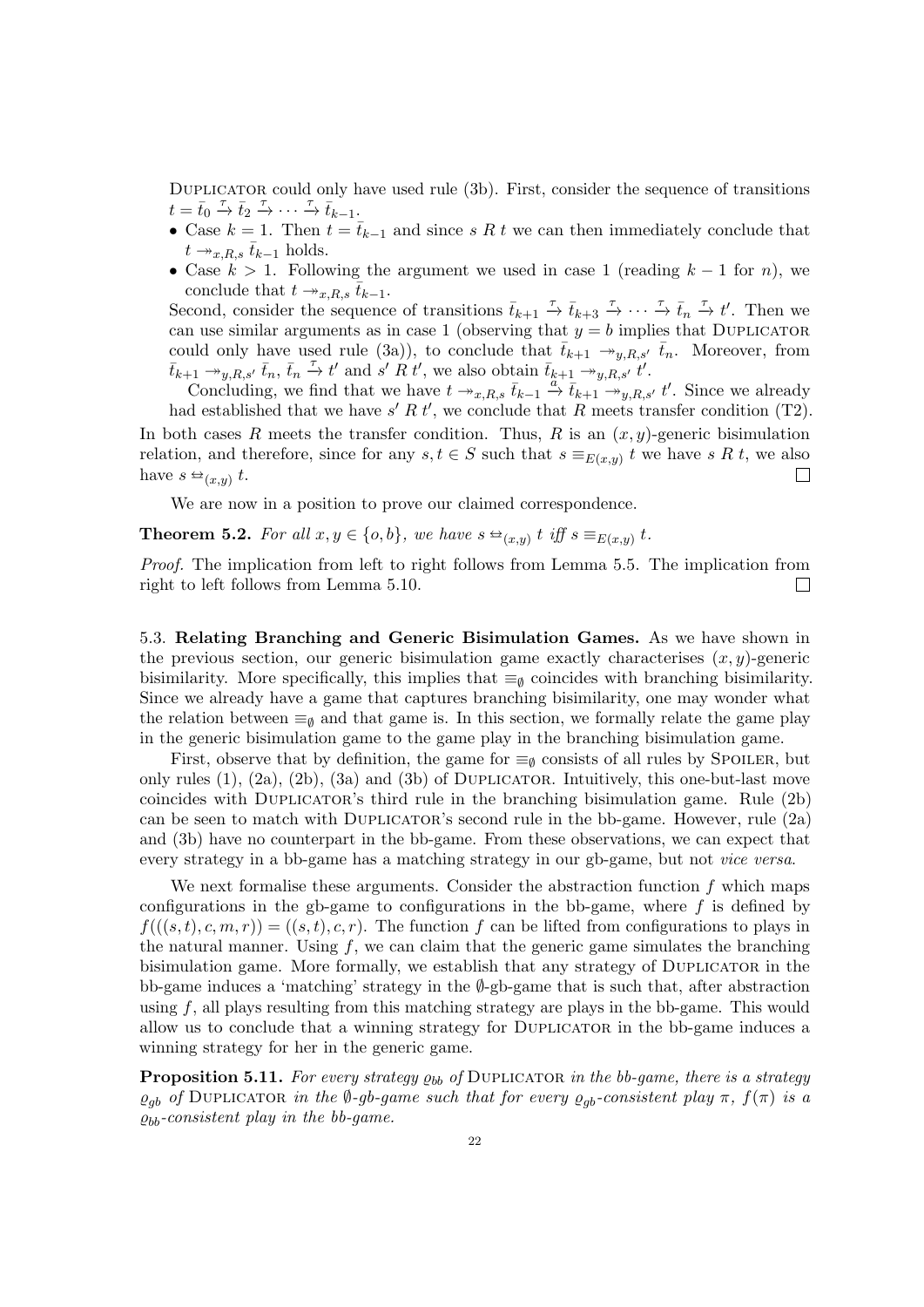DUPLICATOR could only have used rule (3b). First, consider the sequence of transitions $t = \bar{t}_0 \xrightarrow{\tau} \bar{t}_2 \xrightarrow{\tau} \cdots \xrightarrow{\tau} \bar{t}_{k-1}$.

- Case $k = 1$. Then $t = \bar{t}_{k-1}$ and since $s\ R\ t$ we can then immediately conclude that $t \twoheadrightarrow_{x,R,s} \bar{t}_{k-1}$ holds.
- Case $k > 1$. Following the argument we used in case 1 (reading $k-1$ for $n$), we conclude that $t \twoheadrightarrow_{x,R,s} \bar{t}_{k-1}$.

Second, consider the sequence of transitions $\bar{t}_{k+1} \xrightarrow{\tau} \bar{t}_{k+3} \xrightarrow{\tau} \cdots \xrightarrow{\tau} \bar{t}_n \xrightarrow{\tau} t'$. Then we can use similar arguments as in case 1 (observing that $y = b$ implies that DUPLICATOR could only have used rule (3a)), to conclude that $\bar{t}_{k+1} \twoheadrightarrow_{y,R,s'} \bar{t}_n$. Moreover, from $\bar{t}_{k+1} \twoheadrightarrow_{y,R,s'} \bar{t}_n$, $\bar{t}_n \xrightarrow{\tau} t'$ and $s'\ R\ t'$, we also obtain $\bar{t}_{k+1} \twoheadrightarrow_{y,R,s'} t'$.

Concluding, we find that we have $t \twoheadrightarrow_{x,R,s} \bar{t}_{k-1} \xrightarrow{a} \bar{t}_{k+1} \twoheadrightarrow_{y,R,s'} t'$. Since we already had established that we have $s'\ R\ t'$, we conclude that $R$ meets transfer condition (T2).

In both cases $R$ meets the transfer condition. Thus, $R$ is an $(x, y)$-generic bisimulation relation, and therefore, since for any $s, t \in S$ such that $s \equiv_{E(x,y)} t$ we have $s\ R\ t$, we also have $s \leftrightarroweq_{(x,y)} t$. □

We are now in a position to prove our claimed correspondence.

**Theorem 5.2.** *For all $x, y \in \{o, b\}$, we have $s \leftrightarroweq_{(x,y)} t$ iff $s \equiv_{E(x,y)} t$.*

*Proof.* The implication from left to right follows from Lemma 5.5. The implication from right to left follows from Lemma 5.10. □

## 5.3. Relating Branching and Generic Bisimulation Games.

As we have shown in the previous section, our generic bisimulation game exactly characterises $(x, y)$-generic bisimilarity. More specifically, this implies that $\equiv_\emptyset$ coincides with branching bisimilarity. Since we already have a game that captures branching bisimilarity, one may wonder what the relation between $\equiv_\emptyset$ and that game is. In this section, we formally relate the game play in the generic bisimulation game to the game play in the branching bisimulation game.

First, observe that by definition, the game for $\equiv_\emptyset$ consists of all rules by SPOILER, but only rules (1), (2a), (2b), (3a) and (3b) of DUPLICATOR. Intuitively, this one-but-last move coincides with DUPLICATOR's third rule in the branching bisimulation game. Rule (2b) can be seen to match with DUPLICATOR's second rule in the bb-game. However, rule (2a) and (3b) have no counterpart in the bb-game. From these observations, we can expect that every strategy in a bb-game has a matching strategy in our gb-game, but not *vice versa*.

We next formalise these arguments. Consider the abstraction function $f$ which maps configurations in the gb-game to configurations in the bb-game, where $f$ is defined by $f(((s, t), c, m, r)) = ((s, t), c, r)$. The function $f$ can be lifted from configurations to plays in the natural manner. Using $f$, we can claim that the generic game simulates the branching bisimulation game. More formally, we establish that any strategy of DUPLICATOR in the bb-game induces a 'matching' strategy in the $\emptyset$-gb-game that is such that, after abstraction using $f$, all plays resulting from this matching strategy are plays in the bb-game. This would allow us to conclude that a winning strategy for DUPLICATOR in the bb-game induces a winning strategy for her in the generic game.

**Proposition 5.11.** *For every strategy $\varrho_{bb}$ of DUPLICATOR in the bb-game, there is a strategy $\varrho_{gb}$ of DUPLICATOR in the $\emptyset$-gb-game such that for every $\varrho_{gb}$-consistent play $\pi$, $f(\pi)$ is a $\varrho_{bb}$-consistent play in the bb-game.*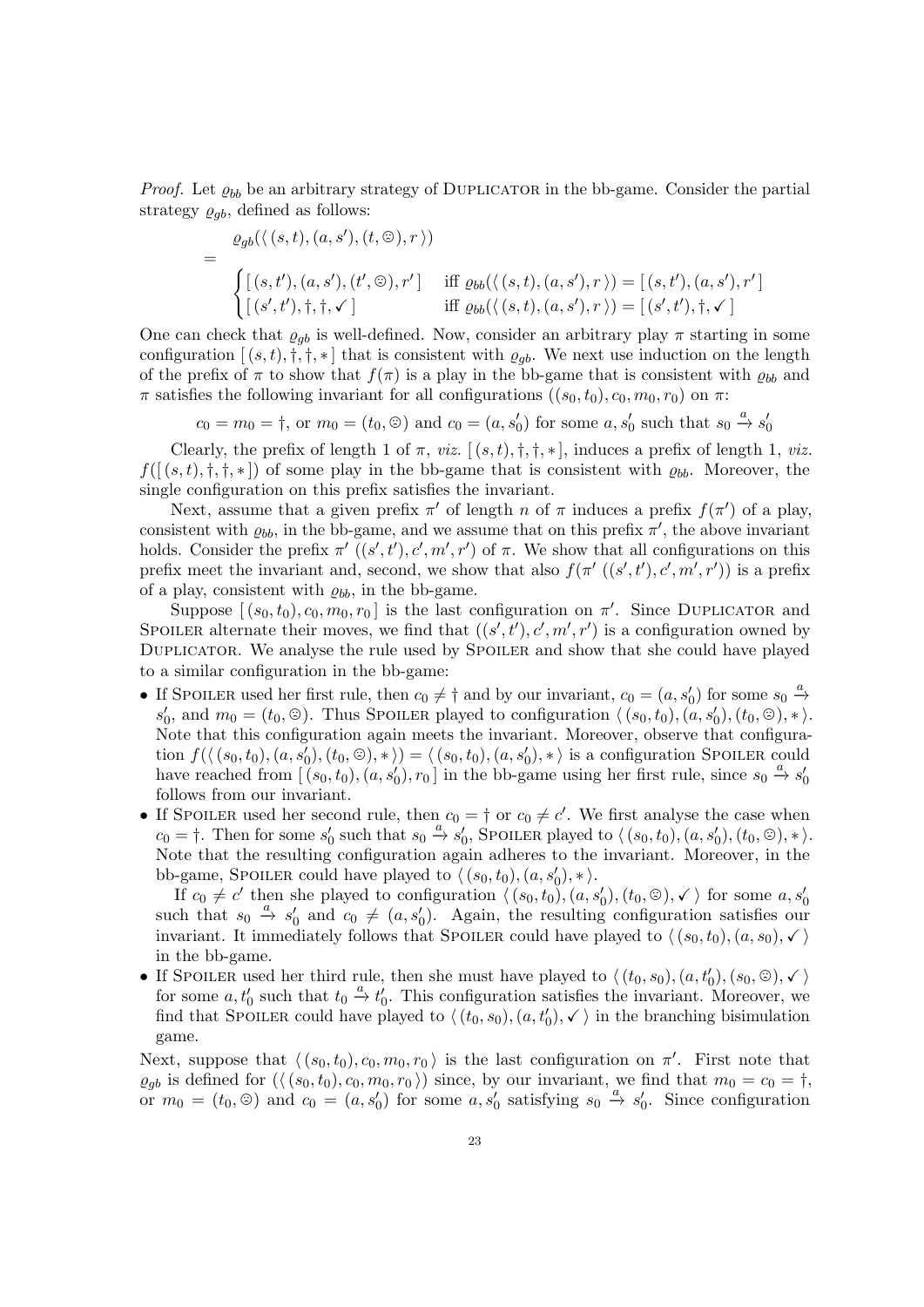*Proof.* Let $\varrho_{bb}$ be an arbitrary strategy of Duplicator in the bb-game. Consider the partial strategy $\varrho_{gb}$, defined as follows:

$$
\begin{aligned}
&\varrho_{gb}(\langle\, (s,t), (a,s'), (t,☹), r\,\rangle) \\
=\ &\begin{cases} [\,(s,t'), (a,s'), (t',☹), r'\,] & \text{iff } \varrho_{bb}(\langle\,(s,t),(a,s'),r\,\rangle) = [\,(s,t'),(a,s'),r'\,] \\ [\,(s',t'), \dagger, \dagger, ✓\,] & \text{iff } \varrho_{bb}(\langle\,(s,t),(a,s'),r\,\rangle) = [\,(s',t'),\dagger,✓\,] \end{cases}
\end{aligned}
$$

One can check that $\varrho_{gb}$ is well-defined. Now, consider an arbitrary play $\pi$ starting in some configuration $[\,(s,t),\dagger,\dagger,*\,]$ that is consistent with $\varrho_{gb}$. We next use induction on the length of the prefix of $\pi$ to show that $f(\pi)$ is a play in the bb-game that is consistent with $\varrho_{bb}$ and $\pi$ satisfies the following invariant for all configurations $((s_0,t_0),c_0,m_0,r_0)$ on $\pi$:

$$c_0 = m_0 = \dagger, \text{ or } m_0 = (t_0,☹) \text{ and } c_0 = (a,s_0') \text{ for some } a, s_0' \text{ such that } s_0 \xrightarrow{a} s_0'$$

Clearly, the prefix of length 1 of $\pi$, *viz.* $[\,(s,t),\dagger,\dagger,*\,]$, induces a prefix of length 1, *viz.* $f([\,(s,t),\dagger,\dagger,*\,])$ of some play in the bb-game that is consistent with $\varrho_{bb}$. Moreover, the single configuration on this prefix satisfies the invariant.

Next, assume that a given prefix $\pi'$ of length $n$ of $\pi$ induces a prefix $f(\pi')$ of a play, consistent with $\varrho_{bb}$, in the bb-game, and we assume that on this prefix $\pi'$, the above invariant holds. Consider the prefix $\pi'\ ((s',t'),c',m',r')$ of $\pi$. We show that all configurations on this prefix meet the invariant and, second, we show that also $f(\pi'\ ((s',t'),c',m',r'))$ is a prefix of a play, consistent with $\varrho_{bb}$, in the bb-game.

Suppose $[\,(s_0,t_0),c_0,m_0,r_0\,]$ is the last configuration on $\pi'$. Since Duplicator and Spoiler alternate their moves, we find that $((s',t'),c',m',r')$ is a configuration owned by Duplicator. We analyse the rule used by Spoiler and show that she could have played to a similar configuration in the bb-game:

- If Spoiler used her first rule, then $c_0 \neq \dagger$ and by our invariant, $c_0 = (a,s_0')$ for some $s_0 \xrightarrow{a} s_0'$, and $m_0 = (t_0,☹)$. Thus Spoiler played to configuration $\langle\,(s_0,t_0),(a,s_0'),(t_0,☹),*\,\rangle$. Note that this configuration again meets the invariant. Moreover, observe that configuration $f(\langle\,(s_0,t_0),(a,s_0'),(t_0,☹),*\,\rangle) = \langle\,(s_0,t_0),(a,s_0'),*\,\rangle$ is a configuration Spoiler could have reached from $[\,(s_0,t_0),(a,s_0'),r_0\,]$ in the bb-game using her first rule, since $s_0 \xrightarrow{a} s_0'$ follows from our invariant.
- If Spoiler used her second rule, then $c_0 = \dagger$ or $c_0 \neq c'$. We first analyse the case when $c_0 = \dagger$. Then for some $s_0'$ such that $s_0 \xrightarrow{a} s_0'$, Spoiler played to $\langle\,(s_0,t_0),(a,s_0'),(t_0,☹),*\,\rangle$. Note that the resulting configuration again adheres to the invariant. Moreover, in the bb-game, Spoiler could have played to $\langle\,(s_0,t_0),(a,s_0'),*\,\rangle$.

  If $c_0 \neq c'$ then she played to configuration $\langle\,(s_0,t_0),(a,s_0'),(t_0,☹),✓\,\rangle$ for some $a, s_0'$ such that $s_0 \xrightarrow{a} s_0'$ and $c_0 \neq (a,s_0')$. Again, the resulting configuration satisfies our invariant. It immediately follows that Spoiler could have played to $\langle\,(s_0,t_0),(a,s_0),✓\,\rangle$ in the bb-game.
- If Spoiler used her third rule, then she must have played to $\langle\,(t_0,s_0),(a,t_0'),(s_0,☹),✓\,\rangle$ for some $a, t_0'$ such that $t_0 \xrightarrow{a} t_0'$. This configuration satisfies the invariant. Moreover, we find that Spoiler could have played to $\langle\,(t_0,s_0),(a,t_0'),✓\,\rangle$ in the branching bisimulation game.

Next, suppose that $\langle\,(s_0,t_0),c_0,m_0,r_0\,\rangle$ is the last configuration on $\pi'$. First note that $\varrho_{gb}$ is defined for $(\langle\,(s_0,t_0),c_0,m_0,r_0\,\rangle)$ since, by our invariant, we find that $m_0 = c_0 = \dagger$, or $m_0 = (t_0,☹)$ and $c_0 = (a,s_0')$ for some $a, s_0'$ satisfying $s_0 \xrightarrow{a} s_0'$. Since configuration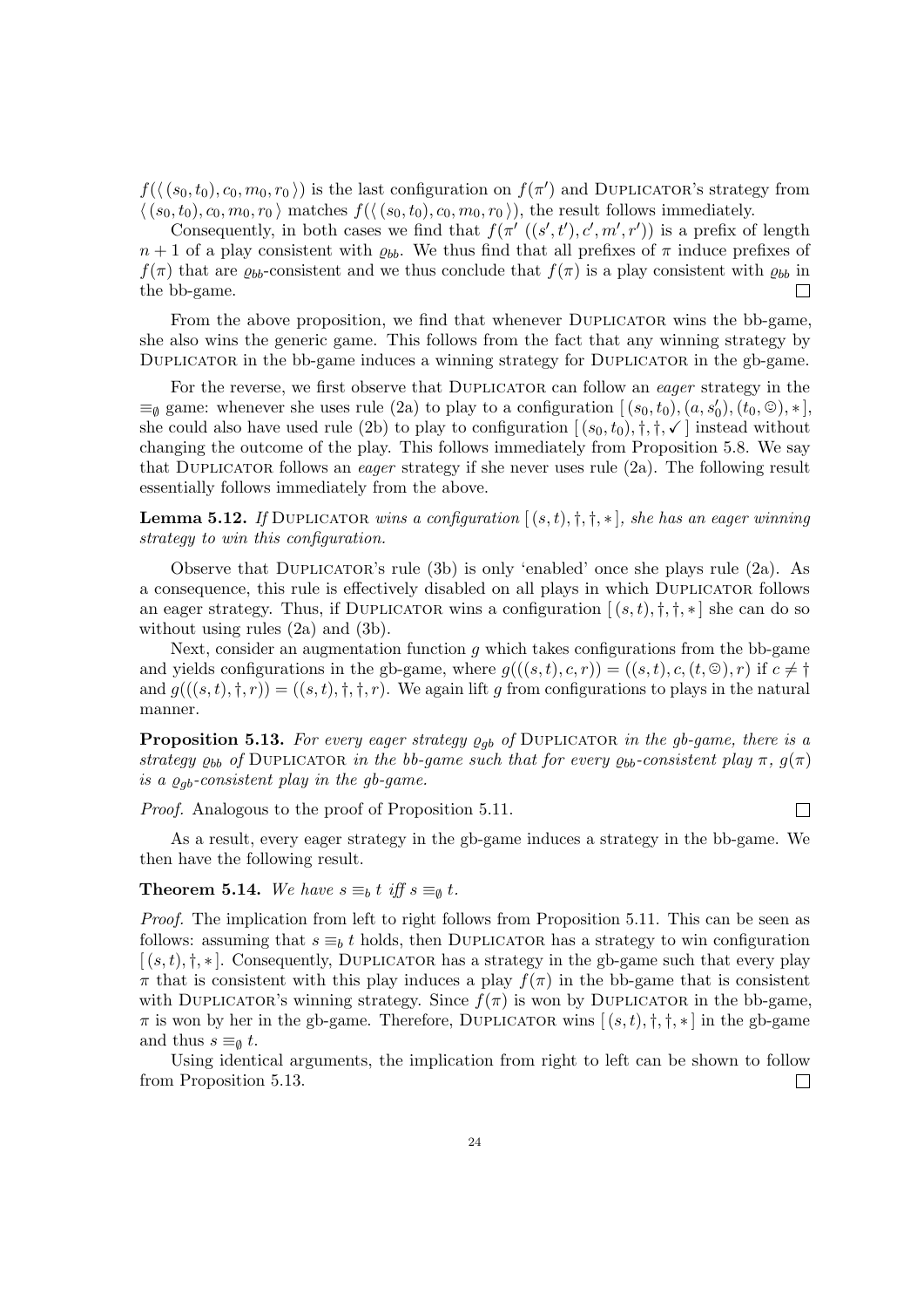$f(\langle (s_0, t_0), c_0, m_0, r_0 \rangle)$ is the last configuration on $f(\pi')$ and DUPLICATOR's strategy from $\langle (s_0, t_0), c_0, m_0, r_0 \rangle$ matches $f(\langle (s_0, t_0), c_0, m_0, r_0 \rangle)$, the result follows immediately.

Consequently, in both cases we find that $f(\pi' \; ((s', t'), c', m', r'))$ is a prefix of length $n+1$ of a play consistent with $\varrho_{bb}$. We thus find that all prefixes of $\pi$ induce prefixes of $f(\pi)$ that are $\varrho_{bb}$-consistent and we thus conclude that $f(\pi)$ is a play consistent with $\varrho_{bb}$ in the bb-game. $\square$

From the above proposition, we find that whenever DUPLICATOR wins the bb-game, she also wins the generic game. This follows from the fact that any winning strategy by DUPLICATOR in the bb-game induces a winning strategy for DUPLICATOR in the gb-game.

For the reverse, we first observe that DUPLICATOR can follow an *eager* strategy in the $\equiv_\emptyset$ game: whenever she uses rule (2a) to play to a configuration $[\,(s_0, t_0), (a, s_0'), (t_0, ☹), *\,]$, she could also have used rule (2b) to play to configuration $[\,(s_0, t_0), \dagger, \dagger, \checkmark\,]$ instead without changing the outcome of the play. This follows immediately from Proposition 5.8. We say that DUPLICATOR follows an *eager* strategy if she never uses rule (2a). The following result essentially follows immediately from the above.

**Lemma 5.12.** *If* DUPLICATOR *wins a configuration* $[\,(s, t), \dagger, \dagger, *\,]$*, she has an eager winning strategy to win this configuration.*

Observe that DUPLICATOR's rule (3b) is only 'enabled' once she plays rule (2a). As a consequence, this rule is effectively disabled on all plays in which DUPLICATOR follows an eager strategy. Thus, if DUPLICATOR wins a configuration $[\,(s, t), \dagger, \dagger, *\,]$ she can do so without using rules (2a) and (3b).

Next, consider an augmentation function $g$ which takes configurations from the bb-game and yields configurations in the gb-game, where $g(((s, t), c, r)) = ((s, t), c, (t, ☹), r)$ if $c \neq \dagger$ and $g(((s, t), \dagger, r)) = ((s, t), \dagger, \dagger, r)$. We again lift $g$ from configurations to plays in the natural manner.

**Proposition 5.13.** *For every eager strategy* $\varrho_{gb}$ *of* DUPLICATOR *in the gb-game, there is a strategy* $\varrho_{bb}$ *of* DUPLICATOR *in the bb-game such that for every* $\varrho_{bb}$*-consistent play* $\pi$*,* $g(\pi)$ *is a* $\varrho_{gb}$*-consistent play in the gb-game.*

*Proof.* Analogous to the proof of Proposition 5.11. $\square$

As a result, every eager strategy in the gb-game induces a strategy in the bb-game. We then have the following result.

**Theorem 5.14.** *We have* $s \equiv_b t$ *iff* $s \equiv_\emptyset t$*.*

*Proof.* The implication from left to right follows from Proposition 5.11. This can be seen as follows: assuming that $s \equiv_b t$ holds, then DUPLICATOR has a strategy to win configuration $[\,(s, t), \dagger, *\,]$. Consequently, DUPLICATOR has a strategy in the gb-game such that every play $\pi$ that is consistent with this play induces a play $f(\pi)$ in the bb-game that is consistent with DUPLICATOR's winning strategy. Since $f(\pi)$ is won by DUPLICATOR in the bb-game, $\pi$ is won by her in the gb-game. Therefore, DUPLICATOR wins $[\,(s, t), \dagger, \dagger, *\,]$ in the gb-game and thus $s \equiv_\emptyset t$.

Using identical arguments, the implication from right to left can be shown to follow from Proposition 5.13. $\square$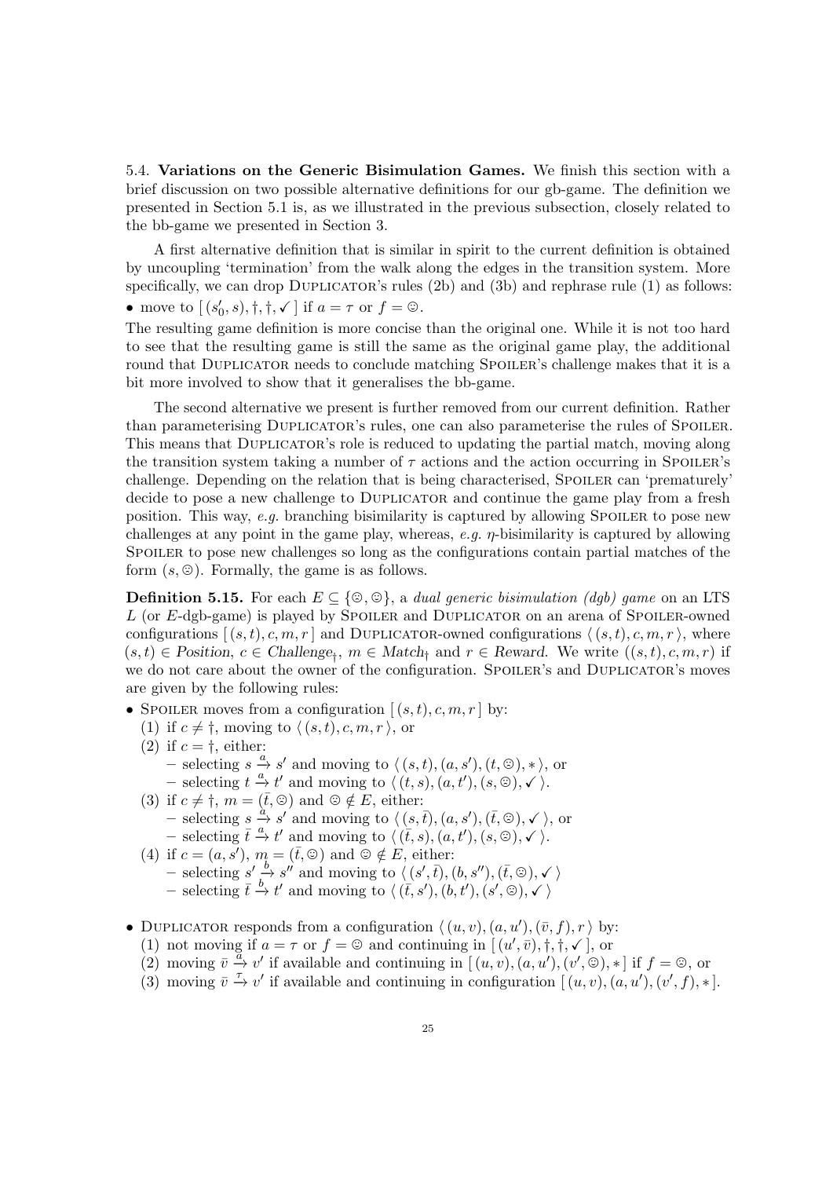5.4. **Variations on the Generic Bisimulation Games.** We finish this section with a brief discussion on two possible alternative definitions for our gb-game. The definition we presented in Section 5.1 is, as we illustrated in the previous subsection, closely related to the bb-game we presented in Section 3.

A first alternative definition that is similar in spirit to the current definition is obtained by uncoupling 'termination' from the walk along the edges in the transition system. More specifically, we can drop DUPLICATOR's rules (2b) and (3b) and rephrase rule (1) as follows:

- move to $[\,(s_0', s), \dagger, \dagger, \checkmark\,]$ if $a = \tau$ or $f = ☺$.

The resulting game definition is more concise than the original one. While it is not too hard to see that the resulting game is still the same as the original game play, the additional round that DUPLICATOR needs to conclude matching SPOILER's challenge makes that it is a bit more involved to show that it generalises the bb-game.

The second alternative we present is further removed from our current definition. Rather than parameterising DUPLICATOR's rules, one can also parameterise the rules of SPOILER. This means that DUPLICATOR's role is reduced to updating the partial match, moving along the transition system taking a number of $\tau$ actions and the action occurring in SPOILER's challenge. Depending on the relation that is being characterised, SPOILER can 'prematurely' decide to pose a new challenge to DUPLICATOR and continue the game play from a fresh position. This way, *e.g.* branching bisimilarity is captured by allowing SPOILER to pose new challenges at any point in the game play, whereas, *e.g.* $\eta$-bisimilarity is captured by allowing SPOILER to pose new challenges so long as the configurations contain partial matches of the form $(s, ☹)$. Formally, the game is as follows.

**Definition 5.15.** For each $E \subseteq \{☹, ☺\}$, a *dual generic bisimulation (dgb) game* on an LTS $L$ (or $E$-dgb-game) is played by SPOILER and DUPLICATOR on an arena of SPOILER-owned configurations $[\,(s,t), c, m, r\,]$ and DUPLICATOR-owned configurations $\langle\,(s,t), c, m, r\,\rangle$, where $(s,t) \in \mathit{Position}$, $c \in \mathit{Challenge}_\dagger$, $m \in \mathit{Match}_\dagger$ and $r \in \mathit{Reward}$. We write $((s,t), c, m, r)$ if we do not care about the owner of the configuration. SPOILER's and DUPLICATOR's moves are given by the following rules:

- SPOILER moves from a configuration $[\,(s,t), c, m, r\,]$ by:
  1. if $c \neq \dagger$, moving to $\langle\,(s,t), c, m, r\,\rangle$, or
  2. if $c = \dagger$, either:
     - selecting $s \xrightarrow{a} s'$ and moving to $\langle\,(s,t), (a, s'), (t, ☹), *\,\rangle$, or
     - selecting $t \xrightarrow{a} t'$ and moving to $\langle\,(t,s), (a, t'), (s, ☹), \checkmark\,\rangle$.
  3. if $c \neq \dagger$, $m = (\bar{t}, ☹)$ and $☹ \notin E$, either:
     - selecting $s \xrightarrow{a} s'$ and moving to $\langle\,(s, \bar{t}), (a, s'), (\bar{t}, ☹), \checkmark\,\rangle$, or
     - selecting $\bar{t} \xrightarrow{a} t'$ and moving to $\langle\,(\bar{t}, s), (a, t'), (s, ☹), \checkmark\,\rangle$.
  4. if $c = (a, s')$, $m = (\bar{t}, ☺)$ and $☺ \notin E$, either:
     - selecting $s' \xrightarrow{b} s''$ and moving to $\langle\,(s', \bar{t}), (b, s''), (\bar{t}, ☹), \checkmark\,\rangle$
     - selecting $\bar{t} \xrightarrow{b} t'$ and moving to $\langle\,(\bar{t}, s'), (b, t'), (s', ☹), \checkmark\,\rangle$

- DUPLICATOR responds from a configuration $\langle\,(u,v), (a, u'), (\bar{v}, f), r\,\rangle$ by:
  1. not moving if $a = \tau$ or $f = ☺$ and continuing in $[\,(u', \bar{v}), \dagger, \dagger, \checkmark\,]$, or
  2. moving $\bar{v} \xrightarrow{a} v'$ if available and continuing in $[\,(u,v), (a, u'), (v', ☺), *\,]$ if $f = ☹$, or
  3. moving $\bar{v} \xrightarrow{\tau} v'$ if available and continuing in configuration $[\,(u,v), (a, u'), (v', f), *\,]$.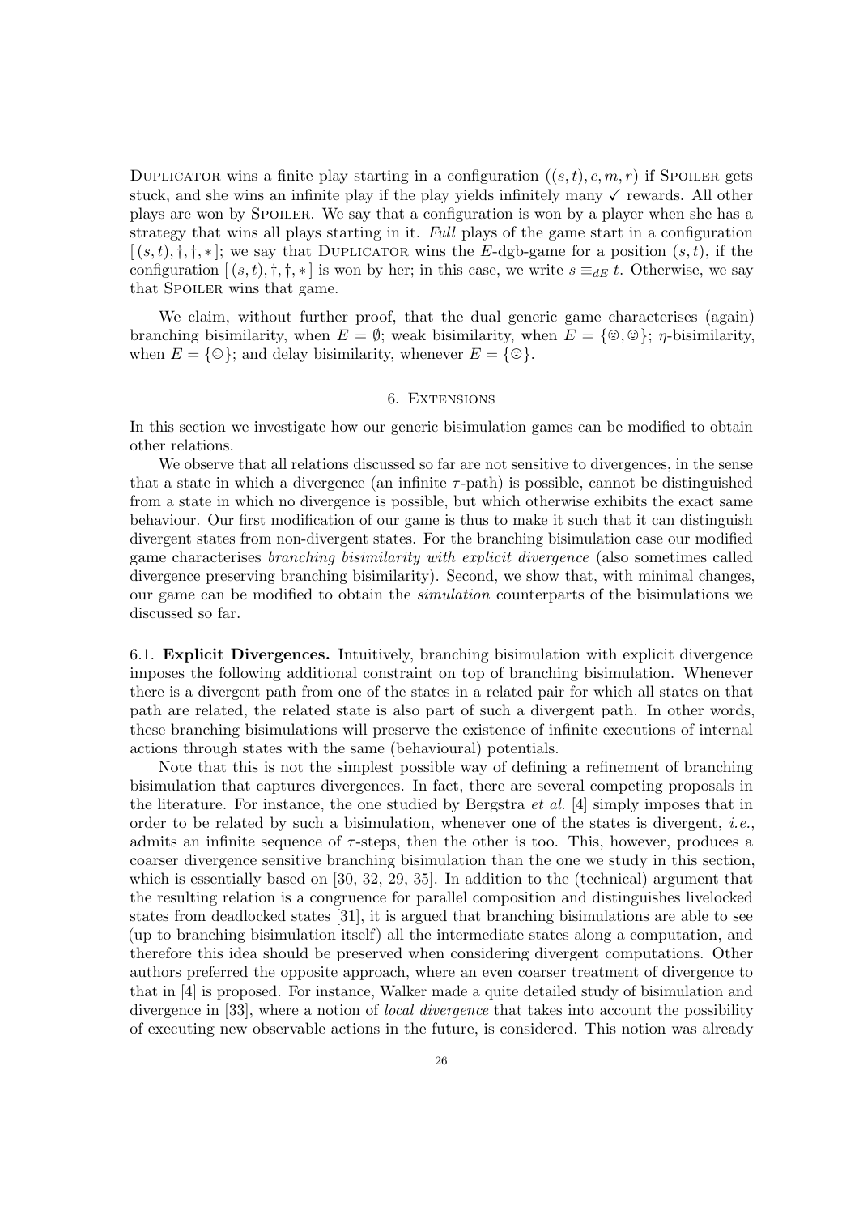DUPLICATOR wins a finite play starting in a configuration $((s,t), c, m, r)$ if SPOILER gets stuck, and she wins an infinite play if the play yields infinitely many ✓ rewards. All other plays are won by SPOILER. We say that a configuration is won by a player when she has a strategy that wins all plays starting in it. *Full* plays of the game start in a configuration $[(s,t), \dagger, \dagger, *]$; we say that DUPLICATOR wins the $E$-dgb-game for a position $(s,t)$, if the configuration $[(s,t), \dagger, \dagger, *]$ is won by her; in this case, we write $s \equiv_{dE} t$. Otherwise, we say that SPOILER wins that game.

We claim, without further proof, that the dual generic game characterises (again) branching bisimilarity, when $E = \emptyset$; weak bisimilarity, when $E = \{☹, ☺\}$; $\eta$-bisimilarity, when $E = \{☺\}$; and delay bisimilarity, whenever $E = \{☹\}$.

## 6. Extensions

In this section we investigate how our generic bisimulation games can be modified to obtain other relations.

We observe that all relations discussed so far are not sensitive to divergences, in the sense that a state in which a divergence (an infinite $\tau$-path) is possible, cannot be distinguished from a state in which no divergence is possible, but which otherwise exhibits the exact same behaviour. Our first modification of our game is thus to make it such that it can distinguish divergent states from non-divergent states. For the branching bisimulation case our modified game characterises *branching bisimilarity with explicit divergence* (also sometimes called divergence preserving branching bisimilarity). Second, we show that, with minimal changes, our game can be modified to obtain the *simulation* counterparts of the bisimulations we discussed so far.

### 6.1. Explicit Divergences.

Intuitively, branching bisimulation with explicit divergence imposes the following additional constraint on top of branching bisimulation. Whenever there is a divergent path from one of the states in a related pair for which all states on that path are related, the related state is also part of such a divergent path. In other words, these branching bisimulations will preserve the existence of infinite executions of internal actions through states with the same (behavioural) potentials.

Note that this is not the simplest possible way of defining a refinement of branching bisimulation that captures divergences. In fact, there are several competing proposals in the literature. For instance, the one studied by Bergstra *et al.* [4] simply imposes that in order to be related by such a bisimulation, whenever one of the states is divergent, *i.e.*, admits an infinite sequence of $\tau$-steps, then the other is too. This, however, produces a coarser divergence sensitive branching bisimulation than the one we study in this section, which is essentially based on [30, 32, 29, 35]. In addition to the (technical) argument that the resulting relation is a congruence for parallel composition and distinguishes livelocked states from deadlocked states [31], it is argued that branching bisimulations are able to see (up to branching bisimulation itself) all the intermediate states along a computation, and therefore this idea should be preserved when considering divergent computations. Other authors preferred the opposite approach, where an even coarser treatment of divergence to that in [4] is proposed. For instance, Walker made a quite detailed study of bisimulation and divergence in [33], where a notion of *local divergence* that takes into account the possibility of executing new observable actions in the future, is considered. This notion was already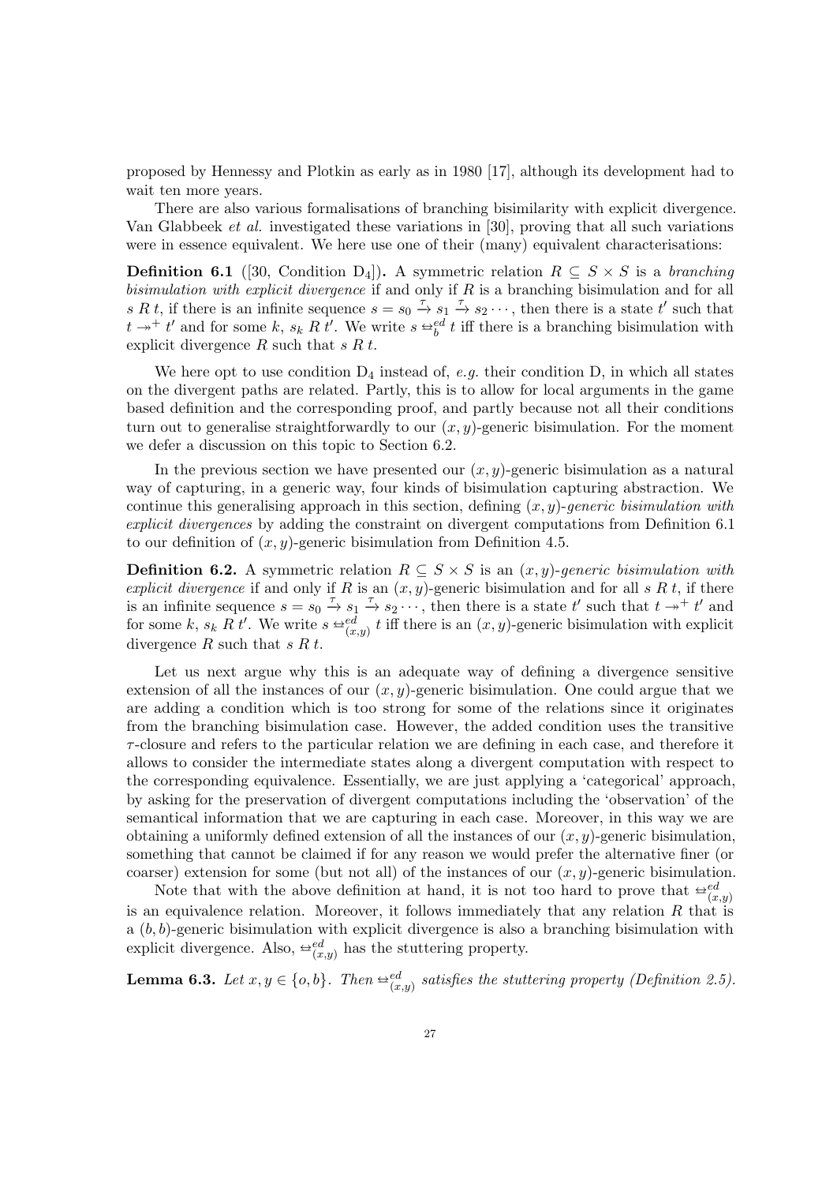proposed by Hennessy and Plotkin as early as in 1980 [17], although its development had to wait ten more years.

There are also various formalisations of branching bisimilarity with explicit divergence. Van Glabbeek *et al.* investigated these variations in [30], proving that all such variations were in essence equivalent. We here use one of their (many) equivalent characterisations:

**Definition 6.1** ([30, Condition $D_4$])**.** A symmetric relation $R \subseteq S \times S$ is a *branching bisimulation with explicit divergence* if and only if $R$ is a branching bisimulation and for all $s\ R\ t$, if there is an infinite sequence $s = s_0 \xrightarrow{\tau} s_1 \xrightarrow{\tau} s_2 \cdots$, then there is a state $t'$ such that $t \twoheadrightarrow^+ t'$ and for some $k$, $s_k\ R\ t'$. We write $s \leftrightarrow_b^{ed} t$ iff there is a branching bisimulation with explicit divergence $R$ such that $s\ R\ t$.

We here opt to use condition $D_4$ instead of, *e.g.* their condition D, in which all states on the divergent paths are related. Partly, this is to allow for local arguments in the game based definition and the corresponding proof, and partly because not all their conditions turn out to generalise straightforwardly to our $(x, y)$-generic bisimulation. For the moment we defer a discussion on this topic to Section 6.2.

In the previous section we have presented our $(x, y)$-generic bisimulation as a natural way of capturing, in a generic way, four kinds of bisimulation capturing abstraction. We continue this generalising approach in this section, defining $(x, y)$-*generic bisimulation with explicit divergences* by adding the constraint on divergent computations from Definition 6.1 to our definition of $(x, y)$-generic bisimulation from Definition 4.5.

**Definition 6.2.** A symmetric relation $R \subseteq S \times S$ is an $(x, y)$-*generic bisimulation with explicit divergence* if and only if $R$ is an $(x, y)$-generic bisimulation and for all $s\ R\ t$, if there is an infinite sequence $s = s_0 \xrightarrow{\tau} s_1 \xrightarrow{\tau} s_2 \cdots$, then there is a state $t'$ such that $t \twoheadrightarrow^+ t'$ and for some $k$, $s_k\ R\ t'$. We write $s \leftrightarrow_{(x,y)}^{ed} t$ iff there is an $(x, y)$-generic bisimulation with explicit divergence $R$ such that $s\ R\ t$.

Let us next argue why this is an adequate way of defining a divergence sensitive extension of all the instances of our $(x, y)$-generic bisimulation. One could argue that we are adding a condition which is too strong for some of the relations since it originates from the branching bisimulation case. However, the added condition uses the transitive $\tau$-closure and refers to the particular relation we are defining in each case, and therefore it allows to consider the intermediate states along a divergent computation with respect to the corresponding equivalence. Essentially, we are just applying a 'categorical' approach, by asking for the preservation of divergent computations including the 'observation' of the semantical information that we are capturing in each case. Moreover, in this way we are obtaining a uniformly defined extension of all the instances of our $(x, y)$-generic bisimulation, something that cannot be claimed if for any reason we would prefer the alternative finer (or coarser) extension for some (but not all) of the instances of our $(x, y)$-generic bisimulation.

Note that with the above definition at hand, it is not too hard to prove that $\leftrightarrow_{(x,y)}^{ed}$ is an equivalence relation. Moreover, it follows immediately that any relation $R$ that is a $(b, b)$-generic bisimulation with explicit divergence is also a branching bisimulation with explicit divergence. Also, $\leftrightarrow_{(x,y)}^{ed}$ has the stuttering property.

**Lemma 6.3.** *Let $x, y \in \{o, b\}$. Then $\leftrightarrow_{(x,y)}^{ed}$ satisfies the stuttering property (Definition 2.5).*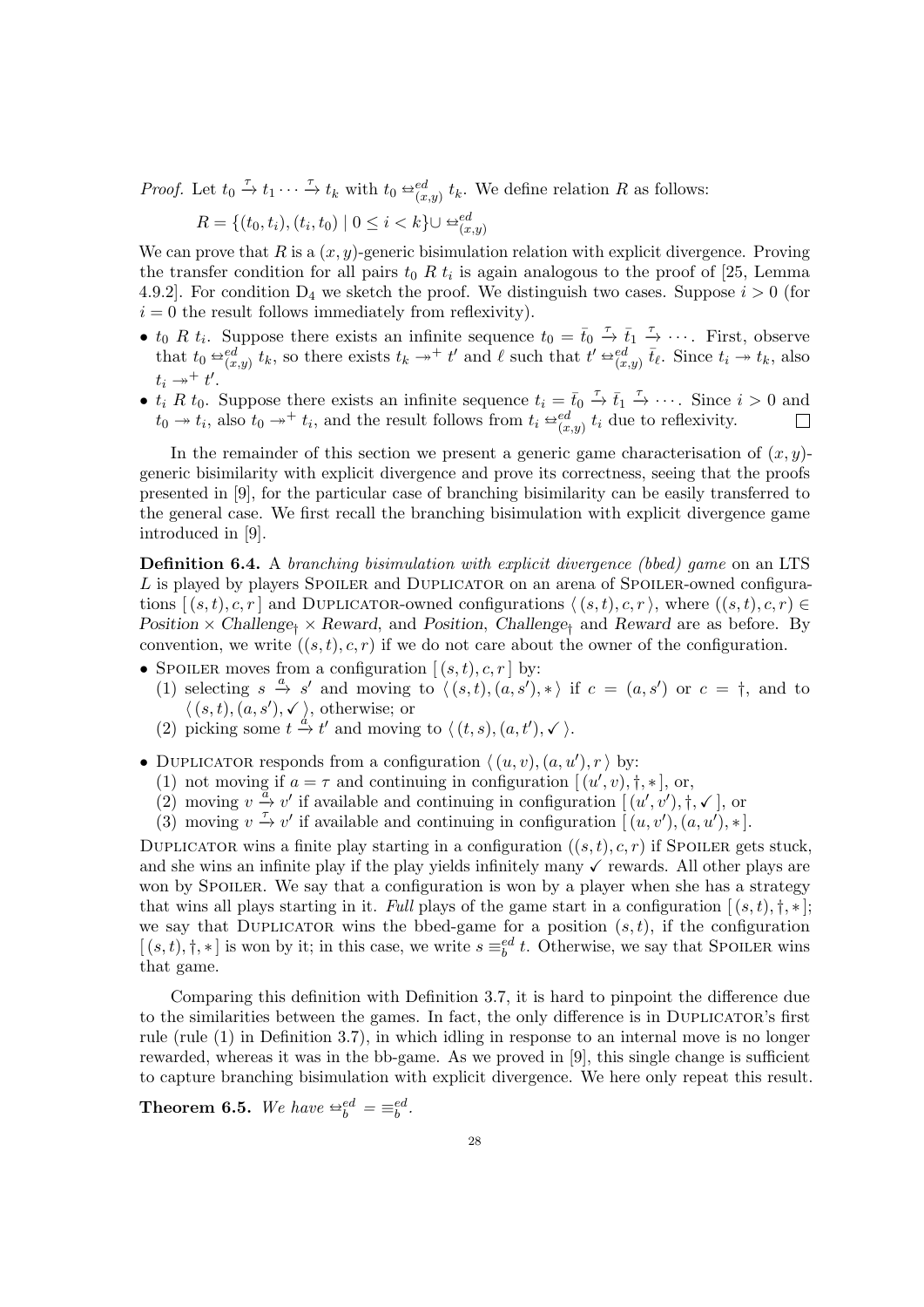*Proof.* Let $t_0 \xrightarrow{\tau} t_1 \cdots \xrightarrow{\tau} t_k$ with $t_0 \leftrightarrow^{ed}_{(x,y)} t_k$. We define relation $R$ as follows:

$$R = \{(t_0, t_i), (t_i, t_0) \mid 0 \leq i < k\} \cup \leftrightarrow^{ed}_{(x,y)}$$

We can prove that $R$ is a $(x, y)$-generic bisimulation relation with explicit divergence. Proving the transfer condition for all pairs $t_0 \; R \; t_i$ is again analogous to the proof of [25, Lemma 4.9.2]. For condition $D_4$ we sketch the proof. We distinguish two cases. Suppose $i > 0$ (for $i = 0$ the result follows immediately from reflexivity).

- $t_0 \; R \; t_i$. Suppose there exists an infinite sequence $t_0 = \bar{t}_0 \xrightarrow{\tau} \bar{t}_1 \xrightarrow{\tau} \cdots$. First, observe that $t_0 \leftrightarrow^{ed}_{(x,y)} t_k$, so there exists $t_k \twoheadrightarrow^+ t'$ and $\ell$ such that $t' \leftrightarrow^{ed}_{(x,y)} \bar{t}_\ell$. Since $t_i \twoheadrightarrow t_k$, also $t_i \twoheadrightarrow^+ t'$.
- $t_i \; R \; t_0$. Suppose there exists an infinite sequence $t_i = \bar{t}_0 \xrightarrow{\tau} \bar{t}_1 \xrightarrow{\tau} \cdots$. Since $i > 0$ and $t_0 \twoheadrightarrow t_i$, also $t_0 \twoheadrightarrow^+ t_i$, and the result follows from $t_i \leftrightarrow^{ed}_{(x,y)} t_i$ due to reflexivity. ◻

In the remainder of this section we present a generic game characterisation of $(x, y)$-generic bisimilarity with explicit divergence and prove its correctness, seeing that the proofs presented in [9], for the particular case of branching bisimilarity can be easily transferred to the general case. We first recall the branching bisimulation with explicit divergence game introduced in [9].

**Definition 6.4.** A *branching bisimulation with explicit divergence (bbed) game* on an LTS $L$ is played by players Spoiler and Duplicator on an arena of Spoiler-owned configurations $[\,(s, t), c, r\,]$ and Duplicator-owned configurations $\langle\,(s, t), c, r\,\rangle$, where $((s, t), c, r) \in$ *Position* $\times$ *Challenge*$_\dagger$ $\times$ *Reward*, and *Position*, *Challenge*$_\dagger$ and *Reward* are as before. By convention, we write $((s, t), c, r)$ if we do not care about the owner of the configuration.

- Spoiler moves from a configuration $[\,(s, t), c, r\,]$ by:
  (1) selecting $s \xrightarrow{a} s'$ and moving to $\langle\,(s, t), (a, s'), *\,\rangle$ if $c = (a, s')$ or $c = \dagger$, and to $\langle\,(s, t), (a, s'), \checkmark\,\rangle$, otherwise; or
  (2) picking some $t \xrightarrow{a} t'$ and moving to $\langle\,(t, s), (a, t'), \checkmark\,\rangle$.
- Duplicator responds from a configuration $\langle\,(u, v), (a, u'), r\,\rangle$ by:
  (1) not moving if $a = \tau$ and continuing in configuration $[\,(u', v), \dagger, *\,]$, or,
  (2) moving $v \xrightarrow{a} v'$ if available and continuing in configuration $[\,(u', v'), \dagger, \checkmark\,]$, or
  (3) moving $v \xrightarrow{\tau} v'$ if available and continuing in configuration $[\,(u, v'), (a, u'), *\,]$.

Duplicator wins a finite play starting in a configuration $((s, t), c, r)$ if Spoiler gets stuck, and she wins an infinite play if the play yields infinitely many $\checkmark$ rewards. All other plays are won by Spoiler. We say that a configuration is won by a player when she has a strategy that wins all plays starting in it. *Full* plays of the game start in a configuration $[\,(s, t), \dagger, *\,]$; we say that Duplicator wins the bbed-game for a position $(s, t)$, if the configuration $[\,(s, t), \dagger, *\,]$ is won by it; in this case, we write $s \equiv^{ed}_b t$. Otherwise, we say that Spoiler wins that game.

Comparing this definition with Definition 3.7, it is hard to pinpoint the difference due to the similarities between the games. In fact, the only difference is in Duplicator's first rule (rule (1) in Definition 3.7), in which idling in response to an internal move is no longer rewarded, whereas it was in the bb-game. As we proved in [9], this single change is sufficient to capture branching bisimulation with explicit divergence. We here only repeat this result.

**Theorem 6.5.** *We have* $\leftrightarrow^{ed}_b = \equiv^{ed}_b$.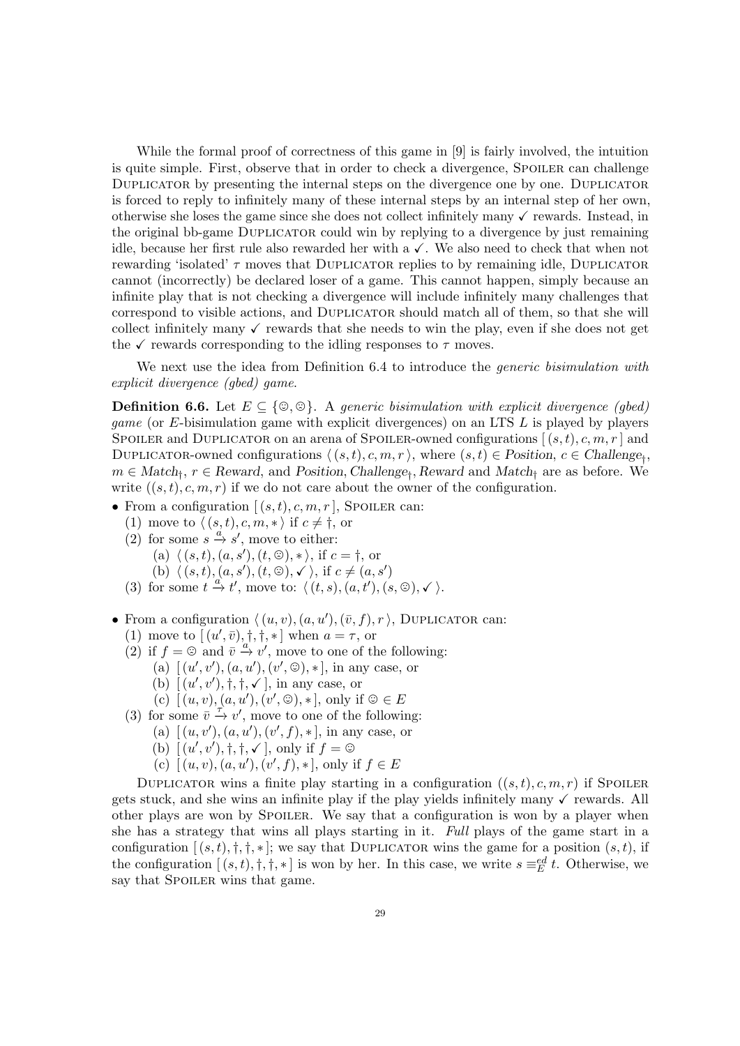While the formal proof of correctness of this game in [9] is fairly involved, the intuition is quite simple. First, observe that in order to check a divergence, Spoiler can challenge Duplicator by presenting the internal steps on the divergence one by one. Duplicator is forced to reply to infinitely many of these internal steps by an internal step of her own, otherwise she loses the game since she does not collect infinitely many ✓ rewards. Instead, in the original bb-game Duplicator could win by replying to a divergence by just remaining idle, because her first rule also rewarded her with a ✓. We also need to check that when not rewarding 'isolated' $\tau$ moves that Duplicator replies to by remaining idle, Duplicator cannot (incorrectly) be declared loser of a game. This cannot happen, simply because an infinite play that is not checking a divergence will include infinitely many challenges that correspond to visible actions, and Duplicator should match all of them, so that she will collect infinitely many ✓ rewards that she needs to win the play, even if she does not get the ✓ rewards corresponding to the idling responses to $\tau$ moves.

We next use the idea from Definition 6.4 to introduce the *generic bisimulation with explicit divergence (gbed) game*.

**Definition 6.6.** Let $E \subseteq \{☺, ☹\}$. A *generic bisimulation with explicit divergence (gbed) game* (or $E$-bisimulation game with explicit divergences) on an LTS $L$ is played by players Spoiler and Duplicator on an arena of Spoiler-owned configurations $[\,(s,t), c, m, r\,]$ and Duplicator-owned configurations $\langle\,(s,t), c, m, r\,\rangle$, where $(s,t) \in \mathit{Position}$, $c \in \mathit{Challenge}_\dagger$, $m \in \mathit{Match}_\dagger$, $r \in \mathit{Reward}$, and $\mathit{Position}, \mathit{Challenge}_\dagger, \mathit{Reward}$ and $\mathit{Match}_\dagger$ are as before. We write $((s,t), c, m, r)$ if we do not care about the owner of the configuration.

- From a configuration $[\,(s,t), c, m, r\,]$, Spoiler can:
  (1) move to $\langle\,(s,t), c, m, *\,\rangle$ if $c \neq \dagger$, or
  (2) for some $s \xrightarrow{a} s'$, move to either:
    (a) $\langle\,(s,t), (a,s'), (t, ☹), *\,\rangle$, if $c = \dagger$, or
    (b) $\langle\,(s,t), (a,s'), (t, ☹), ✓\,\rangle$, if $c \neq (a,s')$
  (3) for some $t \xrightarrow{a} t'$, move to: $\langle\,(t,s), (a,t'), (s, ☹), ✓\,\rangle$.

- From a configuration $\langle\,(u,v), (a,u'), (\bar{v}, f), r\,\rangle$, Duplicator can:
  (1) move to $[\,(u', \bar{v}), \dagger, \dagger, *\,]$ when $a = \tau$, or
  (2) if $f = ☹$ and $\bar{v} \xrightarrow{a} v'$, move to one of the following:
    (a) $[\,(u',v'), (a,u'), (v', ☺), *\,]$, in any case, or
    (b) $[\,(u',v'), \dagger, \dagger, ✓\,]$, in any case, or
    (c) $[\,(u,v), (a,u'), (v', ☺), *\,]$, only if $☺ \in E$
  (3) for some $\bar{v} \xrightarrow{\tau} v'$, move to one of the following:
    (a) $[\,(u,v'), (a,u'), (v', f), *\,]$, in any case, or
    (b) $[\,(u',v'), \dagger, \dagger, ✓\,]$, only if $f = ☺$
    (c) $[\,(u,v), (a,u'), (v', f), *\,]$, only if $f \in E$

Duplicator wins a finite play starting in a configuration $((s,t), c, m, r)$ if Spoiler gets stuck, and she wins an infinite play if the play yields infinitely many ✓ rewards. All other plays are won by Spoiler. We say that a configuration is won by a player when she has a strategy that wins all plays starting in it. *Full* plays of the game start in a configuration $[\,(s,t), \dagger, \dagger, *\,]$; we say that Duplicator wins the game for a position $(s,t)$, if the configuration $[\,(s,t), \dagger, \dagger, *\,]$ is won by her. In this case, we write $s \equiv_E^{ed} t$. Otherwise, we say that Spoiler wins that game.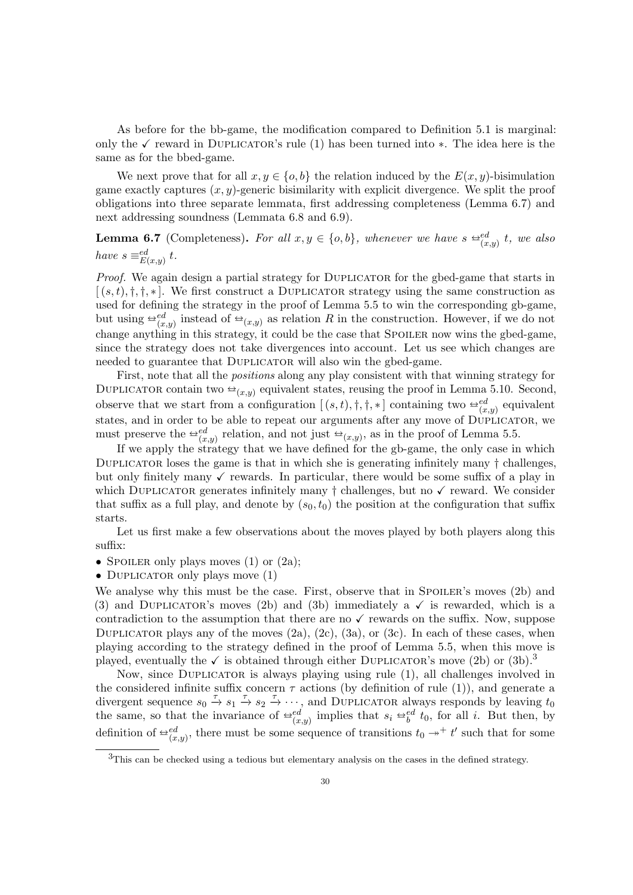As before for the bb-game, the modification compared to Definition 5.1 is marginal: only the ✓ reward in Duplicator's rule (1) has been turned into $*$. The idea here is the same as for the bbed-game.

We next prove that for all $x, y \in \{o, b\}$ the relation induced by the $E(x,y)$-bisimulation game exactly captures $(x,y)$-generic bisimilarity with explicit divergence. We split the proof obligations into three separate lemmata, first addressing completeness (Lemma 6.7) and next addressing soundness (Lemmata 6.8 and 6.9).

**Lemma 6.7** (Completeness)**.** *For all $x, y \in \{o, b\}$, whenever we have $s \leftrightarroweq^{ed}_{(x,y)} t$, we also have $s \equiv^{ed}_{E(x,y)} t$.*

*Proof.* We again design a partial strategy for Duplicator for the gbed-game that starts in $[(s,t), \dagger, \dagger, *]$. We first construct a Duplicator strategy using the same construction as used for defining the strategy in the proof of Lemma 5.5 to win the corresponding gb-game, but using $\leftrightarroweq^{ed}_{(x,y)}$ instead of $\leftrightarroweq_{(x,y)}$ as relation $R$ in the construction. However, if we do not change anything in this strategy, it could be the case that Spoiler now wins the gbed-game, since the strategy does not take divergences into account. Let us see which changes are needed to guarantee that Duplicator will also win the gbed-game.

First, note that all the *positions* along any play consistent with that winning strategy for Duplicator contain two $\leftrightarroweq_{(x,y)}$ equivalent states, reusing the proof in Lemma 5.10. Second, observe that we start from a configuration $[(s,t), \dagger, \dagger, *]$ containing two $\leftrightarroweq^{ed}_{(x,y)}$ equivalent states, and in order to be able to repeat our arguments after any move of Duplicator, we must preserve the $\leftrightarroweq^{ed}_{(x,y)}$ relation, and not just $\leftrightarroweq_{(x,y)}$, as in the proof of Lemma 5.5.

If we apply the strategy that we have defined for the gb-game, the only case in which Duplicator loses the game is that in which she is generating infinitely many $\dagger$ challenges, but only finitely many ✓ rewards. In particular, there would be some suffix of a play in which Duplicator generates infinitely many $\dagger$ challenges, but no ✓ reward. We consider that suffix as a full play, and denote by $(s_0, t_0)$ the position at the configuration that suffix starts.

Let us first make a few observations about the moves played by both players along this suffix:

- Spoiler only plays moves (1) or (2a);
- Duplicator only plays move (1)

We analyse why this must be the case. First, observe that in Spoiler's moves (2b) and (3) and Duplicator's moves (2b) and (3b) immediately a ✓ is rewarded, which is a contradiction to the assumption that there are no ✓ rewards on the suffix. Now, suppose Duplicator plays any of the moves (2a), (2c), (3a), or (3c). In each of these cases, when playing according to the strategy defined in the proof of Lemma 5.5, when this move is played, eventually the ✓ is obtained through either Duplicator's move (2b) or (3b).[3]

Now, since Duplicator is always playing using rule (1), all challenges involved in the considered infinite suffix concern $\tau$ actions (by definition of rule (1)), and generate a divergent sequence $s_0 \xrightarrow{\tau} s_1 \xrightarrow{\tau} s_2 \xrightarrow{\tau} \cdots$, and Duplicator always responds by leaving $t_0$ the same, so that the invariance of $\leftrightarroweq^{ed}_{(x,y)}$ implies that $s_i \leftrightarroweq^{ed}_{b} t_0$, for all $i$. But then, by definition of $\leftrightarroweq^{ed}_{(x,y)}$, there must be some sequence of transitions $t_0 \twoheadrightarrow^{+} t'$ such that for some

[3] This can be checked using a tedious but elementary analysis on the cases in the defined strategy.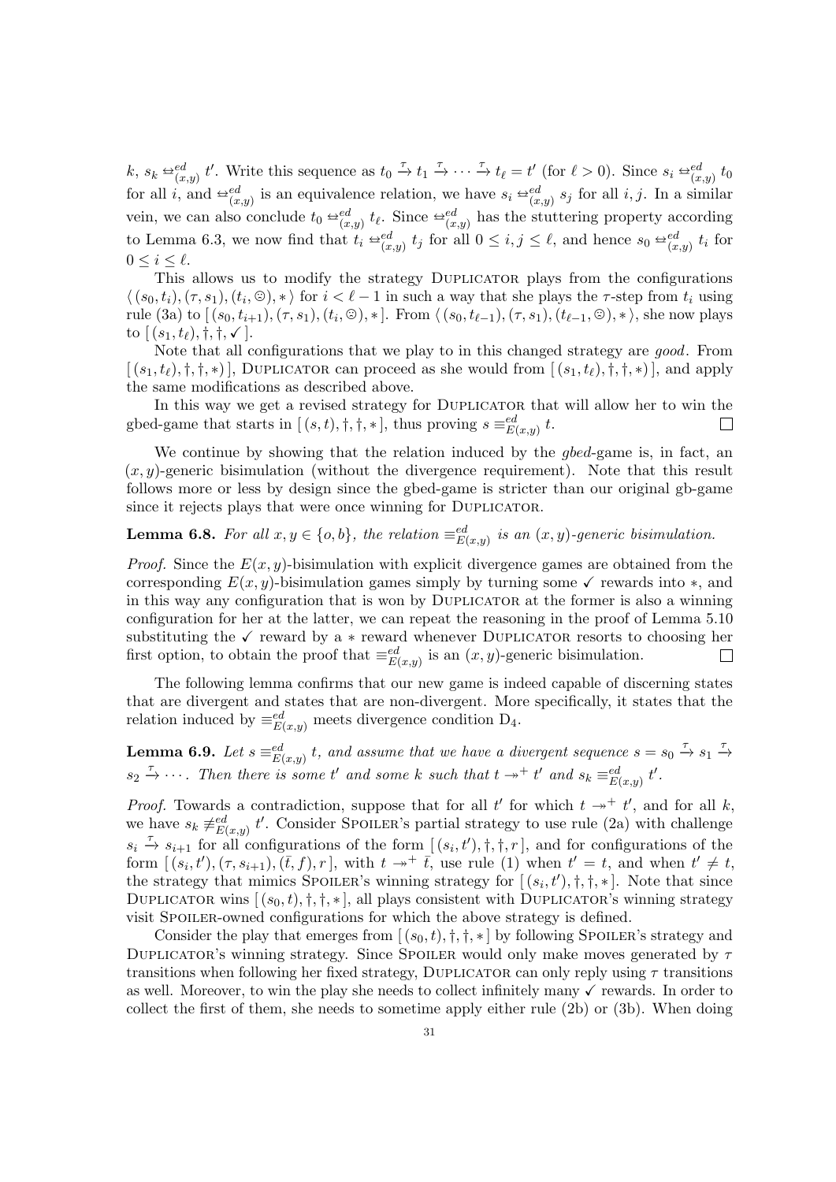$k$, $s_k \leftrightarroweq^{ed}_{(x,y)} t'$. Write this sequence as $t_0 \xrightarrow{\tau} t_1 \xrightarrow{\tau} \cdots \xrightarrow{\tau} t_\ell = t'$ (for $\ell > 0$). Since $s_i \leftrightarroweq^{ed}_{(x,y)} t_0$ for all $i$, and $\leftrightarroweq^{ed}_{(x,y)}$ is an equivalence relation, we have $s_i \leftrightarroweq^{ed}_{(x,y)} s_j$ for all $i, j$. In a similar vein, we can also conclude $t_0 \leftrightarroweq^{ed}_{(x,y)} t_\ell$. Since $\leftrightarroweq^{ed}_{(x,y)}$ has the stuttering property according to Lemma 6.3, we now find that $t_i \leftrightarroweq^{ed}_{(x,y)} t_j$ for all $0 \leq i, j \leq \ell$, and hence $s_0 \leftrightarroweq^{ed}_{(x,y)} t_i$ for $0 \leq i \leq \ell$.

This allows us to modify the strategy Duplicator plays from the configurations $\langle (s_0, t_i), (\tau, s_1), (t_i, ☹), * \rangle$ for $i < \ell - 1$ in such a way that she plays the $\tau$-step from $t_i$ using rule (3a) to $[\,(s_0, t_{i+1}), (\tau, s_1), (t_i, ☹), *\,]$. From $\langle (s_0, t_{\ell-1}), (\tau, s_1), (t_{\ell-1}, ☹), * \rangle$, she now plays to $[\,(s_1, t_\ell), \dagger, \dagger, \checkmark\,]$.

Note that all configurations that we play to in this changed strategy are *good*. From $[\,(s_1, t_\ell), \dagger, \dagger, *)\,]$, Duplicator can proceed as she would from $[\,(s_1, t_\ell), \dagger, \dagger, *)\,]$, and apply the same modifications as described above.

In this way we get a revised strategy for Duplicator that will allow her to win the gbed-game that starts in $[\,(s, t), \dagger, \dagger, *\,]$, thus proving $s \equiv^{ed}_{E(x,y)} t$. $\square$

We continue by showing that the relation induced by the *gbed*-game is, in fact, an $(x, y)$-generic bisimulation (without the divergence requirement). Note that this result follows more or less by design since the gbed-game is stricter than our original gb-game since it rejects plays that were once winning for Duplicator.

**Lemma 6.8.** *For all $x, y \in \{o, b\}$, the relation $\equiv^{ed}_{E(x,y)}$ is an $(x, y)$-generic bisimulation.*

*Proof.* Since the $E(x, y)$-bisimulation with explicit divergence games are obtained from the corresponding $E(x, y)$-bisimulation games simply by turning some $\checkmark$ rewards into $*$, and in this way any configuration that is won by Duplicator at the former is also a winning configuration for her at the latter, we can repeat the reasoning in the proof of Lemma 5.10 substituting the $\checkmark$ reward by a $*$ reward whenever Duplicator resorts to choosing her first option, to obtain the proof that $\equiv^{ed}_{E(x,y)}$ is an $(x, y)$-generic bisimulation. $\square$

The following lemma confirms that our new game is indeed capable of discerning states that are divergent and states that are non-divergent. More specifically, it states that the relation induced by $\equiv^{ed}_{E(x,y)}$ meets divergence condition $D_4$.

**Lemma 6.9.** *Let $s \equiv^{ed}_{E(x,y)} t$, and assume that we have a divergent sequence $s = s_0 \xrightarrow{\tau} s_1 \xrightarrow{\tau} s_2 \xrightarrow{\tau} \cdots$. Then there is some $t'$ and some $k$ such that $t \twoheadrightarrow^+ t'$ and $s_k \equiv^{ed}_{E(x,y)} t'$.*

*Proof.* Towards a contradiction, suppose that for all $t'$ for which $t \twoheadrightarrow^+ t'$, and for all $k$, we have $s_k \not\equiv^{ed}_{E(x,y)} t'$. Consider Spoiler's partial strategy to use rule (2a) with challenge $s_i \xrightarrow{\tau} s_{i+1}$ for all configurations of the form $[\,(s_i, t'), \dagger, \dagger, r\,]$, and for configurations of the form $[\,(s_i, t'), (\tau, s_{i+1}), (\bar{t}, f), r\,]$, with $t \twoheadrightarrow^+ \bar{t}$, use rule (1) when $t' = t$, and when $t' \neq t$, the strategy that mimics Spoiler's winning strategy for $[\,(s_i, t'), \dagger, \dagger, *\,]$. Note that since Duplicator wins $[\,(s_0, t), \dagger, \dagger, *\,]$, all plays consistent with Duplicator's winning strategy visit Spoiler-owned configurations for which the above strategy is defined.

Consider the play that emerges from $[\,(s_0, t), \dagger, \dagger, *\,]$ by following Spoiler's strategy and Duplicator's winning strategy. Since Spoiler would only make moves generated by $\tau$ transitions when following her fixed strategy, Duplicator can only reply using $\tau$ transitions as well. Moreover, to win the play she needs to collect infinitely many $\checkmark$ rewards. In order to collect the first of them, she needs to sometime apply either rule (2b) or (3b). When doing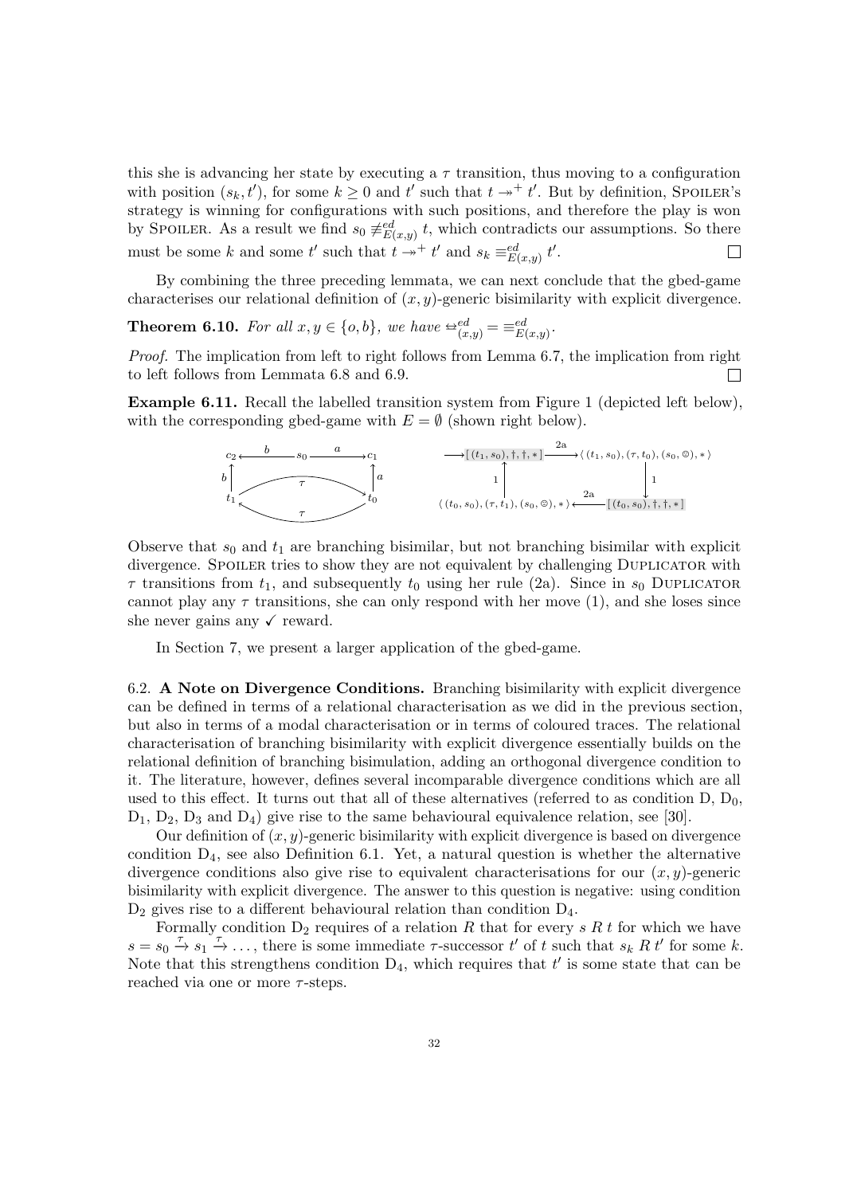this she is advancing her state by executing a $\tau$ transition, thus moving to a configuration with position $(s_k, t')$, for some $k \geq 0$ and $t'$ such that $t \twoheadrightarrow^+ t'$. But by definition, SPOILER's strategy is winning for configurations with such positions, and therefore the play is won by SPOILER. As a result we find $s_0 \not\equiv^{ed}_{E(x,y)} t$, which contradicts our assumptions. So there must be some $k$ and some $t'$ such that $t \twoheadrightarrow^+ t'$ and $s_k \equiv^{ed}_{E(x,y)} t'$. □

By combining the three preceding lemmata, we can next conclude that the gbed-game characterises our relational definition of $(x, y)$-generic bisimilarity with explicit divergence.

**Theorem 6.10.** *For all $x, y \in \{o, b\}$, we have $\leftrightarrow^{ed}_{(x,y)} = \equiv^{ed}_{E(x,y)}$.*

*Proof.* The implication from left to right follows from Lemma 6.7, the implication from right to left follows from Lemmata 6.8 and 6.9. □

**Example 6.11.** Recall the labelled transition system from Figure 1 (depicted left below), with the corresponding gbed-game with $E = \emptyset$ (shown right below).

Observe that $s_0$ and $t_1$ are branching bisimilar, but not branching bisimilar with explicit divergence. SPOILER tries to show they are not equivalent by challenging DUPLICATOR with $\tau$ transitions from $t_1$, and subsequently $t_0$ using her rule (2a). Since in $s_0$ DUPLICATOR cannot play any $\tau$ transitions, she can only respond with her move (1), and she loses since she never gains any ✓ reward.

In Section 7, we present a larger application of the gbed-game.

6.2. **A Note on Divergence Conditions.** Branching bisimilarity with explicit divergence can be defined in terms of a relational characterisation as we did in the previous section, but also in terms of a modal characterisation or in terms of coloured traces. The relational characterisation of branching bisimilarity with explicit divergence essentially builds on the relational definition of branching bisimulation, adding an orthogonal divergence condition to it. The literature, however, defines several incomparable divergence conditions which are all used to this effect. It turns out that all of these alternatives (referred to as condition D, $D_0$, $D_1$, $D_2$, $D_3$ and $D_4$) give rise to the same behavioural equivalence relation, see [30].

Our definition of $(x, y)$-generic bisimilarity with explicit divergence is based on divergence condition $D_4$, see also Definition 6.1. Yet, a natural question is whether the alternative divergence conditions also give rise to equivalent characterisations for our $(x, y)$-generic bisimilarity with explicit divergence. The answer to this question is negative: using condition $D_2$ gives rise to a different behavioural relation than condition $D_4$.

Formally condition $D_2$ requires of a relation $R$ that for every $s\ R\ t$ for which we have $s = s_0 \xrightarrow{\tau} s_1 \xrightarrow{\tau} \dots$, there is some immediate $\tau$-successor $t'$ of $t$ such that $s_k\ R\ t'$ for some $k$. Note that this strengthens condition $D_4$, which requires that $t'$ is some state that can be reached via one or more $\tau$-steps.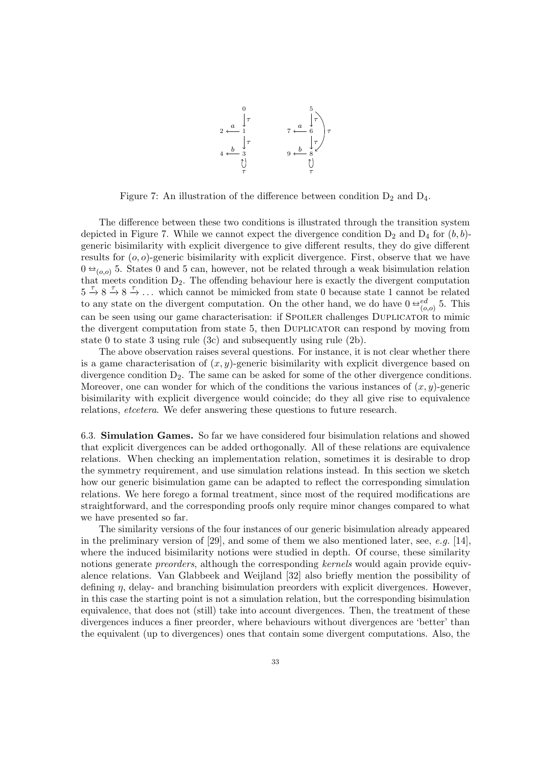Figure 7: An illustration of the difference between condition $D_2$ and $D_4$.

The difference between these two conditions is illustrated through the transition system depicted in Figure 7. While we cannot expect the divergence condition $D_2$ and $D_4$ for $(b, b)$-generic bisimilarity with explicit divergence to give different results, they do give different results for $(o, o)$-generic bisimilarity with explicit divergence. First, observe that we have $0 \leftrightarrows_{(o,o)} 5$. States 0 and 5 can, however, not be related through a weak bisimulation relation that meets condition $D_2$. The offending behaviour here is exactly the divergent computation $5 \xrightarrow{\tau} 8 \xrightarrow{\tau} 8 \xrightarrow{\tau} \ldots$ which cannot be mimicked from state 0 because state 1 cannot be related to any state on the divergent computation. On the other hand, we do have $0 \leftrightarrows^{ed}_{(o,o)} 5$. This can be seen using our game characterisation: if Spoiler challenges Duplicator to mimic the divergent computation from state 5, then Duplicator can respond by moving from state 0 to state 3 using rule (3c) and subsequently using rule (2b).

The above observation raises several questions. For instance, it is not clear whether there is a game characterisation of $(x, y)$-generic bisimilarity with explicit divergence based on divergence condition $D_2$. The same can be asked for some of the other divergence conditions. Moreover, one can wonder for which of the conditions the various instances of $(x, y)$-generic bisimilarity with explicit divergence would coincide; do they all give rise to equivalence relations, *etcetera*. We defer answering these questions to future research.

6.3. **Simulation Games.** So far we have considered four bisimulation relations and showed that explicit divergences can be added orthogonally. All of these relations are equivalence relations. When checking an implementation relation, sometimes it is desirable to drop the symmetry requirement, and use simulation relations instead. In this section we sketch how our generic bisimulation game can be adapted to reflect the corresponding simulation relations. We here forego a formal treatment, since most of the required modifications are straightforward, and the corresponding proofs only require minor changes compared to what we have presented so far.

The similarity versions of the four instances of our generic bisimulation already appeared in the preliminary version of [29], and some of them we also mentioned later, see, *e.g.* [14], where the induced bisimilarity notions were studied in depth. Of course, these similarity notions generate *preorders*, although the corresponding *kernels* would again provide equivalence relations. Van Glabbeek and Weijland [32] also briefly mention the possibility of defining $\eta$, delay- and branching bisimulation preorders with explicit divergences. However, in this case the starting point is not a simulation relation, but the corresponding bisimulation equivalence, that does not (still) take into account divergences. Then, the treatment of these divergences induces a finer preorder, where behaviours without divergences are 'better' than the equivalent (up to divergences) ones that contain some divergent computations. Also, the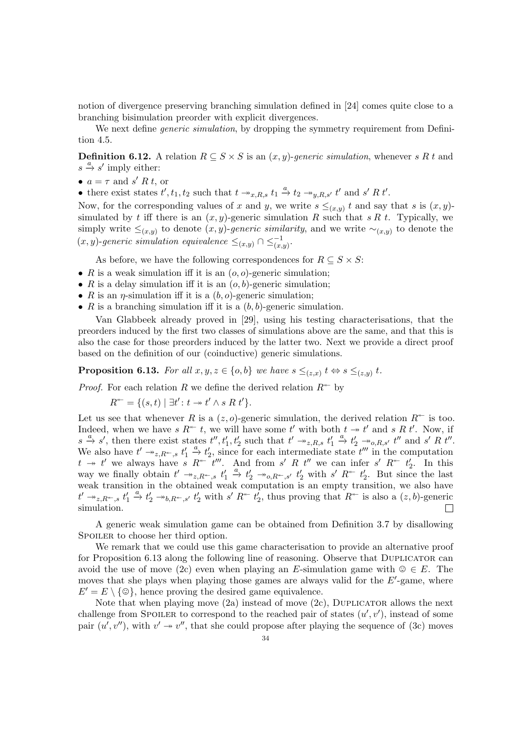notion of divergence preserving branching simulation defined in [24] comes quite close to a branching bisimulation preorder with explicit divergences.

We next define *generic simulation*, by dropping the symmetry requirement from Definition 4.5.

**Definition 6.12.** A relation $R \subseteq S \times S$ is an $(x, y)$-*generic simulation*, whenever $s\ R\ t$ and $s \xrightarrow{a} s'$ imply either:

- $a = \tau$ and $s'\ R\ t$, or
- there exist states $t', t_1, t_2$ such that $t \twoheadrightarrow_{x,R,s} t_1 \xrightarrow{a} t_2 \twoheadrightarrow_{y,R,s'} t'$ and $s'\ R\ t'$.

Now, for the corresponding values of $x$ and $y$, we write $s \leq_{(x,y)} t$ and say that $s$ is $(x, y)$-simulated by $t$ iff there is an $(x, y)$-generic simulation $R$ such that $s\ R\ t$. Typically, we simply write $\leq_{(x,y)}$ to denote $(x, y)$-*generic similarity*, and we write $\sim_{(x,y)}$ to denote the $(x, y)$-*generic simulation equivalence* $\leq_{(x,y)} \cap \leq_{(x,y)}^{-1}$.

As before, we have the following correspondences for $R \subseteq S \times S$:

- $R$ is a weak simulation iff it is an $(o, o)$-generic simulation;
- $R$ is a delay simulation iff it is an $(o, b)$-generic simulation;
- $R$ is an $\eta$-simulation iff it is a $(b, o)$-generic simulation;
- $R$ is a branching simulation iff it is a $(b, b)$-generic simulation.

Van Glabbeek already proved in [29], using his testing characterisations, that the preorders induced by the first two classes of simulations above are the same, and that this is also the case for those preorders induced by the latter two. Next we provide a direct proof based on the definition of our (coinductive) generic simulations.

**Proposition 6.13.** *For all $x, y, z \in \{o, b\}$ we have $s \leq_{(z,x)} t \Leftrightarrow s \leq_{(z,y)} t$.*

*Proof.* For each relation $R$ we define the derived relation $R^{\twoheadleftarrow}$ by

$$R^{\twoheadleftarrow} = \{(s, t) \mid \exists t' \colon t \twoheadrightarrow t' \wedge s\ R\ t'\}.$$

Let us see that whenever $R$ is a $(z, o)$-generic simulation, the derived relation $R^{\twoheadleftarrow}$ is too. Indeed, when we have $s\ R^{\twoheadleftarrow}\ t$, we will have some $t'$ with both $t \twoheadrightarrow t'$ and $s\ R\ t'$. Now, if $s \xrightarrow{a} s'$, then there exist states $t'', t'_1, t'_2$ such that $t' \twoheadrightarrow_{z,R,s} t'_1 \xrightarrow{a} t'_2 \twoheadrightarrow_{o,R,s'} t''$ and $s'\ R\ t''$. We also have $t' \twoheadrightarrow_{z,R^{\twoheadleftarrow},s} t'_1 \xrightarrow{a} t'_2$, since for each intermediate state $t'''$ in the computation $t \twoheadrightarrow t'$ we always have $s\ R^{\twoheadleftarrow}\ t'''$. And from $s'\ R\ t''$ we can infer $s'\ R^{\twoheadleftarrow}\ t'_2$. In this way we finally obtain $t' \twoheadrightarrow_{z,R^{\twoheadleftarrow},s} t'_1 \xrightarrow{a} t'_2 \twoheadrightarrow_{o,R^{\twoheadleftarrow},s'} t'_2$ with $s'\ R^{\twoheadleftarrow}\ t'_2$. But since the last weak transition in the obtained weak computation is an empty transition, we also have $t' \twoheadrightarrow_{z,R^{\twoheadleftarrow},s} t'_1 \xrightarrow{a} t'_2 \twoheadrightarrow_{b,R^{\twoheadleftarrow},s'} t'_2$ with $s'\ R^{\twoheadleftarrow}\ t'_2$, thus proving that $R^{\twoheadleftarrow}$ is also a $(z, b)$-generic simulation. □

A generic weak simulation game can be obtained from Definition 3.7 by disallowing Spoiler to choose her third option.

We remark that we could use this game characterisation to provide an alternative proof for Proposition 6.13 along the following line of reasoning. Observe that Duplicator can avoid the use of move (2c) even when playing an $E$-simulation game with ☺ $\in E$. The moves that she plays when playing those games are always valid for the $E'$-game, where $E' = E \setminus \{☺\}$, hence proving the desired game equivalence.

Note that when playing move (2a) instead of move (2c), Duplicator allows the next challenge from Spoiler to correspond to the reached pair of states $(u', v')$, instead of some pair $(u', v'')$, with $v' \twoheadrightarrow v''$, that she could propose after playing the sequence of (3c) moves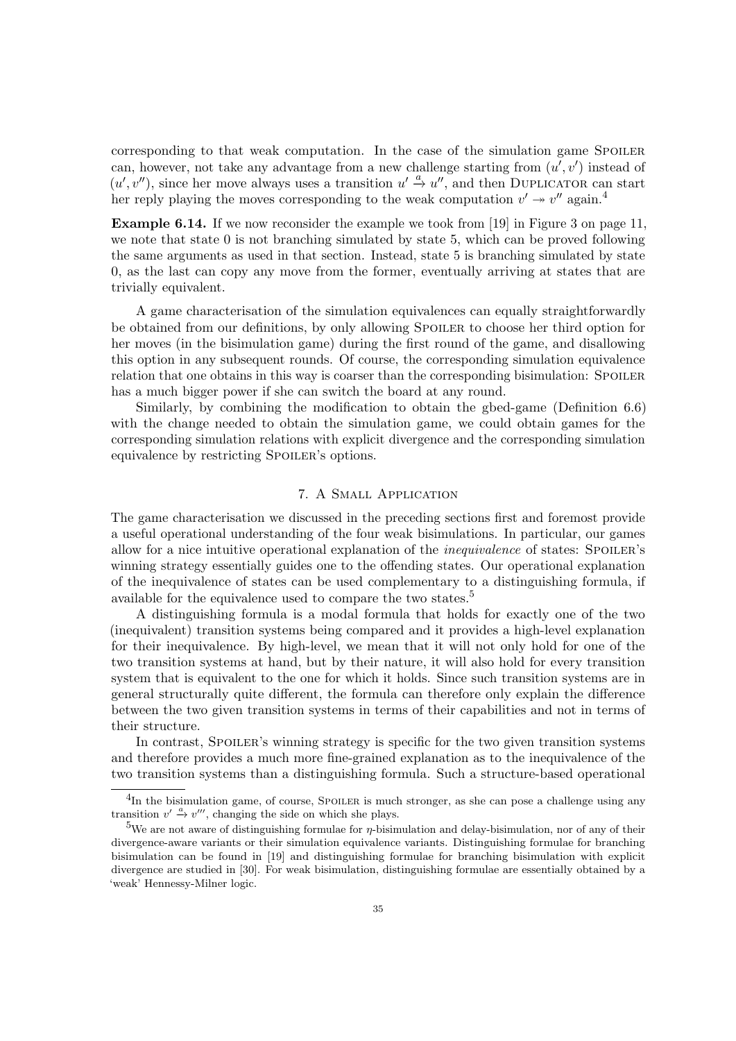corresponding to that weak computation. In the case of the simulation game Spoiler can, however, not take any advantage from a new challenge starting from $(u', v')$ instead of $(u', v'')$, since her move always uses a transition $u' \xrightarrow{a} u''$, and then Duplicator can start her reply playing the moves corresponding to the weak computation $v' \twoheadrightarrow v''$ again.[4]

**Example 6.14.** If we now reconsider the example we took from [19] in Figure 3 on page 11, we note that state 0 is not branching simulated by state 5, which can be proved following the same arguments as used in that section. Instead, state 5 is branching simulated by state 0, as the last can copy any move from the former, eventually arriving at states that are trivially equivalent.

A game characterisation of the simulation equivalences can equally straightforwardly be obtained from our definitions, by only allowing Spoiler to choose her third option for her moves (in the bisimulation game) during the first round of the game, and disallowing this option in any subsequent rounds. Of course, the corresponding simulation equivalence relation that one obtains in this way is coarser than the corresponding bisimulation: Spoiler has a much bigger power if she can switch the board at any round.

Similarly, by combining the modification to obtain the gbed-game (Definition 6.6) with the change needed to obtain the simulation game, we could obtain games for the corresponding simulation relations with explicit divergence and the corresponding simulation equivalence by restricting Spoiler's options.

## 7. A Small Application

The game characterisation we discussed in the preceding sections first and foremost provide a useful operational understanding of the four weak bisimulations. In particular, our games allow for a nice intuitive operational explanation of the *inequivalence* of states: Spoiler's winning strategy essentially guides one to the offending states. Our operational explanation of the inequivalence of states can be used complementary to a distinguishing formula, if available for the equivalence used to compare the two states.[5]

A distinguishing formula is a modal formula that holds for exactly one of the two (inequivalent) transition systems being compared and it provides a high-level explanation for their inequivalence. By high-level, we mean that it will not only hold for one of the two transition systems at hand, but by their nature, it will also hold for every transition system that is equivalent to the one for which it holds. Since such transition systems are in general structurally quite different, the formula can therefore only explain the difference between the two given transition systems in terms of their capabilities and not in terms of their structure.

In contrast, Spoiler's winning strategy is specific for the two given transition systems and therefore provides a much more fine-grained explanation as to the inequivalence of the two transition systems than a distinguishing formula. Such a structure-based operational

[4] In the bisimulation game, of course, Spoiler is much stronger, as she can pose a challenge using any transition $v' \xrightarrow{a} v'''$, changing the side on which she plays.

[5] We are not aware of distinguishing formulae for $\eta$-bisimulation and delay-bisimulation, nor of any of their divergence-aware variants or their simulation equivalence variants. Distinguishing formulae for branching bisimulation can be found in [19] and distinguishing formulae for branching bisimulation with explicit divergence are studied in [30]. For weak bisimulation, distinguishing formulae are essentially obtained by a 'weak' Hennessy-Milner logic.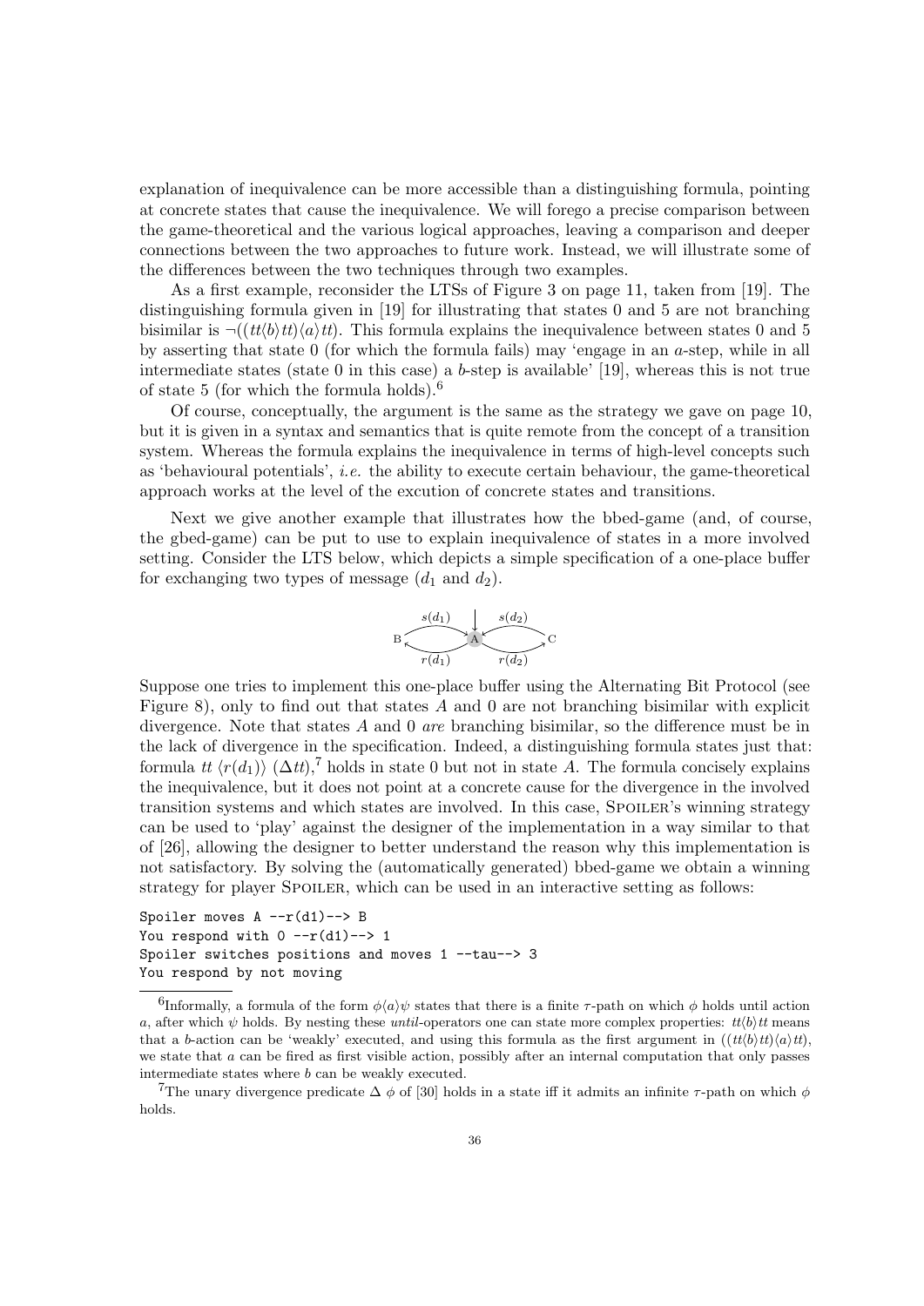explanation of inequivalence can be more accessible than a distinguishing formula, pointing at concrete states that cause the inequivalence. We will forego a precise comparison between the game-theoretical and the various logical approaches, leaving a comparison and deeper connections between the two approaches to future work. Instead, we will illustrate some of the differences between the two techniques through two examples.

As a first example, reconsider the LTSs of Figure 3 on page 11, taken from [19]. The distinguishing formula given in [19] for illustrating that states 0 and 5 are not branching bisimilar is $\neg((tt\langle b\rangle tt)\langle a\rangle tt)$. This formula explains the inequivalence between states 0 and 5 by asserting that state 0 (for which the formula fails) may 'engage in an $a$-step, while in all intermediate states (state 0 in this case) a $b$-step is available' [19], whereas this is not true of state 5 (for which the formula holds).[6]

Of course, conceptually, the argument is the same as the strategy we gave on page 10, but it is given in a syntax and semantics that is quite remote from the concept of a transition system. Whereas the formula explains the inequivalence in terms of high-level concepts such as 'behavioural potentials', *i.e.* the ability to execute certain behaviour, the game-theoretical approach works at the level of the excution of concrete states and transitions.

Next we give another example that illustrates how the bbed-game (and, of course, the gbed-game) can be put to use to explain inequivalence of states in a more involved setting. Consider the LTS below, which depicts a simple specification of a one-place buffer for exchanging two types of message ($d_1$ and $d_2$).

$$B \underset{r(d_1)}{\overset{s(d_1)}{\rightleftarrows}} A \underset{r(d_2)}{\overset{s(d_2)}{\rightleftarrows}} C$$

Suppose one tries to implement this one-place buffer using the Alternating Bit Protocol (see Figure 8), only to find out that states $A$ and 0 are not branching bisimilar with explicit divergence. Note that states $A$ and 0 *are* branching bisimilar, so the difference must be in the lack of divergence in the specification. Indeed, a distinguishing formula states just that: formula $tt\ \langle r(d_1)\rangle\ (\Delta tt)$,[7] holds in state 0 but not in state $A$. The formula concisely explains the inequivalence, but it does not point at a concrete cause for the divergence in the involved transition systems and which states are involved. In this case, Spoiler's winning strategy can be used to 'play' against the designer of the implementation in a way similar to that of [26], allowing the designer to better understand the reason why this implementation is not satisfactory. By solving the (automatically generated) bbed-game we obtain a winning strategy for player Spoiler, which can be used in an interactive setting as follows:

```
Spoiler moves A --r(d1)--> B
You respond with 0 --r(d1)--> 1
Spoiler switches positions and moves 1 --tau--> 3
You respond by not moving
```

[6] Informally, a formula of the form $\phi\langle a\rangle\psi$ states that there is a finite $\tau$-path on which $\phi$ holds until action $a$, after which $\psi$ holds. By nesting these *until*-operators one can state more complex properties: $tt\langle b\rangle tt$ means that a $b$-action can be 'weakly' executed, and using this formula as the first argument in $((tt\langle b\rangle tt)\langle a\rangle tt)$, we state that $a$ can be fired as first visible action, possibly after an internal computation that only passes intermediate states where $b$ can be weakly executed.

[7] The unary divergence predicate $\Delta\ \phi$ of [30] holds in a state iff it admits an infinite $\tau$-path on which $\phi$ holds.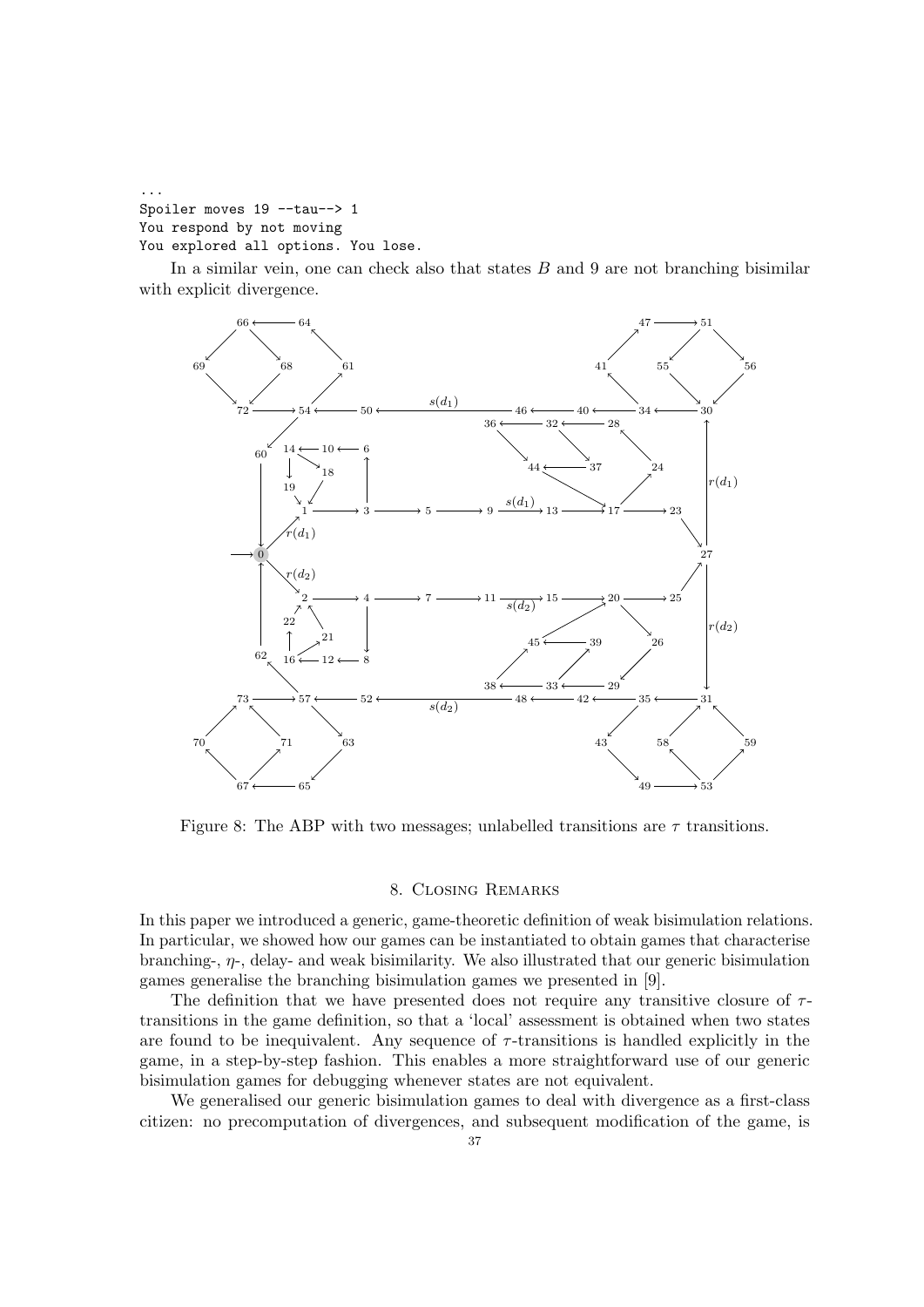```
...
Spoiler moves 19 --tau--> 1
You respond by not moving
You explored all options. You lose.
```

In a similar vein, one can check also that states $B$ and 9 are not branching bisimilar with explicit divergence.

Figure 8: The ABP with two messages; unlabelled transitions are $\tau$ transitions.

## 8. Closing Remarks

In this paper we introduced a generic, game-theoretic definition of weak bisimulation relations. In particular, we showed how our games can be instantiated to obtain games that characterise branching-, $\eta$-, delay- and weak bisimilarity. We also illustrated that our generic bisimulation games generalise the branching bisimulation games we presented in [9].

The definition that we have presented does not require any transitive closure of $\tau$-transitions in the game definition, so that a 'local' assessment is obtained when two states are found to be inequivalent. Any sequence of $\tau$-transitions is handled explicitly in the game, in a step-by-step fashion. This enables a more straightforward use of our generic bisimulation games for debugging whenever states are not equivalent.

We generalised our generic bisimulation games to deal with divergence as a first-class citizen: no precomputation of divergences, and subsequent modification of the game, is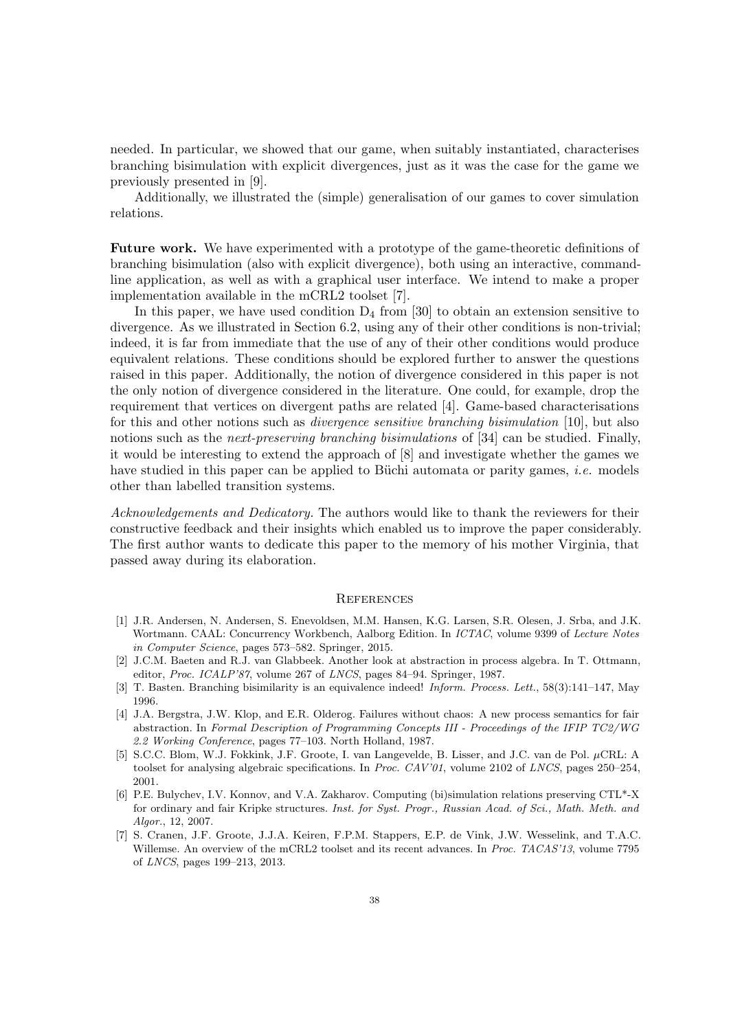needed. In particular, we showed that our game, when suitably instantiated, characterises branching bisimulation with explicit divergences, just as it was the case for the game we previously presented in [9].

Additionally, we illustrated the (simple) generalisation of our games to cover simulation relations.

**Future work.** We have experimented with a prototype of the game-theoretic definitions of branching bisimulation (also with explicit divergence), both using an interactive, command-line application, as well as with a graphical user interface. We intend to make a proper implementation available in the mCRL2 toolset [7].

In this paper, we have used condition $D_4$ from [30] to obtain an extension sensitive to divergence. As we illustrated in Section 6.2, using any of their other conditions is non-trivial; indeed, it is far from immediate that the use of any of their other conditions would produce equivalent relations. These conditions should be explored further to answer the questions raised in this paper. Additionally, the notion of divergence considered in this paper is not the only notion of divergence considered in the literature. One could, for example, drop the requirement that vertices on divergent paths are related [4]. Game-based characterisations for this and other notions such as *divergence sensitive branching bisimulation* [10], but also notions such as the *next-preserving branching bisimulations* of [34] can be studied. Finally, it would be interesting to extend the approach of [8] and investigate whether the games we have studied in this paper can be applied to Büchi automata or parity games, *i.e.* models other than labelled transition systems.

*Acknowledgements and Dedicatory.* The authors would like to thank the reviewers for their constructive feedback and their insights which enabled us to improve the paper considerably. The first author wants to dedicate this paper to the memory of his mother Virginia, that passed away during its elaboration.

## References

[1] J.R. Andersen, N. Andersen, S. Enevoldsen, M.M. Hansen, K.G. Larsen, S.R. Olesen, J. Srba, and J.K. Wortmann. CAAL: Concurrency Workbench, Aalborg Edition. In *ICTAC*, volume 9399 of *Lecture Notes in Computer Science*, pages 573–582. Springer, 2015.

[2] J.C.M. Baeten and R.J. van Glabbeek. Another look at abstraction in process algebra. In T. Ottmann, editor, *Proc. ICALP'87*, volume 267 of *LNCS*, pages 84–94. Springer, 1987.

[3] T. Basten. Branching bisimilarity is an equivalence indeed! *Inform. Process. Lett.*, 58(3):141–147, May 1996.

[4] J.A. Bergstra, J.W. Klop, and E.R. Olderog. Failures without chaos: A new process semantics for fair abstraction. In *Formal Description of Programming Concepts III - Proceedings of the IFIP TC2/WG 2.2 Working Conference*, pages 77–103. North Holland, 1987.

[5] S.C.C. Blom, W.J. Fokkink, J.F. Groote, I. van Langevelde, B. Lisser, and J.C. van de Pol. $\mu$CRL: A toolset for analysing algebraic specifications. In *Proc. CAV'01*, volume 2102 of *LNCS*, pages 250–254, 2001.

[6] P.E. Bulychev, I.V. Konnov, and V.A. Zakharov. Computing (bi)simulation relations preserving CTL*-X for ordinary and fair Kripke structures. *Inst. for Syst. Progr., Russian Acad. of Sci., Math. Meth. and Algor.*, 12, 2007.

[7] S. Cranen, J.F. Groote, J.J.A. Keiren, F.P.M. Stappers, E.P. de Vink, J.W. Wesselink, and T.A.C. Willemse. An overview of the mCRL2 toolset and its recent advances. In *Proc. TACAS'13*, volume 7795 of *LNCS*, pages 199–213, 2013.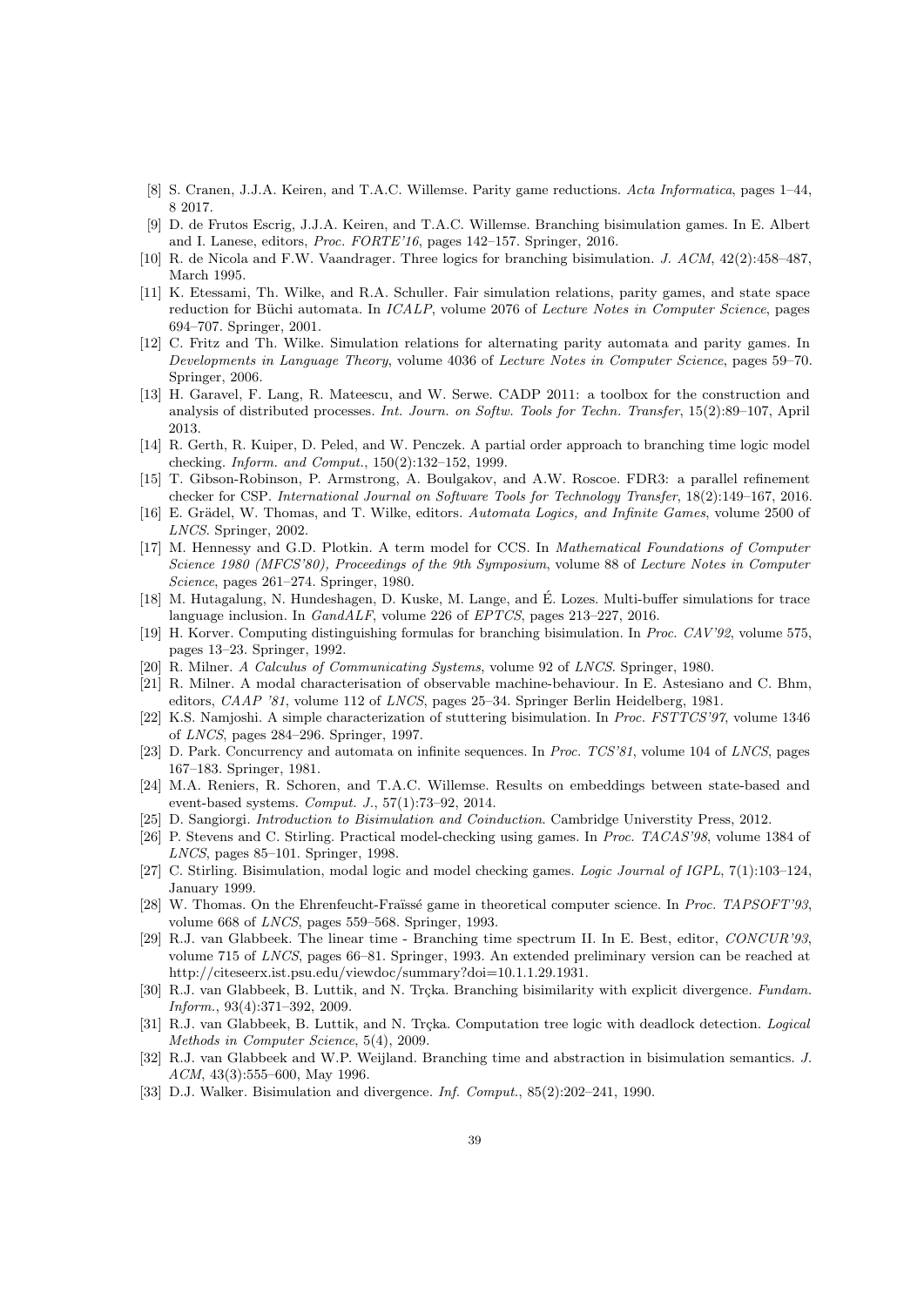[8] S. Cranen, J.J.A. Keiren, and T.A.C. Willemse. Parity game reductions. *Acta Informatica*, pages 1–44, 8 2017.

[9] D. de Frutos Escrig, J.J.A. Keiren, and T.A.C. Willemse. Branching bisimulation games. In E. Albert and I. Lanese, editors, *Proc. FORTE'16*, pages 142–157. Springer, 2016.

[10] R. de Nicola and F.W. Vaandrager. Three logics for branching bisimulation. *J. ACM*, 42(2):458–487, March 1995.

[11] K. Etessami, Th. Wilke, and R.A. Schuller. Fair simulation relations, parity games, and state space reduction for Büchi automata. In *ICALP*, volume 2076 of *Lecture Notes in Computer Science*, pages 694–707. Springer, 2001.

[12] C. Fritz and Th. Wilke. Simulation relations for alternating parity automata and parity games. In *Developments in Language Theory*, volume 4036 of *Lecture Notes in Computer Science*, pages 59–70. Springer, 2006.

[13] H. Garavel, F. Lang, R. Mateescu, and W. Serwe. CADP 2011: a toolbox for the construction and analysis of distributed processes. *Int. Journ. on Softw. Tools for Techn. Transfer*, 15(2):89–107, April 2013.

[14] R. Gerth, R. Kuiper, D. Peled, and W. Penczek. A partial order approach to branching time logic model checking. *Inform. and Comput.*, 150(2):132–152, 1999.

[15] T. Gibson-Robinson, P. Armstrong, A. Boulgakov, and A.W. Roscoe. FDR3: a parallel refinement checker for CSP. *International Journal on Software Tools for Technology Transfer*, 18(2):149–167, 2016.

[16] E. Grädel, W. Thomas, and T. Wilke, editors. *Automata Logics, and Infinite Games*, volume 2500 of *LNCS*. Springer, 2002.

[17] M. Hennessy and G.D. Plotkin. A term model for CCS. In *Mathematical Foundations of Computer Science 1980 (MFCS'80), Proceedings of the 9th Symposium*, volume 88 of *Lecture Notes in Computer Science*, pages 261–274. Springer, 1980.

[18] M. Hutagalung, N. Hundeshagen, D. Kuske, M. Lange, and É. Lozes. Multi-buffer simulations for trace language inclusion. In *GandALF*, volume 226 of *EPTCS*, pages 213–227, 2016.

[19] H. Korver. Computing distinguishing formulas for branching bisimulation. In *Proc. CAV'92*, volume 575, pages 13–23. Springer, 1992.

[20] R. Milner. *A Calculus of Communicating Systems*, volume 92 of *LNCS*. Springer, 1980.

[21] R. Milner. A modal characterisation of observable machine-behaviour. In E. Astesiano and C. Bhm, editors, *CAAP '81*, volume 112 of *LNCS*, pages 25–34. Springer Berlin Heidelberg, 1981.

[22] K.S. Namjoshi. A simple characterization of stuttering bisimulation. In *Proc. FSTTCS'97*, volume 1346 of *LNCS*, pages 284–296. Springer, 1997.

[23] D. Park. Concurrency and automata on infinite sequences. In *Proc. TCS'81*, volume 104 of *LNCS*, pages 167–183. Springer, 1981.

[24] M.A. Reniers, R. Schoren, and T.A.C. Willemse. Results on embeddings between state-based and event-based systems. *Comput. J.*, 57(1):73–92, 2014.

[25] D. Sangiorgi. *Introduction to Bisimulation and Coinduction*. Cambridge Universtity Press, 2012.

[26] P. Stevens and C. Stirling. Practical model-checking using games. In *Proc. TACAS'98*, volume 1384 of *LNCS*, pages 85–101. Springer, 1998.

[27] C. Stirling. Bisimulation, modal logic and model checking games. *Logic Journal of IGPL*, 7(1):103–124, January 1999.

[28] W. Thomas. On the Ehrenfeucht-Fraïssé game in theoretical computer science. In *Proc. TAPSOFT'93*, volume 668 of *LNCS*, pages 559–568. Springer, 1993.

[29] R.J. van Glabbeek. The linear time - Branching time spectrum II. In E. Best, editor, *CONCUR'93*, volume 715 of *LNCS*, pages 66–81. Springer, 1993. An extended preliminary version can be reached at http://citeseerx.ist.psu.edu/viewdoc/summary?doi=10.1.1.29.1931.

[30] R.J. van Glabbeek, B. Luttik, and N. Trčka. Branching bisimilarity with explicit divergence. *Fundam. Inform.*, 93(4):371–392, 2009.

[31] R.J. van Glabbeek, B. Luttik, and N. Trčka. Computation tree logic with deadlock detection. *Logical Methods in Computer Science*, 5(4), 2009.

[32] R.J. van Glabbeek and W.P. Weijland. Branching time and abstraction in bisimulation semantics. *J. ACM*, 43(3):555–600, May 1996.

[33] D.J. Walker. Bisimulation and divergence. *Inf. Comput.*, 85(2):202–241, 1990.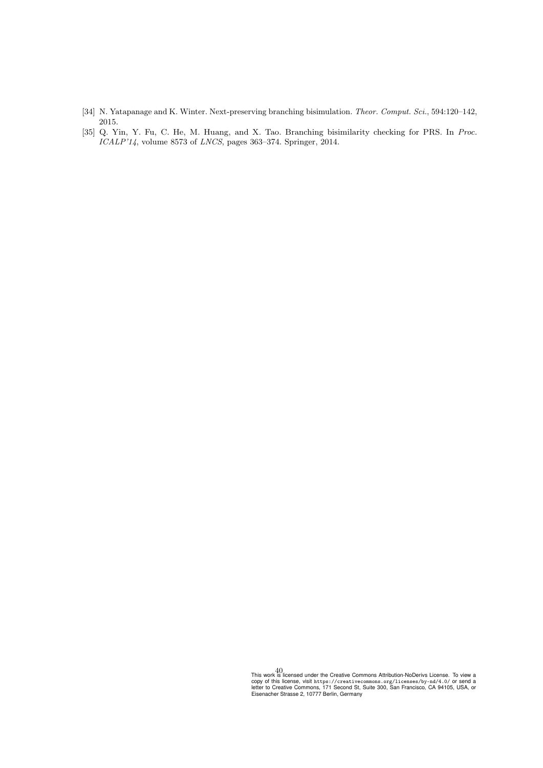[34] N. Yatapanage and K. Winter. Next-preserving branching bisimulation. *Theor. Comput. Sci.*, 594:120–142, 2015.

[35] Q. Yin, Y. Fu, C. He, M. Huang, and X. Tao. Branching bisimilarity checking for PRS. In *Proc. ICALP'14*, volume 8573 of *LNCS*, pages 363–374. Springer, 2014.

This work is licensed under the Creative Commons Attribution-NoDerivs License. To view a copy of this license, visit https://creativecommons.org/licenses/by-nd/4.0/ or send a letter to Creative Commons, 171 Second St, Suite 300, San Francisco, CA 94105, USA, or Eisenacher Strasse 2, 10777 Berlin, Germany